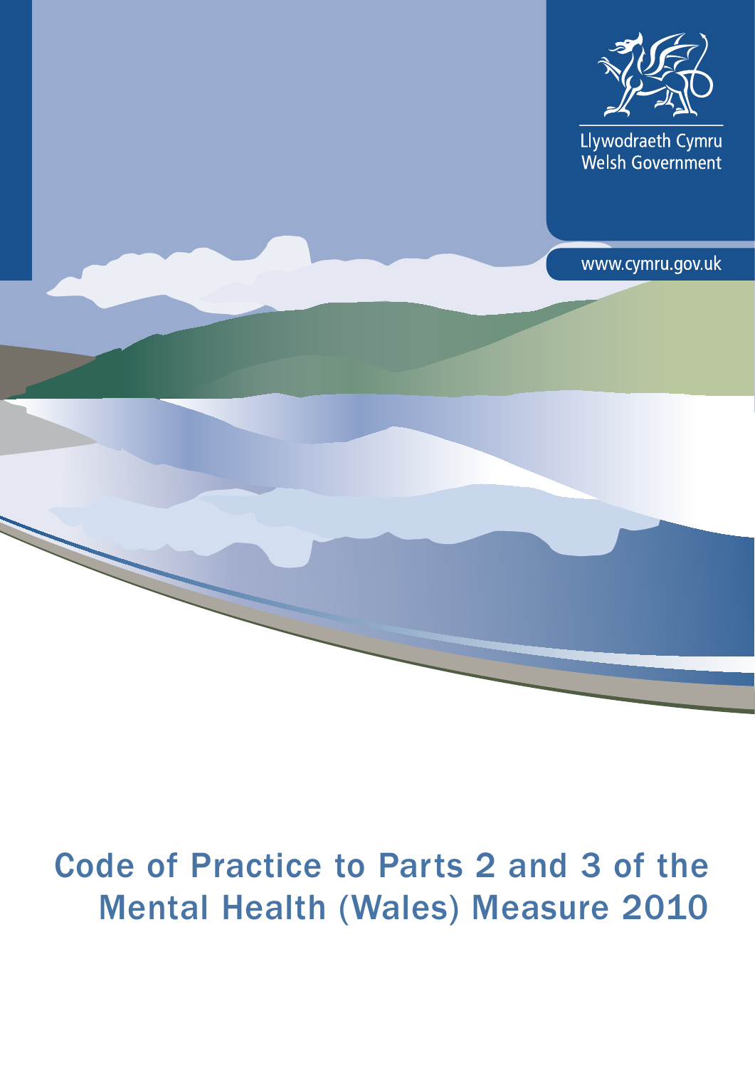Llywodraeth Cymru
Welsh Government

www.cymru.gov.uk

# Code of Practice to Parts 2 and 3 of the Mental Health (Wales) Measure 2010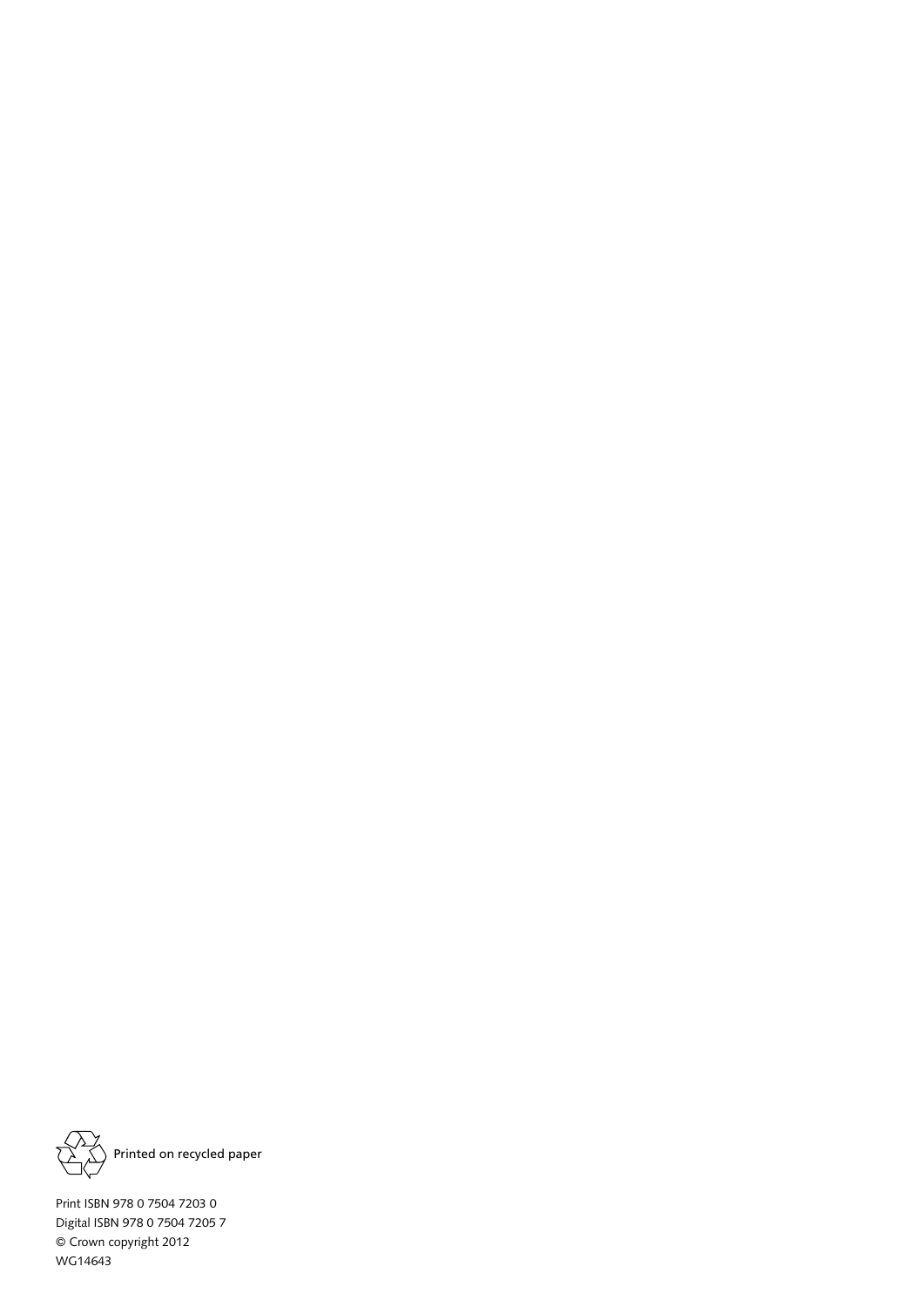Printed on recycled paper

Print ISBN 978 0 7504 7203 0
Digital ISBN 978 0 7504 7205 7
© Crown copyright 2012
WG14643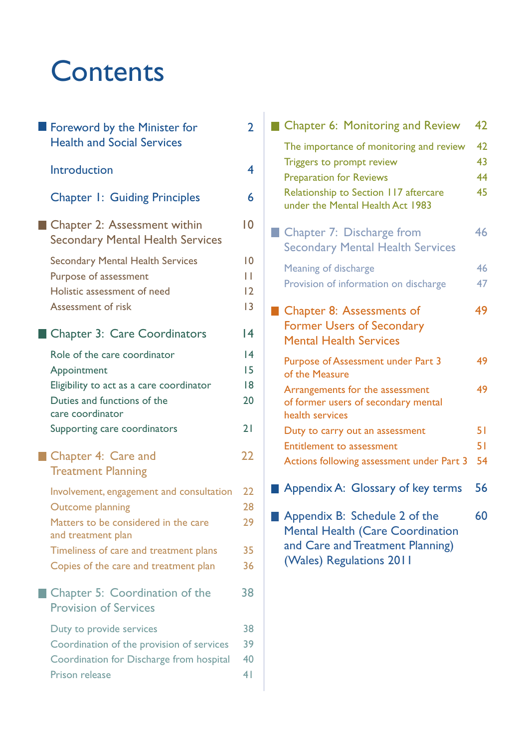# Contents

| | |
|---|---|
| Foreword by the Minister for Health and Social Services | 2 |
| Introduction | 4 |
| Chapter 1: Guiding Principles | 6 |
| **Chapter 2: Assessment within Secondary Mental Health Services** | 10 |
| Secondary Mental Health Services | 10 |
| Purpose of assessment | 11 |
| Holistic assessment of need | 12 |
| Assessment of risk | 13 |
| **Chapter 3: Care Coordinators** | 14 |
| Role of the care coordinator | 14 |
| Appointment | 15 |
| Eligibility to act as a care coordinator | 18 |
| Duties and functions of the care coordinator | 20 |
| Supporting care coordinators | 21 |
| **Chapter 4: Care and Treatment Planning** | 22 |
| Involvement, engagement and consultation | 22 |
| Outcome planning | 28 |
| Matters to be considered in the care and treatment plan | 29 |
| Timeliness of care and treatment plans | 35 |
| Copies of the care and treatment plan | 36 |
| **Chapter 5: Coordination of the Provision of Services** | 38 |
| Duty to provide services | 38 |
| Coordination of the provision of services | 39 |
| Coordination for Discharge from hospital | 40 |
| Prison release | 41 |
| **Chapter 6: Monitoring and Review** | 42 |
| The importance of monitoring and review | 42 |
| Triggers to prompt review | 43 |
| Preparation for Reviews | 44 |
| Relationship to Section 117 aftercare under the Mental Health Act 1983 | 45 |
| **Chapter 7: Discharge from Secondary Mental Health Services** | 46 |
| Meaning of discharge | 46 |
| Provision of information on discharge | 47 |
| **Chapter 8: Assessments of Former Users of Secondary Mental Health Services** | 49 |
| Purpose of Assessment under Part 3 of the Measure | 49 |
| Arrangements for the assessment of former users of secondary mental health services | 49 |
| Duty to carry out an assessment | 51 |
| Entitlement to assessment | 51 |
| Actions following assessment under Part 3 | 54 |
| **Appendix A: Glossary of key terms** | 56 |
| **Appendix B: Schedule 2 of the Mental Health (Care Coordination and Care and Treatment Planning) (Wales) Regulations 2011** | 60 |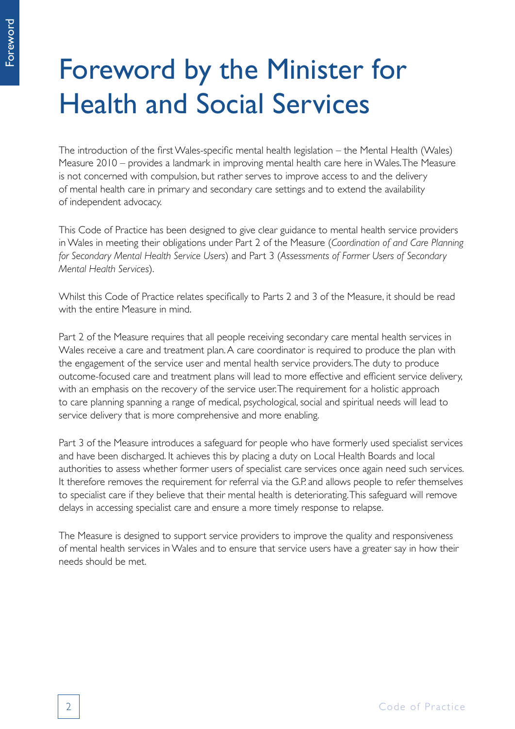# Foreword by the Minister for Health and Social Services

The introduction of the first Wales-specific mental health legislation – the Mental Health (Wales) Measure 2010 – provides a landmark in improving mental health care here in Wales. The Measure is not concerned with compulsion, but rather serves to improve access to and the delivery of mental health care in primary and secondary care settings and to extend the availability of independent advocacy.

This Code of Practice has been designed to give clear guidance to mental health service providers in Wales in meeting their obligations under Part 2 of the Measure (*Coordination of and Care Planning for Secondary Mental Health Service Users*) and Part 3 (*Assessments of Former Users of Secondary Mental Health Services*).

Whilst this Code of Practice relates specifically to Parts 2 and 3 of the Measure, it should be read with the entire Measure in mind.

Part 2 of the Measure requires that all people receiving secondary care mental health services in Wales receive a care and treatment plan. A care coordinator is required to produce the plan with the engagement of the service user and mental health service providers. The duty to produce outcome-focused care and treatment plans will lead to more effective and efficient service delivery, with an emphasis on the recovery of the service user. The requirement for a holistic approach to care planning spanning a range of medical, psychological, social and spiritual needs will lead to service delivery that is more comprehensive and more enabling.

Part 3 of the Measure introduces a safeguard for people who have formerly used specialist services and have been discharged. It achieves this by placing a duty on Local Health Boards and local authorities to assess whether former users of specialist care services once again need such services. It therefore removes the requirement for referral via the G.P. and allows people to refer themselves to specialist care if they believe that their mental health is deteriorating. This safeguard will remove delays in accessing specialist care and ensure a more timely response to relapse.

The Measure is designed to support service providers to improve the quality and responsiveness of mental health services in Wales and to ensure that service users have a greater say in how their needs should be met.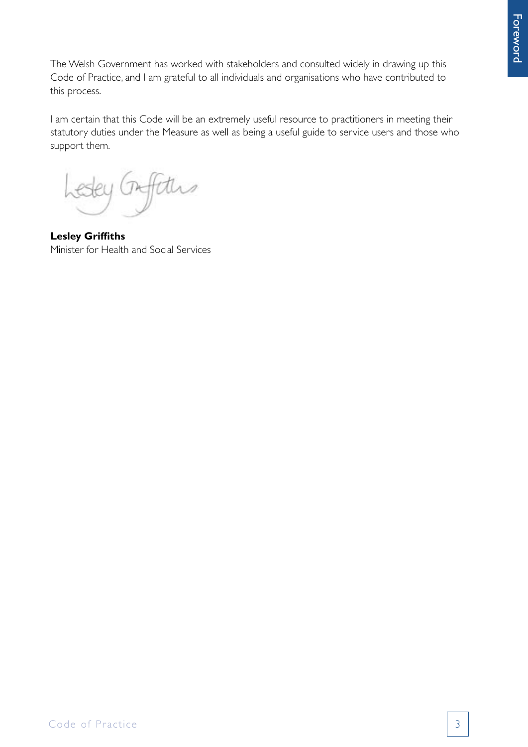The Welsh Government has worked with stakeholders and consulted widely in drawing up this Code of Practice, and I am grateful to all individuals and organisations who have contributed to this process.

I am certain that this Code will be an extremely useful resource to practitioners in meeting their statutory duties under the Measure as well as being a useful guide to service users and those who support them.

**Lesley Griffiths**
Minister for Health and Social Services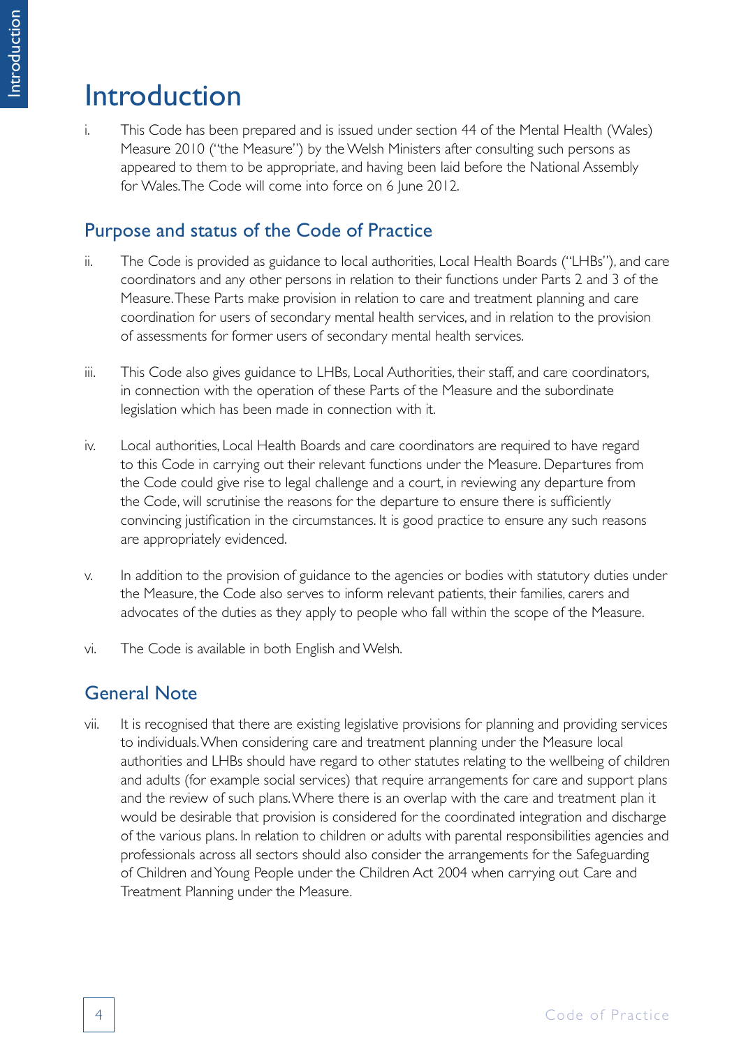# Introduction

i. This Code has been prepared and is issued under section 44 of the Mental Health (Wales) Measure 2010 ("the Measure") by the Welsh Ministers after consulting such persons as appeared to them to be appropriate, and having been laid before the National Assembly for Wales. The Code will come into force on 6 June 2012.

## Purpose and status of the Code of Practice

ii. The Code is provided as guidance to local authorities, Local Health Boards ("LHBs"), and care coordinators and any other persons in relation to their functions under Parts 2 and 3 of the Measure. These Parts make provision in relation to care and treatment planning and care coordination for users of secondary mental health services, and in relation to the provision of assessments for former users of secondary mental health services.

iii. This Code also gives guidance to LHBs, Local Authorities, their staff, and care coordinators, in connection with the operation of these Parts of the Measure and the subordinate legislation which has been made in connection with it.

iv. Local authorities, Local Health Boards and care coordinators are required to have regard to this Code in carrying out their relevant functions under the Measure. Departures from the Code could give rise to legal challenge and a court, in reviewing any departure from the Code, will scrutinise the reasons for the departure to ensure there is sufficiently convincing justification in the circumstances. It is good practice to ensure any such reasons are appropriately evidenced.

v. In addition to the provision of guidance to the agencies or bodies with statutory duties under the Measure, the Code also serves to inform relevant patients, their families, carers and advocates of the duties as they apply to people who fall within the scope of the Measure.

vi. The Code is available in both English and Welsh.

## General Note

vii. It is recognised that there are existing legislative provisions for planning and providing services to individuals. When considering care and treatment planning under the Measure local authorities and LHBs should have regard to other statutes relating to the wellbeing of children and adults (for example social services) that require arrangements for care and support plans and the review of such plans. Where there is an overlap with the care and treatment plan it would be desirable that provision is considered for the coordinated integration and discharge of the various plans. In relation to children or adults with parental responsibilities agencies and professionals across all sectors should also consider the arrangements for the Safeguarding of Children and Young People under the Children Act 2004 when carrying out Care and Treatment Planning under the Measure.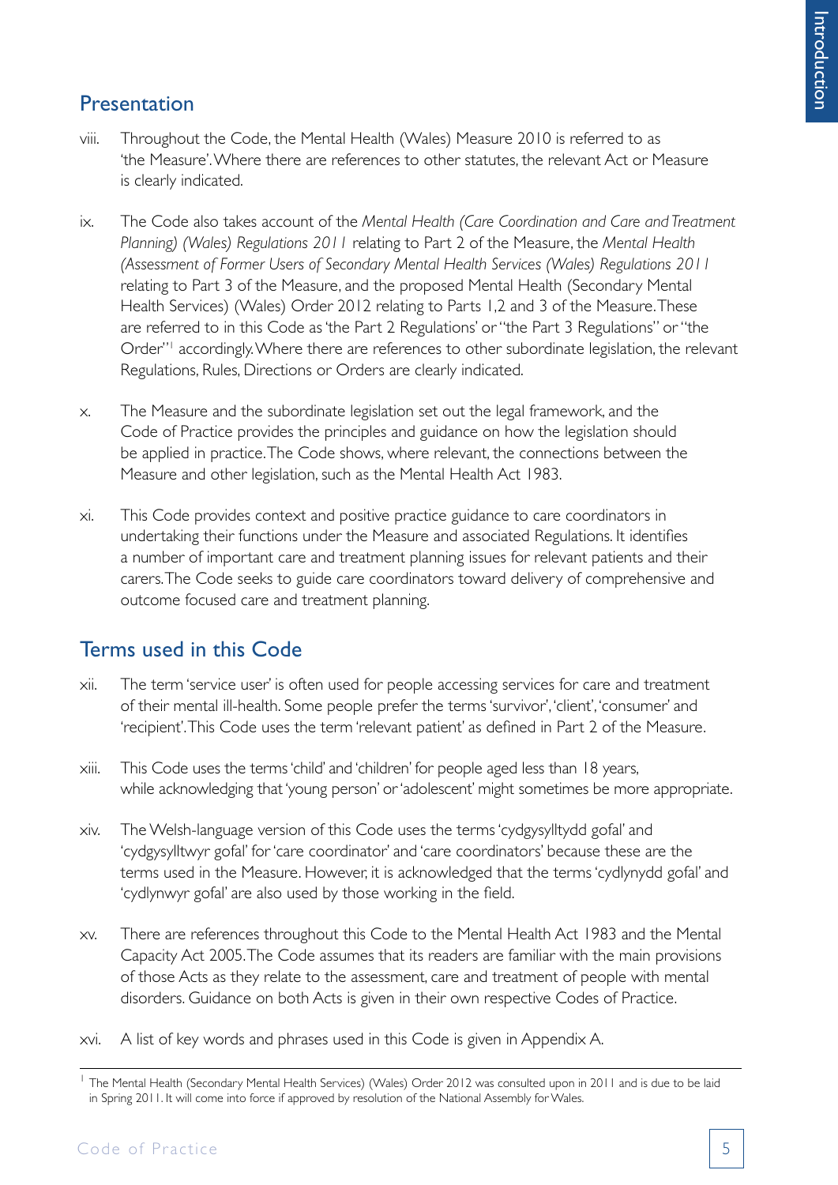## Presentation

viii. Throughout the Code, the Mental Health (Wales) Measure 2010 is referred to as 'the Measure'. Where there are references to other statutes, the relevant Act or Measure is clearly indicated.

ix. The Code also takes account of the *Mental Health (Care Coordination and Care and Treatment Planning) (Wales) Regulations 2011* relating to Part 2 of the Measure, the *Mental Health (Assessment of Former Users of Secondary Mental Health Services (Wales) Regulations 2011* relating to Part 3 of the Measure, and the proposed Mental Health (Secondary Mental Health Services) (Wales) Order 2012 relating to Parts 1,2 and 3 of the Measure. These are referred to in this Code as 'the Part 2 Regulations' or "the Part 3 Regulations" or "the Order"[1] accordingly. Where there are references to other subordinate legislation, the relevant Regulations, Rules, Directions or Orders are clearly indicated.

x. The Measure and the subordinate legislation set out the legal framework, and the Code of Practice provides the principles and guidance on how the legislation should be applied in practice. The Code shows, where relevant, the connections between the Measure and other legislation, such as the Mental Health Act 1983.

xi. This Code provides context and positive practice guidance to care coordinators in undertaking their functions under the Measure and associated Regulations. It identifies a number of important care and treatment planning issues for relevant patients and their carers. The Code seeks to guide care coordinators toward delivery of comprehensive and outcome focused care and treatment planning.

## Terms used in this Code

xii. The term 'service user' is often used for people accessing services for care and treatment of their mental ill-health. Some people prefer the terms 'survivor', 'client', 'consumer' and 'recipient'. This Code uses the term 'relevant patient' as defined in Part 2 of the Measure.

xiii. This Code uses the terms 'child' and 'children' for people aged less than 18 years, while acknowledging that 'young person' or 'adolescent' might sometimes be more appropriate.

xiv. The Welsh-language version of this Code uses the terms 'cydgysylltydd gofal' and 'cydgysylltwyr gofal' for 'care coordinator' and 'care coordinators' because these are the terms used in the Measure. However, it is acknowledged that the terms 'cydlynydd gofal' and 'cydlynwyr gofal' are also used by those working in the field.

xv. There are references throughout this Code to the Mental Health Act 1983 and the Mental Capacity Act 2005. The Code assumes that its readers are familiar with the main provisions of those Acts as they relate to the assessment, care and treatment of people with mental disorders. Guidance on both Acts is given in their own respective Codes of Practice.

xvi. A list of key words and phrases used in this Code is given in Appendix A.

---

[1] The Mental Health (Secondary Mental Health Services) (Wales) Order 2012 was consulted upon in 2011 and is due to be laid in Spring 2011. It will come into force if approved by resolution of the National Assembly for Wales.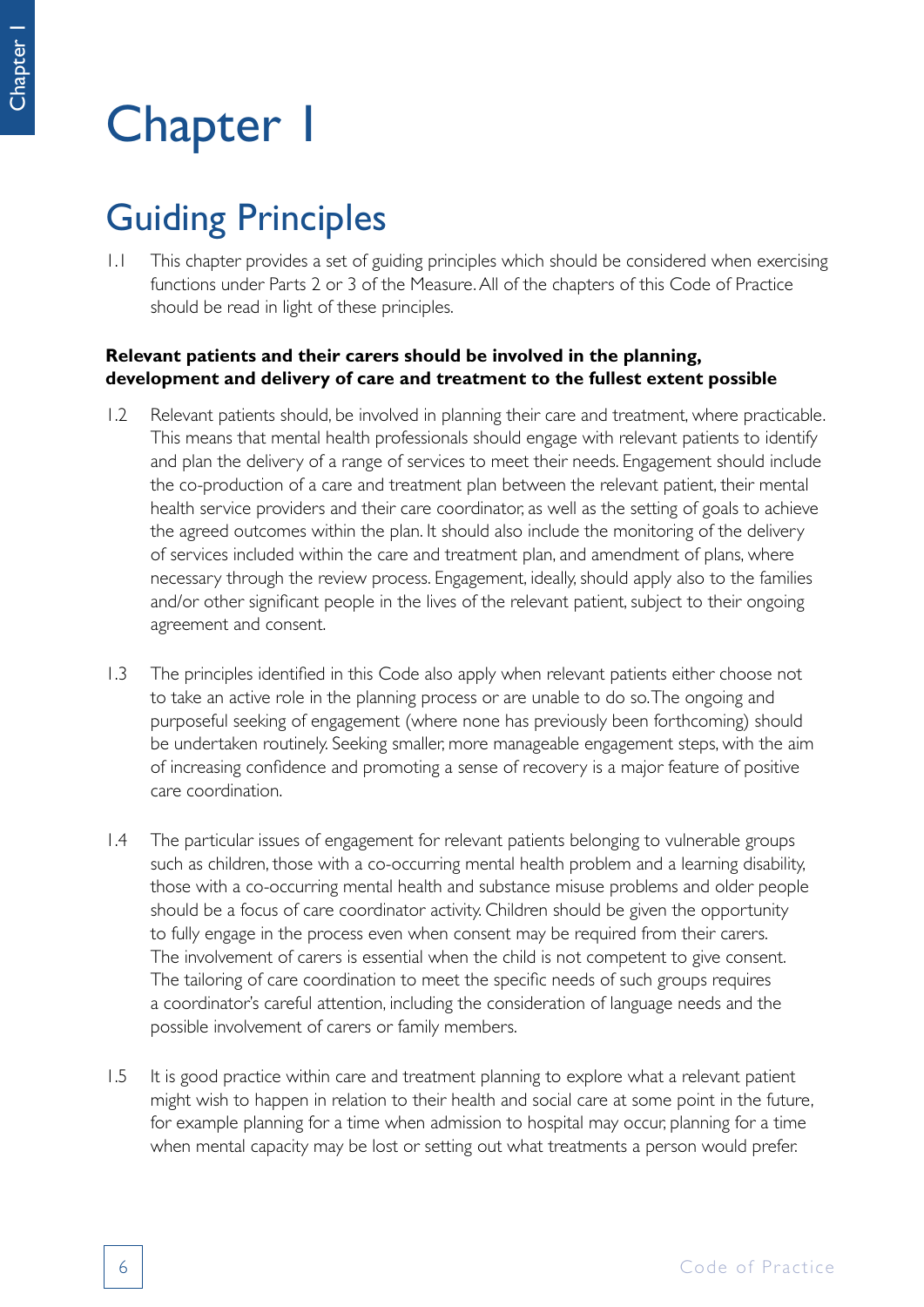# Chapter 1

## Guiding Principles

1.1 This chapter provides a set of guiding principles which should be considered when exercising functions under Parts 2 or 3 of the Measure. All of the chapters of this Code of Practice should be read in light of these principles.

**Relevant patients and their carers should be involved in the planning, development and delivery of care and treatment to the fullest extent possible**

1.2 Relevant patients should, be involved in planning their care and treatment, where practicable. This means that mental health professionals should engage with relevant patients to identify and plan the delivery of a range of services to meet their needs. Engagement should include the co-production of a care and treatment plan between the relevant patient, their mental health service providers and their care coordinator, as well as the setting of goals to achieve the agreed outcomes within the plan. It should also include the monitoring of the delivery of services included within the care and treatment plan, and amendment of plans, where necessary through the review process. Engagement, ideally, should apply also to the families and/or other significant people in the lives of the relevant patient, subject to their ongoing agreement and consent.

1.3 The principles identified in this Code also apply when relevant patients either choose not to take an active role in the planning process or are unable to do so. The ongoing and purposeful seeking of engagement (where none has previously been forthcoming) should be undertaken routinely. Seeking smaller, more manageable engagement steps, with the aim of increasing confidence and promoting a sense of recovery is a major feature of positive care coordination.

1.4 The particular issues of engagement for relevant patients belonging to vulnerable groups such as children, those with a co-occurring mental health problem and a learning disability, those with a co-occurring mental health and substance misuse problems and older people should be a focus of care coordinator activity. Children should be given the opportunity to fully engage in the process even when consent may be required from their carers. The involvement of carers is essential when the child is not competent to give consent. The tailoring of care coordination to meet the specific needs of such groups requires a coordinator's careful attention, including the consideration of language needs and the possible involvement of carers or family members.

1.5 It is good practice within care and treatment planning to explore what a relevant patient might wish to happen in relation to their health and social care at some point in the future, for example planning for a time when admission to hospital may occur, planning for a time when mental capacity may be lost or setting out what treatments a person would prefer.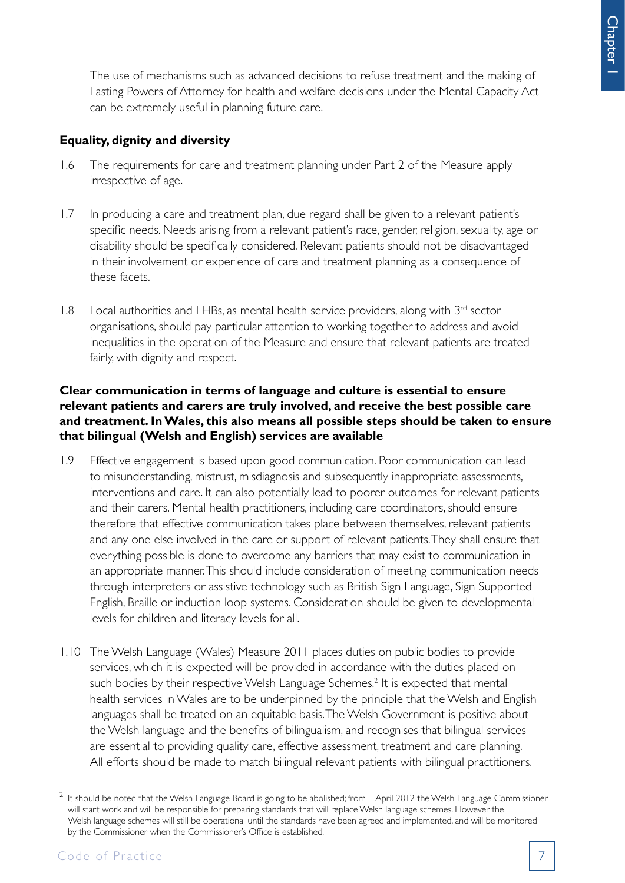The use of mechanisms such as advanced decisions to refuse treatment and the making of Lasting Powers of Attorney for health and welfare decisions under the Mental Capacity Act can be extremely useful in planning future care.

**Equality, dignity and diversity**

1.6 The requirements for care and treatment planning under Part 2 of the Measure apply irrespective of age.

1.7 In producing a care and treatment plan, due regard shall be given to a relevant patient's specific needs. Needs arising from a relevant patient's race, gender, religion, sexuality, age or disability should be specifically considered. Relevant patients should not be disadvantaged in their involvement or experience of care and treatment planning as a consequence of these facets.

1.8 Local authorities and LHBs, as mental health service providers, along with 3rd sector organisations, should pay particular attention to working together to address and avoid inequalities in the operation of the Measure and ensure that relevant patients are treated fairly, with dignity and respect.

**Clear communication in terms of language and culture is essential to ensure relevant patients and carers are truly involved, and receive the best possible care and treatment. In Wales, this also means all possible steps should be taken to ensure that bilingual (Welsh and English) services are available**

1.9 Effective engagement is based upon good communication. Poor communication can lead to misunderstanding, mistrust, misdiagnosis and subsequently inappropriate assessments, interventions and care. It can also potentially lead to poorer outcomes for relevant patients and their carers. Mental health practitioners, including care coordinators, should ensure therefore that effective communication takes place between themselves, relevant patients and any one else involved in the care or support of relevant patients. They shall ensure that everything possible is done to overcome any barriers that may exist to communication in an appropriate manner. This should include consideration of meeting communication needs through interpreters or assistive technology such as British Sign Language, Sign Supported English, Braille or induction loop systems. Consideration should be given to developmental levels for children and literacy levels for all.

1.10 The Welsh Language (Wales) Measure 2011 places duties on public bodies to provide services, which it is expected will be provided in accordance with the duties placed on such bodies by their respective Welsh Language Schemes.[2] It is expected that mental health services in Wales are to be underpinned by the principle that the Welsh and English languages shall be treated on an equitable basis. The Welsh Government is positive about the Welsh language and the benefits of bilingualism, and recognises that bilingual services are essential to providing quality care, effective assessment, treatment and care planning. All efforts should be made to match bilingual relevant patients with bilingual practitioners.

[2] It should be noted that the Welsh Language Board is going to be abolished; from 1 April 2012 the Welsh Language Commissioner will start work and will be responsible for preparing standards that will replace Welsh language schemes. However the Welsh language schemes will still be operational until the standards have been agreed and implemented, and will be monitored by the Commissioner when the Commissioner's Office is established.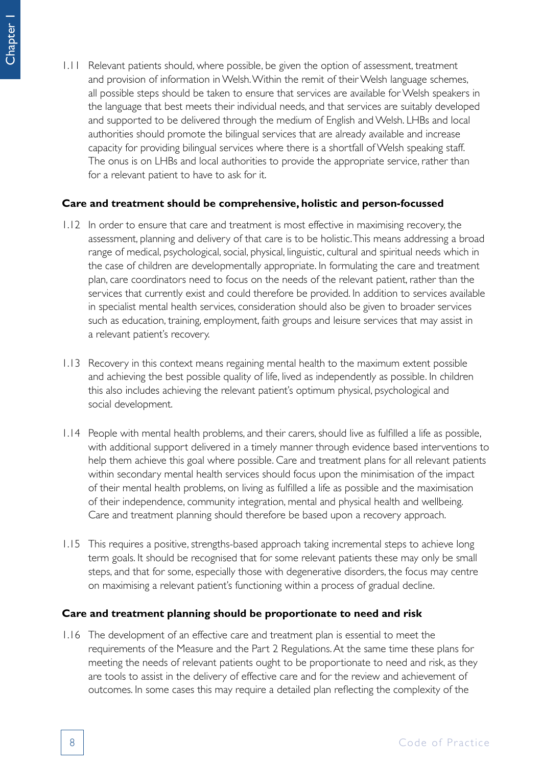1.11 Relevant patients should, where possible, be given the option of assessment, treatment and provision of information in Welsh. Within the remit of their Welsh language schemes, all possible steps should be taken to ensure that services are available for Welsh speakers in the language that best meets their individual needs, and that services are suitably developed and supported to be delivered through the medium of English and Welsh. LHBs and local authorities should promote the bilingual services that are already available and increase capacity for providing bilingual services where there is a shortfall of Welsh speaking staff. The onus is on LHBs and local authorities to provide the appropriate service, rather than for a relevant patient to have to ask for it.

**Care and treatment should be comprehensive, holistic and person-focussed**

1.12 In order to ensure that care and treatment is most effective in maximising recovery, the assessment, planning and delivery of that care is to be holistic. This means addressing a broad range of medical, psychological, social, physical, linguistic, cultural and spiritual needs which in the case of children are developmentally appropriate. In formulating the care and treatment plan, care coordinators need to focus on the needs of the relevant patient, rather than the services that currently exist and could therefore be provided. In addition to services available in specialist mental health services, consideration should also be given to broader services such as education, training, employment, faith groups and leisure services that may assist in a relevant patient's recovery.

1.13 Recovery in this context means regaining mental health to the maximum extent possible and achieving the best possible quality of life, lived as independently as possible. In children this also includes achieving the relevant patient's optimum physical, psychological and social development.

1.14 People with mental health problems, and their carers, should live as fulfilled a life as possible, with additional support delivered in a timely manner through evidence based interventions to help them achieve this goal where possible. Care and treatment plans for all relevant patients within secondary mental health services should focus upon the minimisation of the impact of their mental health problems, on living as fulfilled a life as possible and the maximisation of their independence, community integration, mental and physical health and wellbeing. Care and treatment planning should therefore be based upon a recovery approach.

1.15 This requires a positive, strengths-based approach taking incremental steps to achieve long term goals. It should be recognised that for some relevant patients these may only be small steps, and that for some, especially those with degenerative disorders, the focus may centre on maximising a relevant patient's functioning within a process of gradual decline.

**Care and treatment planning should be proportionate to need and risk**

1.16 The development of an effective care and treatment plan is essential to meet the requirements of the Measure and the Part 2 Regulations. At the same time these plans for meeting the needs of relevant patients ought to be proportionate to need and risk, as they are tools to assist in the delivery of effective care and for the review and achievement of outcomes. In some cases this may require a detailed plan reflecting the complexity of the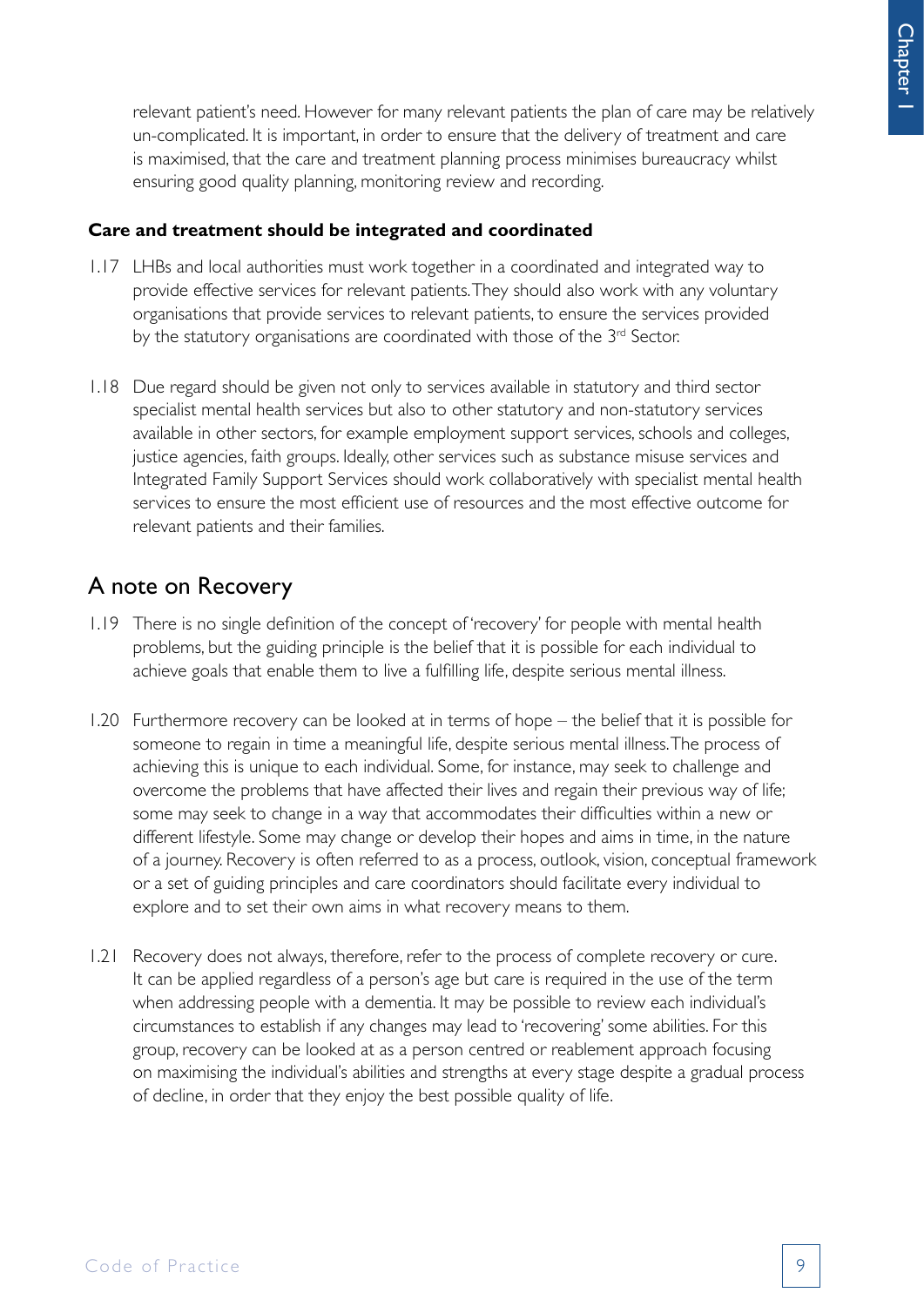relevant patient's need. However for many relevant patients the plan of care may be relatively un-complicated. It is important, in order to ensure that the delivery of treatment and care is maximised, that the care and treatment planning process minimises bureaucracy whilst ensuring good quality planning, monitoring review and recording.

**Care and treatment should be integrated and coordinated**

1.17 LHBs and local authorities must work together in a coordinated and integrated way to provide effective services for relevant patients. They should also work with any voluntary organisations that provide services to relevant patients, to ensure the services provided by the statutory organisations are coordinated with those of the 3rd Sector.

1.18 Due regard should be given not only to services available in statutory and third sector specialist mental health services but also to other statutory and non-statutory services available in other sectors, for example employment support services, schools and colleges, justice agencies, faith groups. Ideally, other services such as substance misuse services and Integrated Family Support Services should work collaboratively with specialist mental health services to ensure the most efficient use of resources and the most effective outcome for relevant patients and their families.

## A note on Recovery

1.19 There is no single definition of the concept of 'recovery' for people with mental health problems, but the guiding principle is the belief that it is possible for each individual to achieve goals that enable them to live a fulfilling life, despite serious mental illness.

1.20 Furthermore recovery can be looked at in terms of hope – the belief that it is possible for someone to regain in time a meaningful life, despite serious mental illness. The process of achieving this is unique to each individual. Some, for instance, may seek to challenge and overcome the problems that have affected their lives and regain their previous way of life; some may seek to change in a way that accommodates their difficulties within a new or different lifestyle. Some may change or develop their hopes and aims in time, in the nature of a journey. Recovery is often referred to as a process, outlook, vision, conceptual framework or a set of guiding principles and care coordinators should facilitate every individual to explore and to set their own aims in what recovery means to them.

1.21 Recovery does not always, therefore, refer to the process of complete recovery or cure. It can be applied regardless of a person's age but care is required in the use of the term when addressing people with a dementia. It may be possible to review each individual's circumstances to establish if any changes may lead to 'recovering' some abilities. For this group, recovery can be looked at as a person centred or reablement approach focusing on maximising the individual's abilities and strengths at every stage despite a gradual process of decline, in order that they enjoy the best possible quality of life.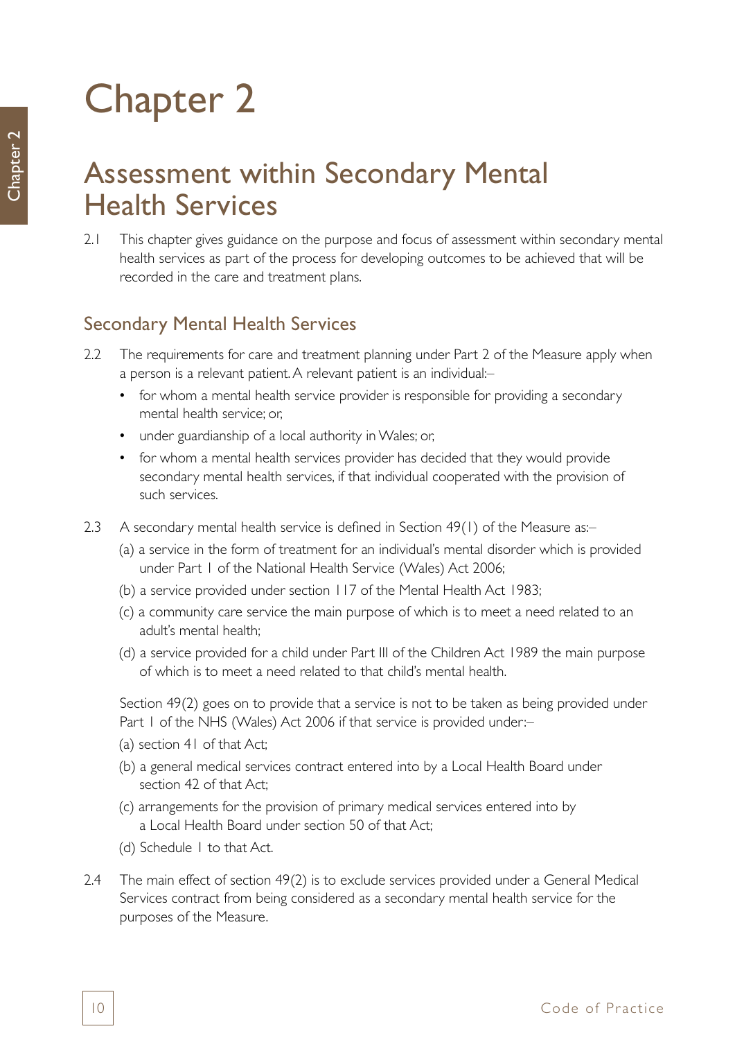# Chapter 2

## Assessment within Secondary Mental Health Services

2.1 This chapter gives guidance on the purpose and focus of assessment within secondary mental health services as part of the process for developing outcomes to be achieved that will be recorded in the care and treatment plans.

### Secondary Mental Health Services

2.2 The requirements for care and treatment planning under Part 2 of the Measure apply when a person is a relevant patient. A relevant patient is an individual:–

- for whom a mental health service provider is responsible for providing a secondary mental health service; or,
- under guardianship of a local authority in Wales; or,
- for whom a mental health services provider has decided that they would provide secondary mental health services, if that individual cooperated with the provision of such services.

2.3 A secondary mental health service is defined in Section 49(1) of the Measure as:–

(a) a service in the form of treatment for an individual's mental disorder which is provided under Part 1 of the National Health Service (Wales) Act 2006;

(b) a service provided under section 117 of the Mental Health Act 1983;

(c) a community care service the main purpose of which is to meet a need related to an adult's mental health;

(d) a service provided for a child under Part III of the Children Act 1989 the main purpose of which is to meet a need related to that child's mental health.

Section 49(2) goes on to provide that a service is not to be taken as being provided under Part 1 of the NHS (Wales) Act 2006 if that service is provided under:–

(a) section 41 of that Act;

(b) a general medical services contract entered into by a Local Health Board under section 42 of that Act;

(c) arrangements for the provision of primary medical services entered into by a Local Health Board under section 50 of that Act;

(d) Schedule 1 to that Act.

2.4 The main effect of section 49(2) is to exclude services provided under a General Medical Services contract from being considered as a secondary mental health service for the purposes of the Measure.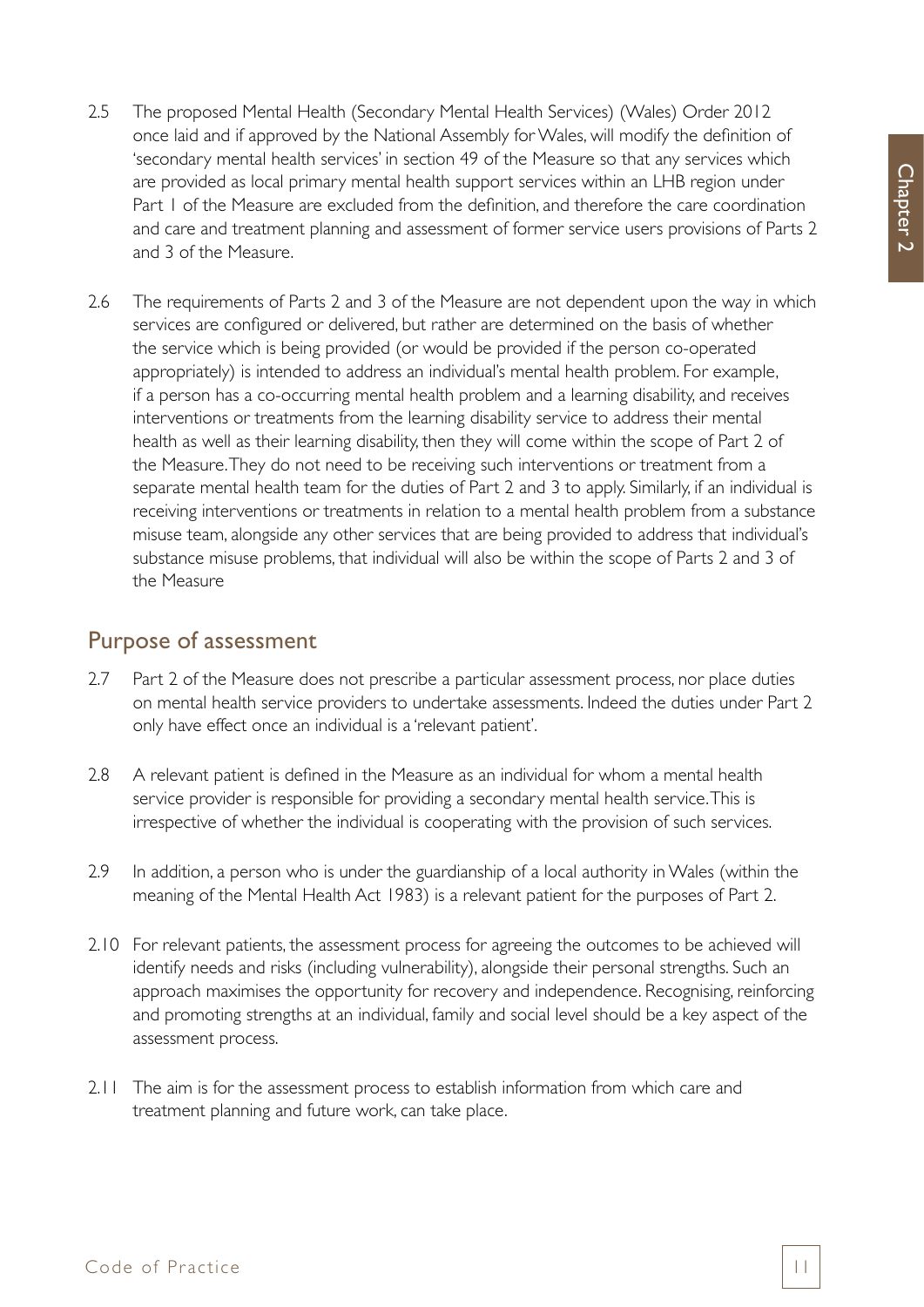2.5 The proposed Mental Health (Secondary Mental Health Services) (Wales) Order 2012 once laid and if approved by the National Assembly for Wales, will modify the definition of 'secondary mental health services' in section 49 of the Measure so that any services which are provided as local primary mental health support services within an LHB region under Part 1 of the Measure are excluded from the definition, and therefore the care coordination and care and treatment planning and assessment of former service users provisions of Parts 2 and 3 of the Measure.

2.6 The requirements of Parts 2 and 3 of the Measure are not dependent upon the way in which services are configured or delivered, but rather are determined on the basis of whether the service which is being provided (or would be provided if the person co-operated appropriately) is intended to address an individual's mental health problem. For example, if a person has a co-occurring mental health problem and a learning disability, and receives interventions or treatments from the learning disability service to address their mental health as well as their learning disability, then they will come within the scope of Part 2 of the Measure. They do not need to be receiving such interventions or treatment from a separate mental health team for the duties of Part 2 and 3 to apply. Similarly, if an individual is receiving interventions or treatments in relation to a mental health problem from a substance misuse team, alongside any other services that are being provided to address that individual's substance misuse problems, that individual will also be within the scope of Parts 2 and 3 of the Measure

## Purpose of assessment

2.7 Part 2 of the Measure does not prescribe a particular assessment process, nor place duties on mental health service providers to undertake assessments. Indeed the duties under Part 2 only have effect once an individual is a 'relevant patient'.

2.8 A relevant patient is defined in the Measure as an individual for whom a mental health service provider is responsible for providing a secondary mental health service. This is irrespective of whether the individual is cooperating with the provision of such services.

2.9 In addition, a person who is under the guardianship of a local authority in Wales (within the meaning of the Mental Health Act 1983) is a relevant patient for the purposes of Part 2.

2.10 For relevant patients, the assessment process for agreeing the outcomes to be achieved will identify needs and risks (including vulnerability), alongside their personal strengths. Such an approach maximises the opportunity for recovery and independence. Recognising, reinforcing and promoting strengths at an individual, family and social level should be a key aspect of the assessment process.

2.11 The aim is for the assessment process to establish information from which care and treatment planning and future work, can take place.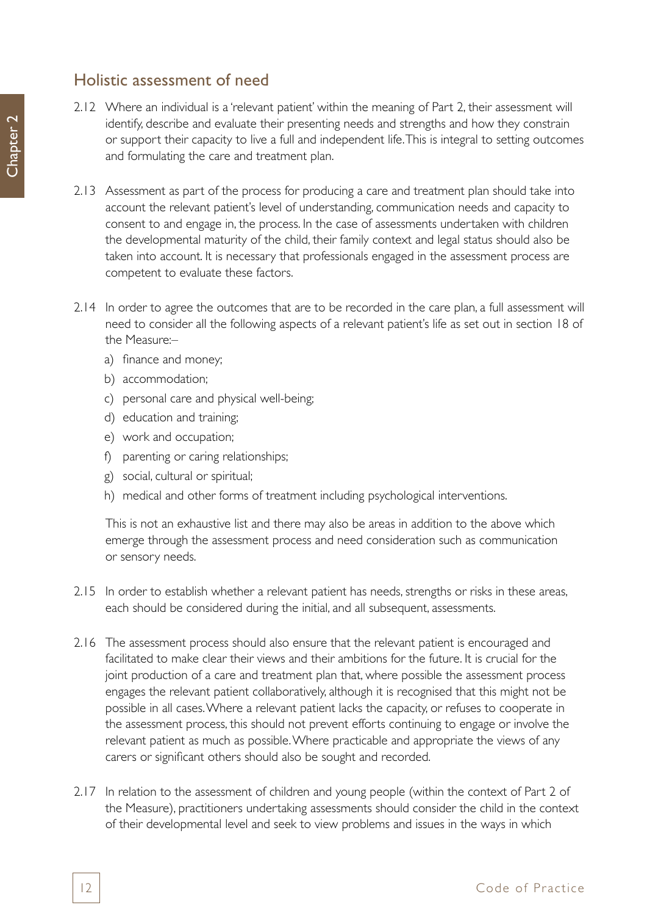## Holistic assessment of need

2.12 Where an individual is a 'relevant patient' within the meaning of Part 2, their assessment will identify, describe and evaluate their presenting needs and strengths and how they constrain or support their capacity to live a full and independent life. This is integral to setting outcomes and formulating the care and treatment plan.

2.13 Assessment as part of the process for producing a care and treatment plan should take into account the relevant patient's level of understanding, communication needs and capacity to consent to and engage in, the process. In the case of assessments undertaken with children the developmental maturity of the child, their family context and legal status should also be taken into account. It is necessary that professionals engaged in the assessment process are competent to evaluate these factors.

2.14 In order to agree the outcomes that are to be recorded in the care plan, a full assessment will need to consider all the following aspects of a relevant patient's life as set out in section 18 of the Measure:–

a) finance and money;
b) accommodation;
c) personal care and physical well-being;
d) education and training;
e) work and occupation;
f) parenting or caring relationships;
g) social, cultural or spiritual;
h) medical and other forms of treatment including psychological interventions.

This is not an exhaustive list and there may also be areas in addition to the above which emerge through the assessment process and need consideration such as communication or sensory needs.

2.15 In order to establish whether a relevant patient has needs, strengths or risks in these areas, each should be considered during the initial, and all subsequent, assessments.

2.16 The assessment process should also ensure that the relevant patient is encouraged and facilitated to make clear their views and their ambitions for the future. It is crucial for the joint production of a care and treatment plan that, where possible the assessment process engages the relevant patient collaboratively, although it is recognised that this might not be possible in all cases. Where a relevant patient lacks the capacity, or refuses to cooperate in the assessment process, this should not prevent efforts continuing to engage or involve the relevant patient as much as possible. Where practicable and appropriate the views of any carers or significant others should also be sought and recorded.

2.17 In relation to the assessment of children and young people (within the context of Part 2 of the Measure), practitioners undertaking assessments should consider the child in the context of their developmental level and seek to view problems and issues in the ways in which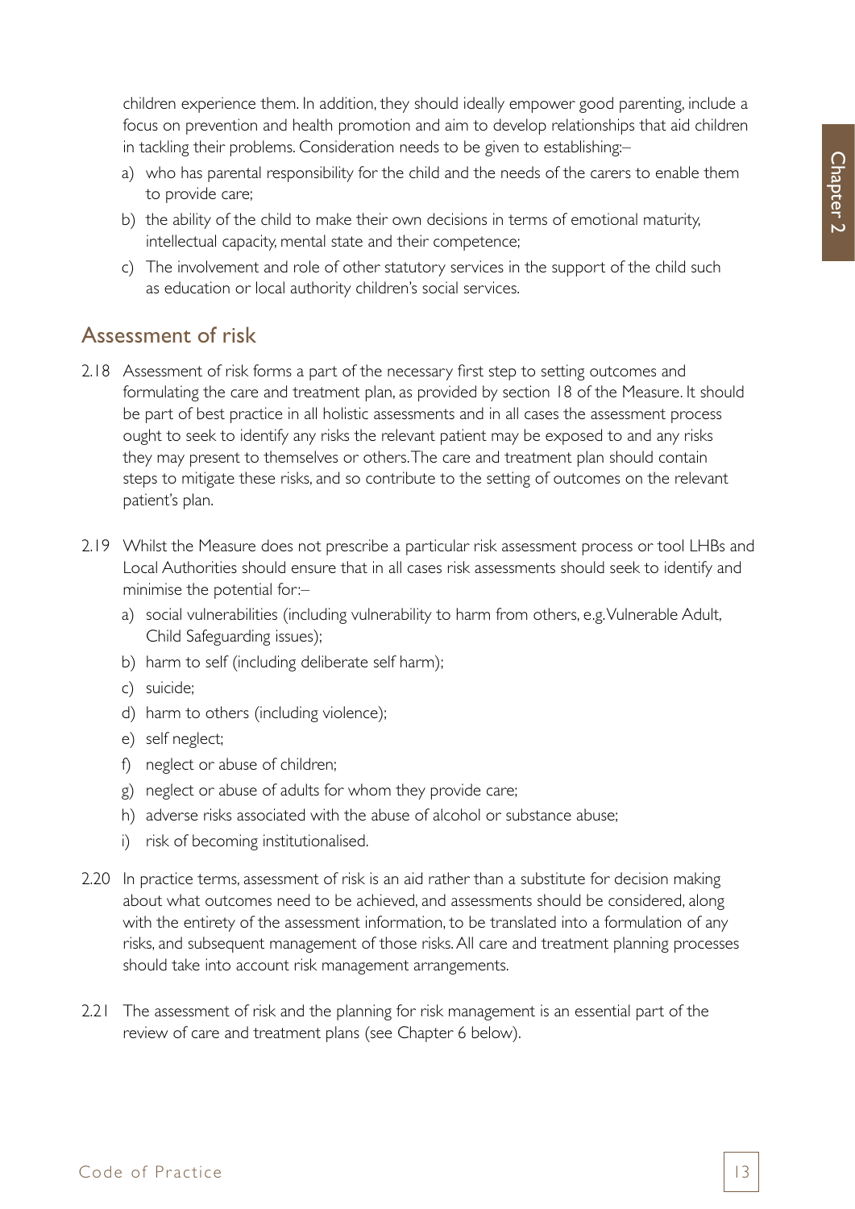children experience them. In addition, they should ideally empower good parenting, include a focus on prevention and health promotion and aim to develop relationships that aid children in tackling their problems. Consideration needs to be given to establishing:–

a) who has parental responsibility for the child and the needs of the carers to enable them to provide care;
b) the ability of the child to make their own decisions in terms of emotional maturity, intellectual capacity, mental state and their competence;
c) The involvement and role of other statutory services in the support of the child such as education or local authority children's social services.

## Assessment of risk

2.18 Assessment of risk forms a part of the necessary first step to setting outcomes and formulating the care and treatment plan, as provided by section 18 of the Measure. It should be part of best practice in all holistic assessments and in all cases the assessment process ought to seek to identify any risks the relevant patient may be exposed to and any risks they may present to themselves or others. The care and treatment plan should contain steps to mitigate these risks, and so contribute to the setting of outcomes on the relevant patient's plan.

2.19 Whilst the Measure does not prescribe a particular risk assessment process or tool LHBs and Local Authorities should ensure that in all cases risk assessments should seek to identify and minimise the potential for:–

a) social vulnerabilities (including vulnerability to harm from others, e.g. Vulnerable Adult, Child Safeguarding issues);
b) harm to self (including deliberate self harm);
c) suicide;
d) harm to others (including violence);
e) self neglect;
f) neglect or abuse of children;
g) neglect or abuse of adults for whom they provide care;
h) adverse risks associated with the abuse of alcohol or substance abuse;
i) risk of becoming institutionalised.

2.20 In practice terms, assessment of risk is an aid rather than a substitute for decision making about what outcomes need to be achieved, and assessments should be considered, along with the entirety of the assessment information, to be translated into a formulation of any risks, and subsequent management of those risks. All care and treatment planning processes should take into account risk management arrangements.

2.21 The assessment of risk and the planning for risk management is an essential part of the review of care and treatment plans (see Chapter 6 below).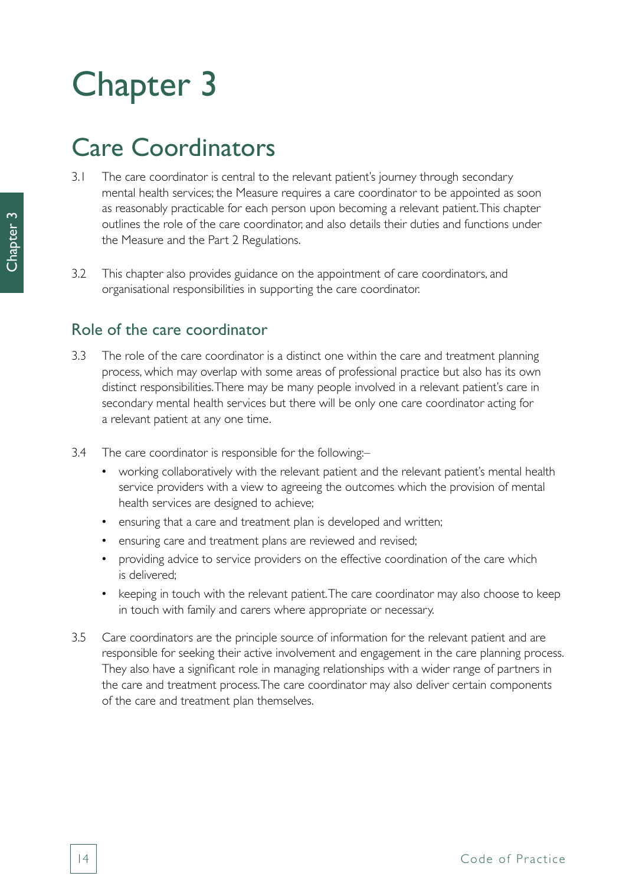# Chapter 3

## Care Coordinators

3.1 The care coordinator is central to the relevant patient's journey through secondary mental health services; the Measure requires a care coordinator to be appointed as soon as reasonably practicable for each person upon becoming a relevant patient. This chapter outlines the role of the care coordinator, and also details their duties and functions under the Measure and the Part 2 Regulations.

3.2 This chapter also provides guidance on the appointment of care coordinators, and organisational responsibilities in supporting the care coordinator.

### Role of the care coordinator

3.3 The role of the care coordinator is a distinct one within the care and treatment planning process, which may overlap with some areas of professional practice but also has its own distinct responsibilities. There may be many people involved in a relevant patient's care in secondary mental health services but there will be only one care coordinator acting for a relevant patient at any one time.

3.4 The care coordinator is responsible for the following:–

- working collaboratively with the relevant patient and the relevant patient's mental health service providers with a view to agreeing the outcomes which the provision of mental health services are designed to achieve;
- ensuring that a care and treatment plan is developed and written;
- ensuring care and treatment plans are reviewed and revised;
- providing advice to service providers on the effective coordination of the care which is delivered;
- keeping in touch with the relevant patient. The care coordinator may also choose to keep in touch with family and carers where appropriate or necessary.

3.5 Care coordinators are the principle source of information for the relevant patient and are responsible for seeking their active involvement and engagement in the care planning process. They also have a significant role in managing relationships with a wider range of partners in the care and treatment process. The care coordinator may also deliver certain components of the care and treatment plan themselves.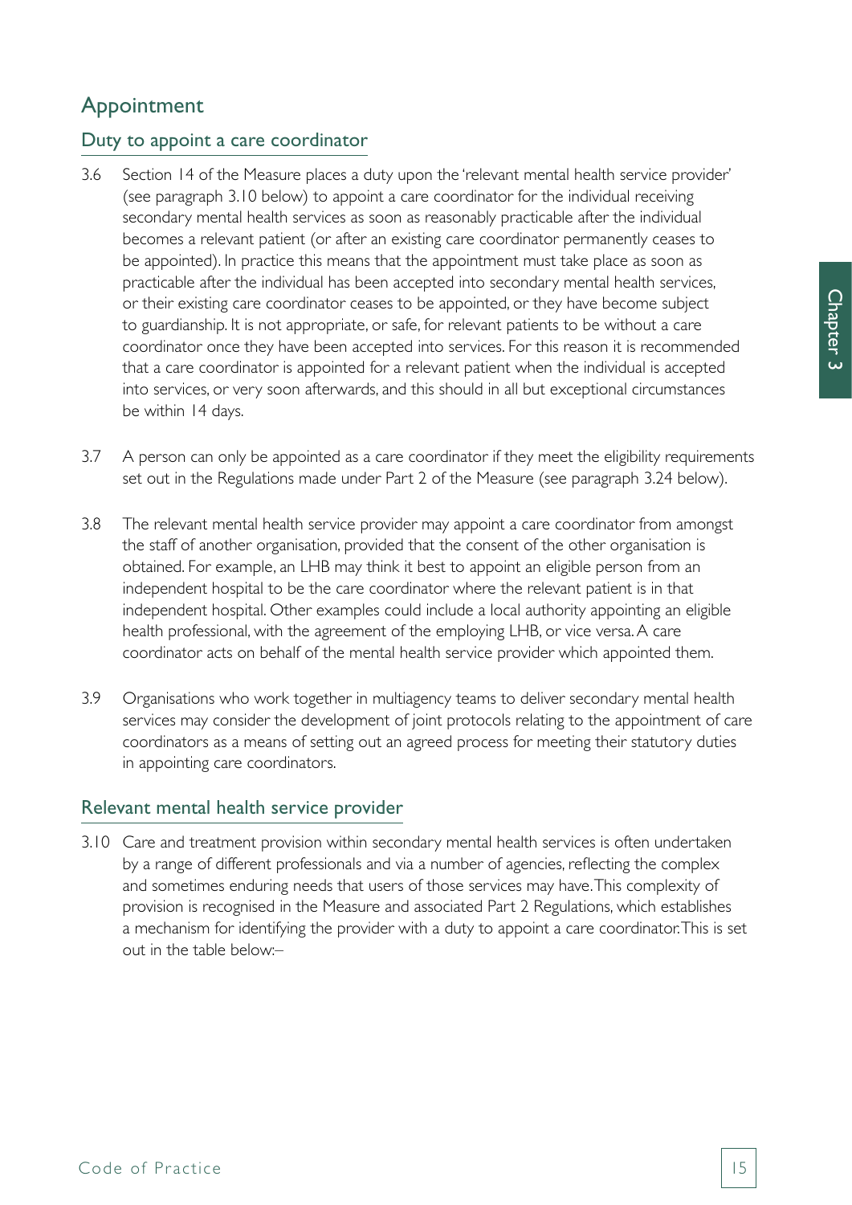## Appointment

### Duty to appoint a care coordinator

3.6 Section 14 of the Measure places a duty upon the 'relevant mental health service provider' (see paragraph 3.10 below) to appoint a care coordinator for the individual receiving secondary mental health services as soon as reasonably practicable after the individual becomes a relevant patient (or after an existing care coordinator permanently ceases to be appointed). In practice this means that the appointment must take place as soon as practicable after the individual has been accepted into secondary mental health services, or their existing care coordinator ceases to be appointed, or they have become subject to guardianship. It is not appropriate, or safe, for relevant patients to be without a care coordinator once they have been accepted into services. For this reason it is recommended that a care coordinator is appointed for a relevant patient when the individual is accepted into services, or very soon afterwards, and this should in all but exceptional circumstances be within 14 days.

3.7 A person can only be appointed as a care coordinator if they meet the eligibility requirements set out in the Regulations made under Part 2 of the Measure (see paragraph 3.24 below).

3.8 The relevant mental health service provider may appoint a care coordinator from amongst the staff of another organisation, provided that the consent of the other organisation is obtained. For example, an LHB may think it best to appoint an eligible person from an independent hospital to be the care coordinator where the relevant patient is in that independent hospital. Other examples could include a local authority appointing an eligible health professional, with the agreement of the employing LHB, or vice versa. A care coordinator acts on behalf of the mental health service provider which appointed them.

3.9 Organisations who work together in multiagency teams to deliver secondary mental health services may consider the development of joint protocols relating to the appointment of care coordinators as a means of setting out an agreed process for meeting their statutory duties in appointing care coordinators.

### Relevant mental health service provider

3.10 Care and treatment provision within secondary mental health services is often undertaken by a range of different professionals and via a number of agencies, reflecting the complex and sometimes enduring needs that users of those services may have. This complexity of provision is recognised in the Measure and associated Part 2 Regulations, which establishes a mechanism for identifying the provider with a duty to appoint a care coordinator. This is set out in the table below:–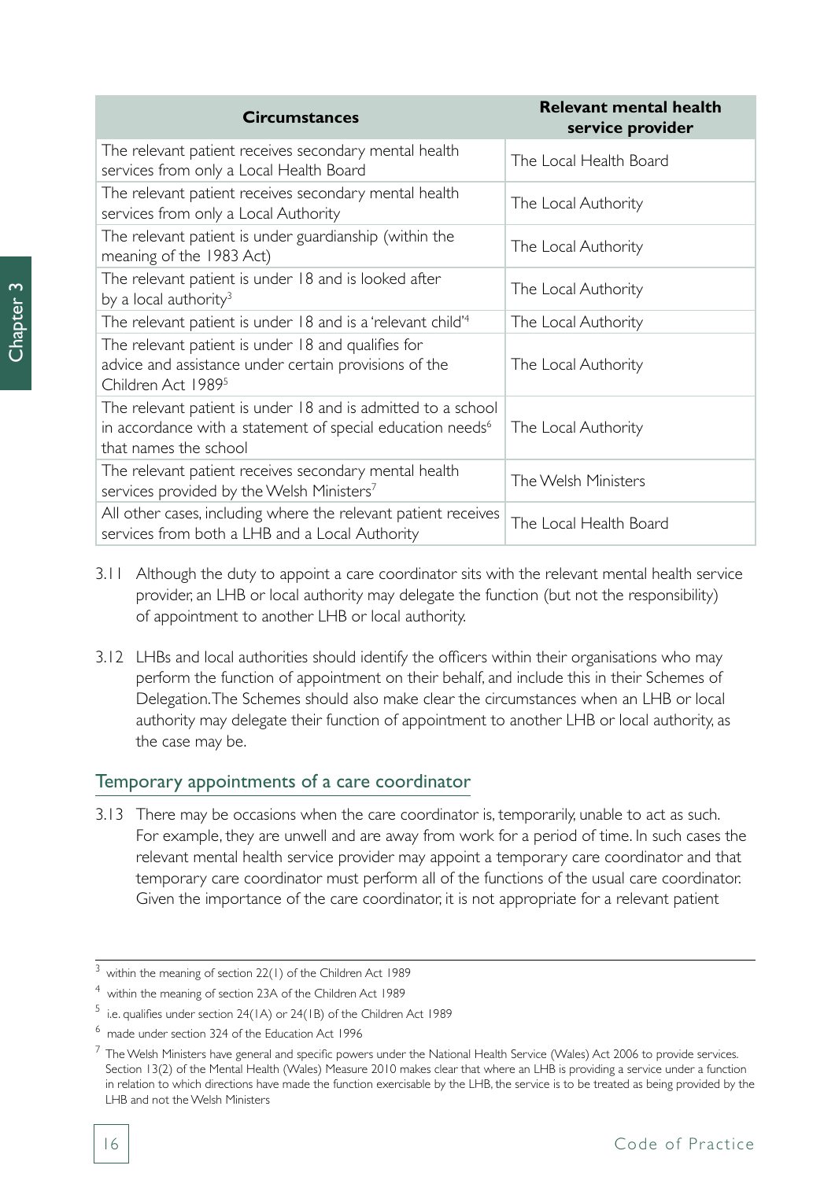| Circumstances | Relevant mental health service provider |
| --- | --- |
| The relevant patient receives secondary mental health services from only a Local Health Board | The Local Health Board |
| The relevant patient receives secondary mental health services from only a Local Authority | The Local Authority |
| The relevant patient is under guardianship (within the meaning of the 1983 Act) | The Local Authority |
| The relevant patient is under 18 and is looked after by a local authority[3] | The Local Authority |
| The relevant patient is under 18 and is a 'relevant child'[4] | The Local Authority |
| The relevant patient is under 18 and qualifies for advice and assistance under certain provisions of the Children Act 1989[5] | The Local Authority |
| The relevant patient is under 18 and is admitted to a school in accordance with a statement of special education needs[6] that names the school | The Local Authority |
| The relevant patient receives secondary mental health services provided by the Welsh Ministers[7] | The Welsh Ministers |
| All other cases, including where the relevant patient receives services from both a LHB and a Local Authority | The Local Health Board |

3.11 Although the duty to appoint a care coordinator sits with the relevant mental health service provider, an LHB or local authority may delegate the function (but not the responsibility) of appointment to another LHB or local authority.

3.12 LHBs and local authorities should identify the officers within their organisations who may perform the function of appointment on their behalf, and include this in their Schemes of Delegation. The Schemes should also make clear the circumstances when an LHB or local authority may delegate their function of appointment to another LHB or local authority, as the case may be.

## Temporary appointments of a care coordinator

3.13 There may be occasions when the care coordinator is, temporarily, unable to act as such. For example, they are unwell and are away from work for a period of time. In such cases the relevant mental health service provider may appoint a temporary care coordinator and that temporary care coordinator must perform all of the functions of the usual care coordinator. Given the importance of the care coordinator, it is not appropriate for a relevant patient

---

[3] within the meaning of section 22(1) of the Children Act 1989

[4] within the meaning of section 23A of the Children Act 1989

[5] i.e. qualifies under section 24(1A) or 24(1B) of the Children Act 1989

[6] made under section 324 of the Education Act 1996

[7] The Welsh Ministers have general and specific powers under the National Health Service (Wales) Act 2006 to provide services. Section 13(2) of the Mental Health (Wales) Measure 2010 makes clear that where an LHB is providing a service under a function in relation to which directions have made the function exercisable by the LHB, the service is to be treated as being provided by the LHB and not the Welsh Ministers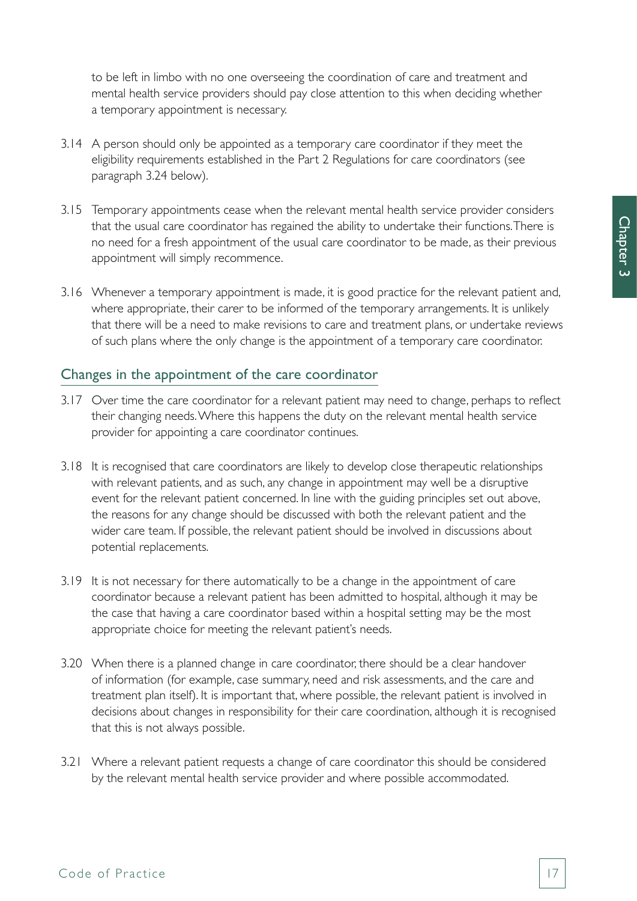to be left in limbo with no one overseeing the coordination of care and treatment and mental health service providers should pay close attention to this when deciding whether a temporary appointment is necessary.

3.14 A person should only be appointed as a temporary care coordinator if they meet the eligibility requirements established in the Part 2 Regulations for care coordinators (see paragraph 3.24 below).

3.15 Temporary appointments cease when the relevant mental health service provider considers that the usual care coordinator has regained the ability to undertake their functions. There is no need for a fresh appointment of the usual care coordinator to be made, as their previous appointment will simply recommence.

3.16 Whenever a temporary appointment is made, it is good practice for the relevant patient and, where appropriate, their carer to be informed of the temporary arrangements. It is unlikely that there will be a need to make revisions to care and treatment plans, or undertake reviews of such plans where the only change is the appointment of a temporary care coordinator.

## Changes in the appointment of the care coordinator

3.17 Over time the care coordinator for a relevant patient may need to change, perhaps to reflect their changing needs. Where this happens the duty on the relevant mental health service provider for appointing a care coordinator continues.

3.18 It is recognised that care coordinators are likely to develop close therapeutic relationships with relevant patients, and as such, any change in appointment may well be a disruptive event for the relevant patient concerned. In line with the guiding principles set out above, the reasons for any change should be discussed with both the relevant patient and the wider care team. If possible, the relevant patient should be involved in discussions about potential replacements.

3.19 It is not necessary for there automatically to be a change in the appointment of care coordinator because a relevant patient has been admitted to hospital, although it may be the case that having a care coordinator based within a hospital setting may be the most appropriate choice for meeting the relevant patient's needs.

3.20 When there is a planned change in care coordinator, there should be a clear handover of information (for example, case summary, need and risk assessments, and the care and treatment plan itself). It is important that, where possible, the relevant patient is involved in decisions about changes in responsibility for their care coordination, although it is recognised that this is not always possible.

3.21 Where a relevant patient requests a change of care coordinator this should be considered by the relevant mental health service provider and where possible accommodated.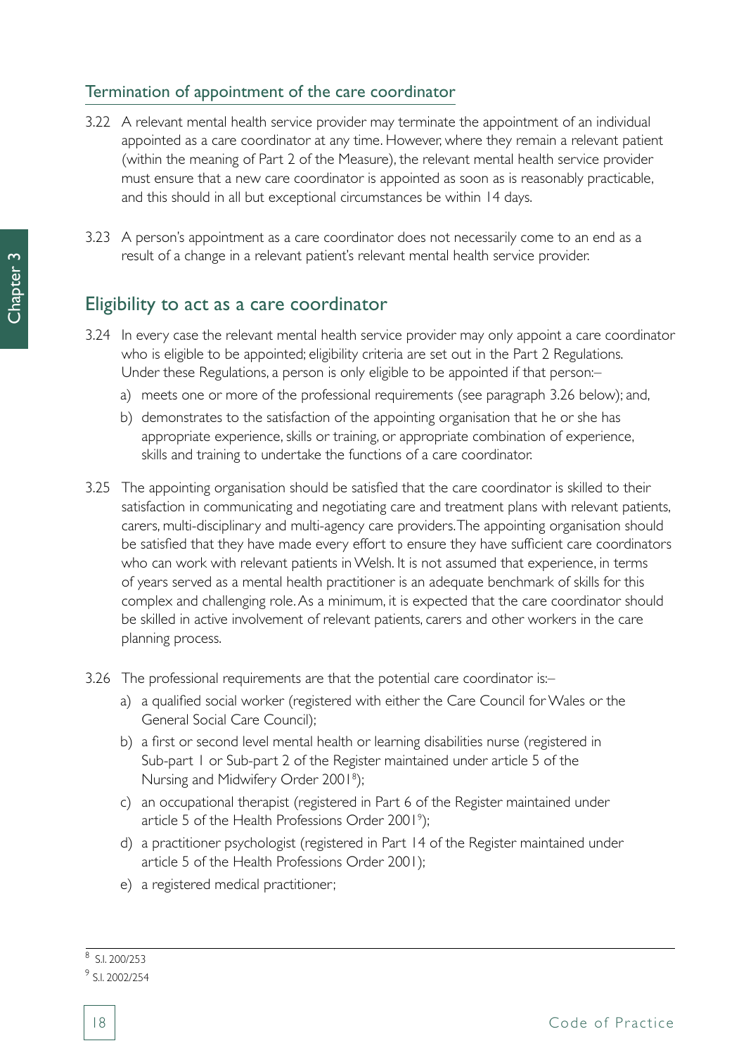### Termination of appointment of the care coordinator

3.22 A relevant mental health service provider may terminate the appointment of an individual appointed as a care coordinator at any time. However, where they remain a relevant patient (within the meaning of Part 2 of the Measure), the relevant mental health service provider must ensure that a new care coordinator is appointed as soon as is reasonably practicable, and this should in all but exceptional circumstances be within 14 days.

3.23 A person's appointment as a care coordinator does not necessarily come to an end as a result of a change in a relevant patient's relevant mental health service provider.

## Eligibility to act as a care coordinator

3.24 In every case the relevant mental health service provider may only appoint a care coordinator who is eligible to be appointed; eligibility criteria are set out in the Part 2 Regulations. Under these Regulations, a person is only eligible to be appointed if that person:–

a) meets one or more of the professional requirements (see paragraph 3.26 below); and,

b) demonstrates to the satisfaction of the appointing organisation that he or she has appropriate experience, skills or training, or appropriate combination of experience, skills and training to undertake the functions of a care coordinator.

3.25 The appointing organisation should be satisfied that the care coordinator is skilled to their satisfaction in communicating and negotiating care and treatment plans with relevant patients, carers, multi-disciplinary and multi-agency care providers. The appointing organisation should be satisfied that they have made every effort to ensure they have sufficient care coordinators who can work with relevant patients in Welsh. It is not assumed that experience, in terms of years served as a mental health practitioner is an adequate benchmark of skills for this complex and challenging role. As a minimum, it is expected that the care coordinator should be skilled in active involvement of relevant patients, carers and other workers in the care planning process.

3.26 The professional requirements are that the potential care coordinator is:–

a) a qualified social worker (registered with either the Care Council for Wales or the General Social Care Council);

b) a first or second level mental health or learning disabilities nurse (registered in Sub-part 1 or Sub-part 2 of the Register maintained under article 5 of the Nursing and Midwifery Order 2001[8]);

c) an occupational therapist (registered in Part 6 of the Register maintained under article 5 of the Health Professions Order 2001[9]);

d) a practitioner psychologist (registered in Part 14 of the Register maintained under article 5 of the Health Professions Order 2001);

e) a registered medical practitioner;

---

[8] S.I. 200/253

[9] S.I. 2002/254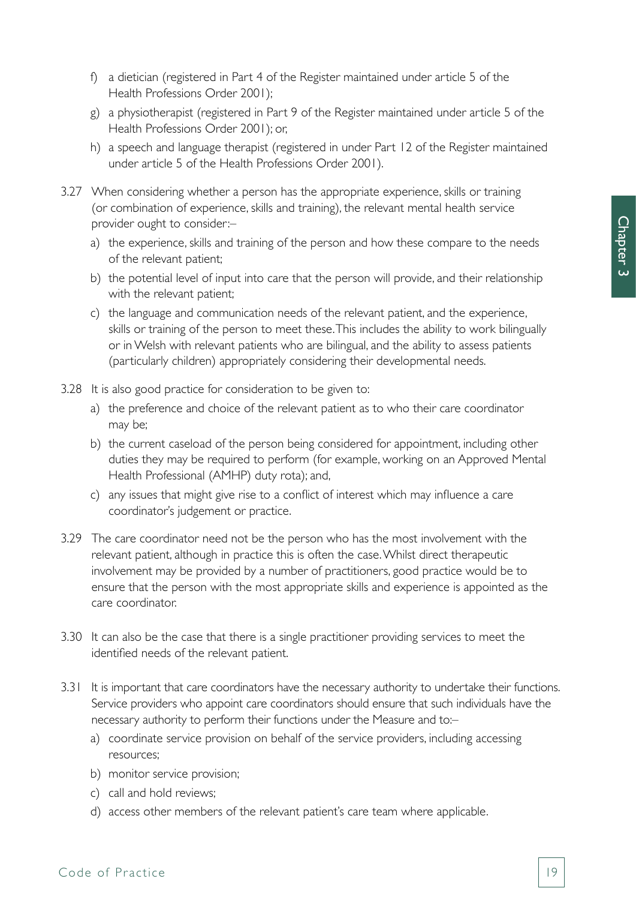f) a dietician (registered in Part 4 of the Register maintained under article 5 of the Health Professions Order 2001);

g) a physiotherapist (registered in Part 9 of the Register maintained under article 5 of the Health Professions Order 2001); or,

h) a speech and language therapist (registered in under Part 12 of the Register maintained under article 5 of the Health Professions Order 2001).

3.27 When considering whether a person has the appropriate experience, skills or training (or combination of experience, skills and training), the relevant mental health service provider ought to consider:–

a) the experience, skills and training of the person and how these compare to the needs of the relevant patient;

b) the potential level of input into care that the person will provide, and their relationship with the relevant patient;

c) the language and communication needs of the relevant patient, and the experience, skills or training of the person to meet these. This includes the ability to work bilingually or in Welsh with relevant patients who are bilingual, and the ability to assess patients (particularly children) appropriately considering their developmental needs.

3.28 It is also good practice for consideration to be given to:

a) the preference and choice of the relevant patient as to who their care coordinator may be;

b) the current caseload of the person being considered for appointment, including other duties they may be required to perform (for example, working on an Approved Mental Health Professional (AMHP) duty rota); and,

c) any issues that might give rise to a conflict of interest which may influence a care coordinator's judgement or practice.

3.29 The care coordinator need not be the person who has the most involvement with the relevant patient, although in practice this is often the case. Whilst direct therapeutic involvement may be provided by a number of practitioners, good practice would be to ensure that the person with the most appropriate skills and experience is appointed as the care coordinator.

3.30 It can also be the case that there is a single practitioner providing services to meet the identified needs of the relevant patient.

3.31 It is important that care coordinators have the necessary authority to undertake their functions. Service providers who appoint care coordinators should ensure that such individuals have the necessary authority to perform their functions under the Measure and to:–

a) coordinate service provision on behalf of the service providers, including accessing resources;

b) monitor service provision;

c) call and hold reviews;

d) access other members of the relevant patient's care team where applicable.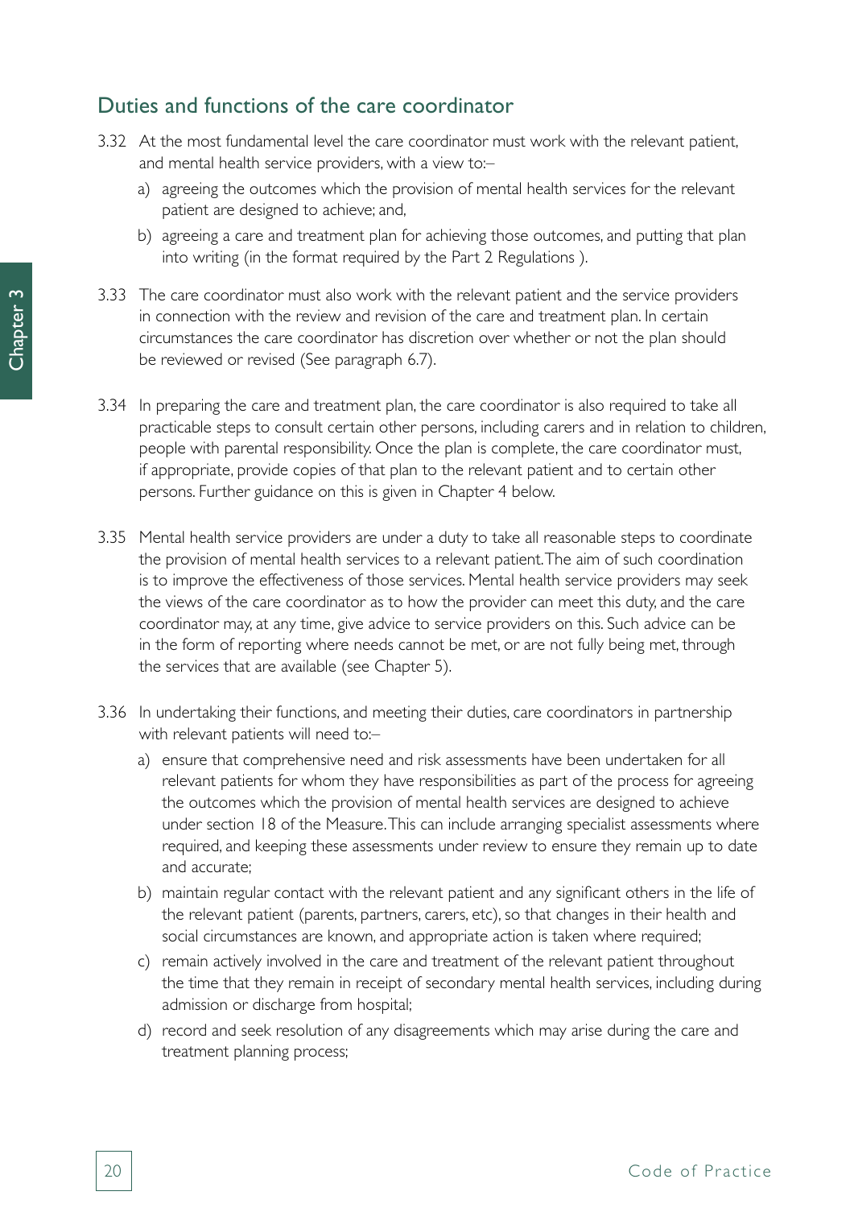## Duties and functions of the care coordinator

3.32 At the most fundamental level the care coordinator must work with the relevant patient, and mental health service providers, with a view to:–

a) agreeing the outcomes which the provision of mental health services for the relevant patient are designed to achieve; and,

b) agreeing a care and treatment plan for achieving those outcomes, and putting that plan into writing (in the format required by the Part 2 Regulations ).

3.33 The care coordinator must also work with the relevant patient and the service providers in connection with the review and revision of the care and treatment plan. In certain circumstances the care coordinator has discretion over whether or not the plan should be reviewed or revised (See paragraph 6.7).

3.34 In preparing the care and treatment plan, the care coordinator is also required to take all practicable steps to consult certain other persons, including carers and in relation to children, people with parental responsibility. Once the plan is complete, the care coordinator must, if appropriate, provide copies of that plan to the relevant patient and to certain other persons. Further guidance on this is given in Chapter 4 below.

3.35 Mental health service providers are under a duty to take all reasonable steps to coordinate the provision of mental health services to a relevant patient. The aim of such coordination is to improve the effectiveness of those services. Mental health service providers may seek the views of the care coordinator as to how the provider can meet this duty, and the care coordinator may, at any time, give advice to service providers on this. Such advice can be in the form of reporting where needs cannot be met, or are not fully being met, through the services that are available (see Chapter 5).

3.36 In undertaking their functions, and meeting their duties, care coordinators in partnership with relevant patients will need to:–

a) ensure that comprehensive need and risk assessments have been undertaken for all relevant patients for whom they have responsibilities as part of the process for agreeing the outcomes which the provision of mental health services are designed to achieve under section 18 of the Measure. This can include arranging specialist assessments where required, and keeping these assessments under review to ensure they remain up to date and accurate;

b) maintain regular contact with the relevant patient and any significant others in the life of the relevant patient (parents, partners, carers, etc), so that changes in their health and social circumstances are known, and appropriate action is taken where required;

c) remain actively involved in the care and treatment of the relevant patient throughout the time that they remain in receipt of secondary mental health services, including during admission or discharge from hospital;

d) record and seek resolution of any disagreements which may arise during the care and treatment planning process;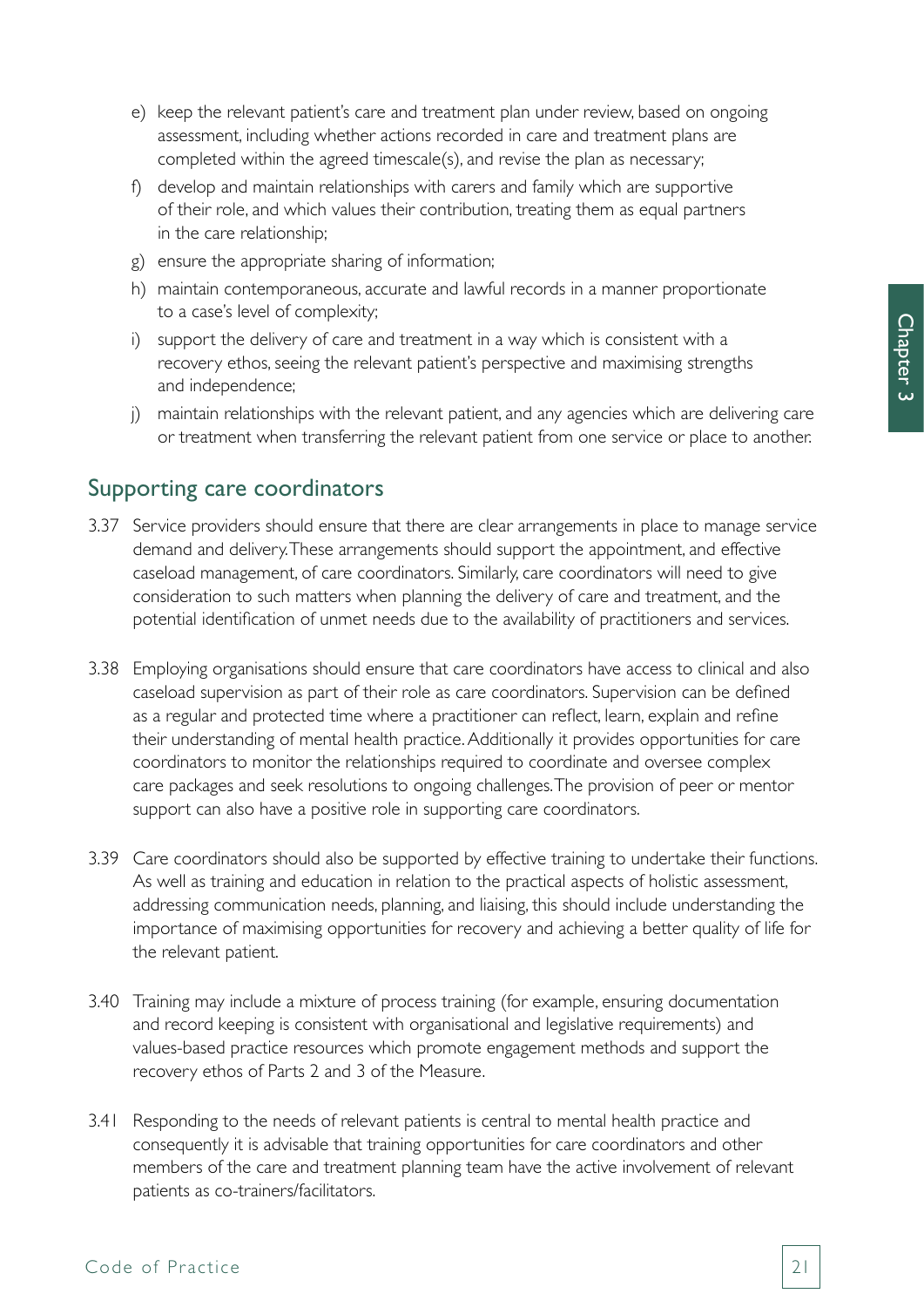e) keep the relevant patient's care and treatment plan under review, based on ongoing assessment, including whether actions recorded in care and treatment plans are completed within the agreed timescale(s), and revise the plan as necessary;

f) develop and maintain relationships with carers and family which are supportive of their role, and which values their contribution, treating them as equal partners in the care relationship;

g) ensure the appropriate sharing of information;

h) maintain contemporaneous, accurate and lawful records in a manner proportionate to a case's level of complexity;

i) support the delivery of care and treatment in a way which is consistent with a recovery ethos, seeing the relevant patient's perspective and maximising strengths and independence;

j) maintain relationships with the relevant patient, and any agencies which are delivering care or treatment when transferring the relevant patient from one service or place to another.

## Supporting care coordinators

3.37 Service providers should ensure that there are clear arrangements in place to manage service demand and delivery. These arrangements should support the appointment, and effective caseload management, of care coordinators. Similarly, care coordinators will need to give consideration to such matters when planning the delivery of care and treatment, and the potential identification of unmet needs due to the availability of practitioners and services.

3.38 Employing organisations should ensure that care coordinators have access to clinical and also caseload supervision as part of their role as care coordinators. Supervision can be defined as a regular and protected time where a practitioner can reflect, learn, explain and refine their understanding of mental health practice. Additionally it provides opportunities for care coordinators to monitor the relationships required to coordinate and oversee complex care packages and seek resolutions to ongoing challenges. The provision of peer or mentor support can also have a positive role in supporting care coordinators.

3.39 Care coordinators should also be supported by effective training to undertake their functions. As well as training and education in relation to the practical aspects of holistic assessment, addressing communication needs, planning, and liaising, this should include understanding the importance of maximising opportunities for recovery and achieving a better quality of life for the relevant patient.

3.40 Training may include a mixture of process training (for example, ensuring documentation and record keeping is consistent with organisational and legislative requirements) and values-based practice resources which promote engagement methods and support the recovery ethos of Parts 2 and 3 of the Measure.

3.41 Responding to the needs of relevant patients is central to mental health practice and consequently it is advisable that training opportunities for care coordinators and other members of the care and treatment planning team have the active involvement of relevant patients as co-trainers/facilitators.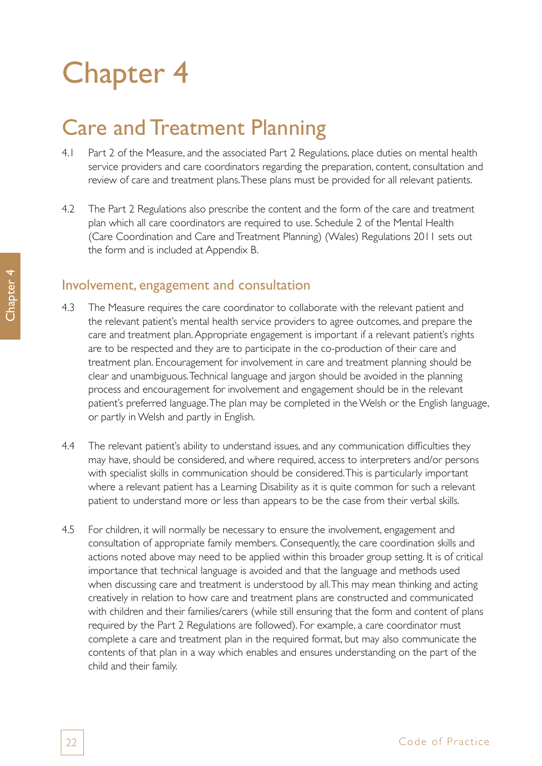# Chapter 4

## Care and Treatment Planning

4.1 Part 2 of the Measure, and the associated Part 2 Regulations, place duties on mental health service providers and care coordinators regarding the preparation, content, consultation and review of care and treatment plans. These plans must be provided for all relevant patients.

4.2 The Part 2 Regulations also prescribe the content and the form of the care and treatment plan which all care coordinators are required to use. Schedule 2 of the Mental Health (Care Coordination and Care and Treatment Planning) (Wales) Regulations 2011 sets out the form and is included at Appendix B.

### Involvement, engagement and consultation

4.3 The Measure requires the care coordinator to collaborate with the relevant patient and the relevant patient's mental health service providers to agree outcomes, and prepare the care and treatment plan. Appropriate engagement is important if a relevant patient's rights are to be respected and they are to participate in the co-production of their care and treatment plan. Encouragement for involvement in care and treatment planning should be clear and unambiguous. Technical language and jargon should be avoided in the planning process and encouragement for involvement and engagement should be in the relevant patient's preferred language. The plan may be completed in the Welsh or the English language, or partly in Welsh and partly in English.

4.4 The relevant patient's ability to understand issues, and any communication difficulties they may have, should be considered, and where required, access to interpreters and/or persons with specialist skills in communication should be considered. This is particularly important where a relevant patient has a Learning Disability as it is quite common for such a relevant patient to understand more or less than appears to be the case from their verbal skills.

4.5 For children, it will normally be necessary to ensure the involvement, engagement and consultation of appropriate family members. Consequently, the care coordination skills and actions noted above may need to be applied within this broader group setting. It is of critical importance that technical language is avoided and that the language and methods used when discussing care and treatment is understood by all. This may mean thinking and acting creatively in relation to how care and treatment plans are constructed and communicated with children and their families/carers (while still ensuring that the form and content of plans required by the Part 2 Regulations are followed). For example, a care coordinator must complete a care and treatment plan in the required format, but may also communicate the contents of that plan in a way which enables and ensures understanding on the part of the child and their family.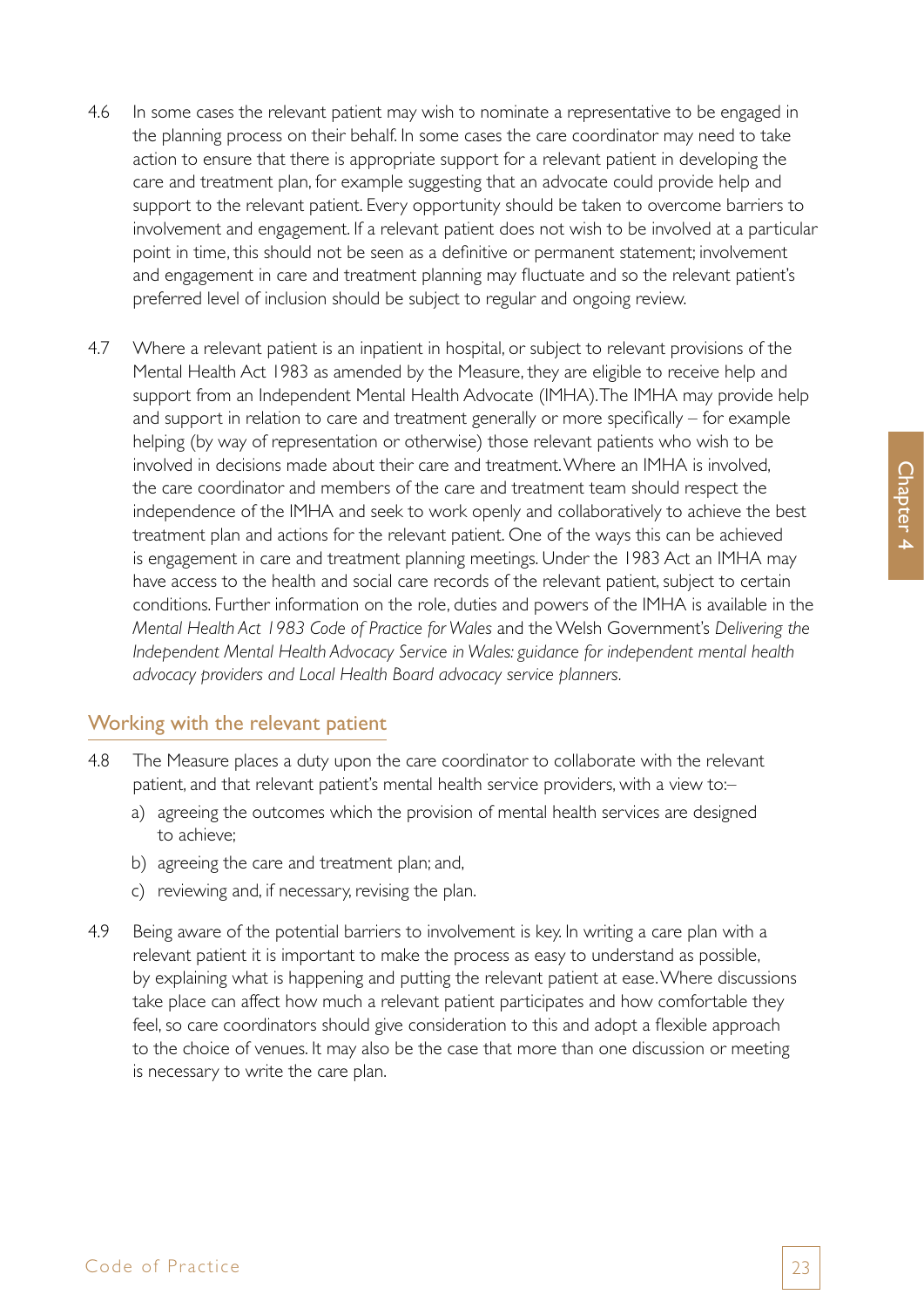4.6 In some cases the relevant patient may wish to nominate a representative to be engaged in the planning process on their behalf. In some cases the care coordinator may need to take action to ensure that there is appropriate support for a relevant patient in developing the care and treatment plan, for example suggesting that an advocate could provide help and support to the relevant patient. Every opportunity should be taken to overcome barriers to involvement and engagement. If a relevant patient does not wish to be involved at a particular point in time, this should not be seen as a definitive or permanent statement; involvement and engagement in care and treatment planning may fluctuate and so the relevant patient's preferred level of inclusion should be subject to regular and ongoing review.

4.7 Where a relevant patient is an inpatient in hospital, or subject to relevant provisions of the Mental Health Act 1983 as amended by the Measure, they are eligible to receive help and support from an Independent Mental Health Advocate (IMHA). The IMHA may provide help and support in relation to care and treatment generally or more specifically – for example helping (by way of representation or otherwise) those relevant patients who wish to be involved in decisions made about their care and treatment. Where an IMHA is involved, the care coordinator and members of the care and treatment team should respect the independence of the IMHA and seek to work openly and collaboratively to achieve the best treatment plan and actions for the relevant patient. One of the ways this can be achieved is engagement in care and treatment planning meetings. Under the 1983 Act an IMHA may have access to the health and social care records of the relevant patient, subject to certain conditions. Further information on the role, duties and powers of the IMHA is available in the *Mental Health Act 1983 Code of Practice for Wales* and the Welsh Government's *Delivering the Independent Mental Health Advocacy Service in Wales: guidance for independent mental health advocacy providers and Local Health Board advocacy service planners*.

## Working with the relevant patient

4.8 The Measure places a duty upon the care coordinator to collaborate with the relevant patient, and that relevant patient's mental health service providers, with a view to:–

a) agreeing the outcomes which the provision of mental health services are designed to achieve;

b) agreeing the care and treatment plan; and,

c) reviewing and, if necessary, revising the plan.

4.9 Being aware of the potential barriers to involvement is key. In writing a care plan with a relevant patient it is important to make the process as easy to understand as possible, by explaining what is happening and putting the relevant patient at ease. Where discussions take place can affect how much a relevant patient participates and how comfortable they feel, so care coordinators should give consideration to this and adopt a flexible approach to the choice of venues. It may also be the case that more than one discussion or meeting is necessary to write the care plan.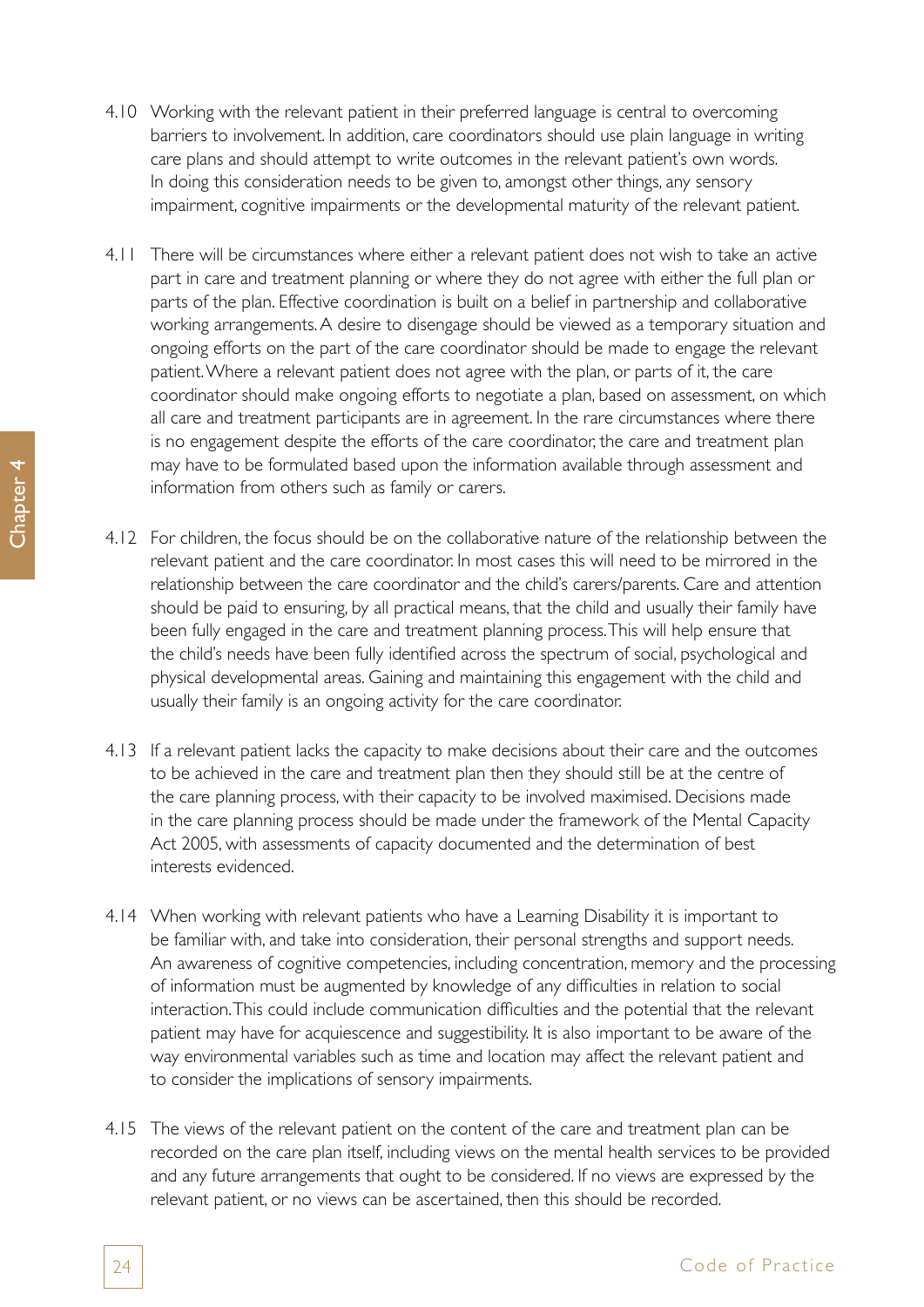4.10 Working with the relevant patient in their preferred language is central to overcoming barriers to involvement. In addition, care coordinators should use plain language in writing care plans and should attempt to write outcomes in the relevant patient's own words. In doing this consideration needs to be given to, amongst other things, any sensory impairment, cognitive impairments or the developmental maturity of the relevant patient.

4.11 There will be circumstances where either a relevant patient does not wish to take an active part in care and treatment planning or where they do not agree with either the full plan or parts of the plan. Effective coordination is built on a belief in partnership and collaborative working arrangements. A desire to disengage should be viewed as a temporary situation and ongoing efforts on the part of the care coordinator should be made to engage the relevant patient. Where a relevant patient does not agree with the plan, or parts of it, the care coordinator should make ongoing efforts to negotiate a plan, based on assessment, on which all care and treatment participants are in agreement. In the rare circumstances where there is no engagement despite the efforts of the care coordinator, the care and treatment plan may have to be formulated based upon the information available through assessment and information from others such as family or carers.

4.12 For children, the focus should be on the collaborative nature of the relationship between the relevant patient and the care coordinator. In most cases this will need to be mirrored in the relationship between the care coordinator and the child's carers/parents. Care and attention should be paid to ensuring, by all practical means, that the child and usually their family have been fully engaged in the care and treatment planning process. This will help ensure that the child's needs have been fully identified across the spectrum of social, psychological and physical developmental areas. Gaining and maintaining this engagement with the child and usually their family is an ongoing activity for the care coordinator.

4.13 If a relevant patient lacks the capacity to make decisions about their care and the outcomes to be achieved in the care and treatment plan then they should still be at the centre of the care planning process, with their capacity to be involved maximised. Decisions made in the care planning process should be made under the framework of the Mental Capacity Act 2005, with assessments of capacity documented and the determination of best interests evidenced.

4.14 When working with relevant patients who have a Learning Disability it is important to be familiar with, and take into consideration, their personal strengths and support needs. An awareness of cognitive competencies, including concentration, memory and the processing of information must be augmented by knowledge of any difficulties in relation to social interaction. This could include communication difficulties and the potential that the relevant patient may have for acquiescence and suggestibility. It is also important to be aware of the way environmental variables such as time and location may affect the relevant patient and to consider the implications of sensory impairments.

4.15 The views of the relevant patient on the content of the care and treatment plan can be recorded on the care plan itself, including views on the mental health services to be provided and any future arrangements that ought to be considered. If no views are expressed by the relevant patient, or no views can be ascertained, then this should be recorded.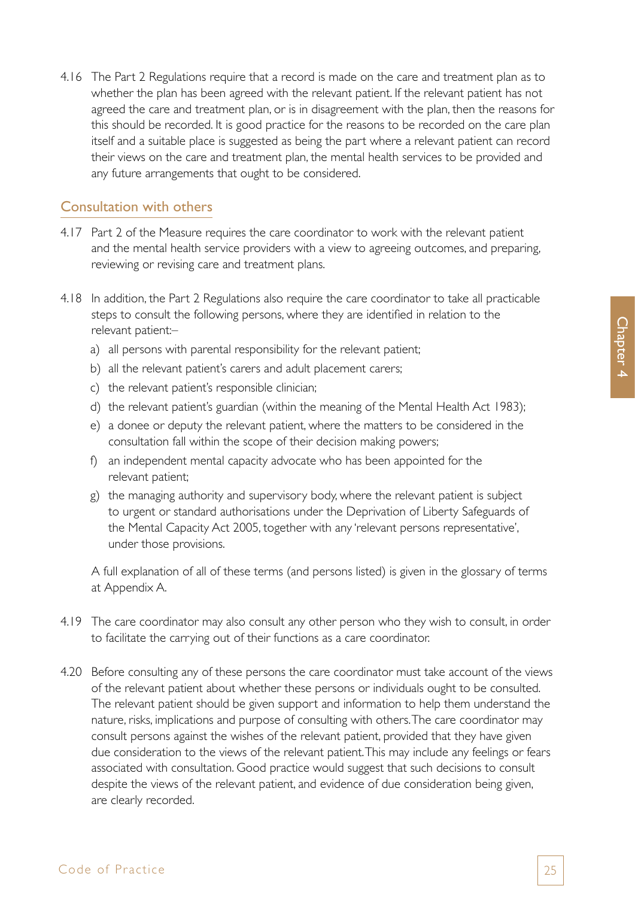4.16 The Part 2 Regulations require that a record is made on the care and treatment plan as to whether the plan has been agreed with the relevant patient. If the relevant patient has not agreed the care and treatment plan, or is in disagreement with the plan, then the reasons for this should be recorded. It is good practice for the reasons to be recorded on the care plan itself and a suitable place is suggested as being the part where a relevant patient can record their views on the care and treatment plan, the mental health services to be provided and any future arrangements that ought to be considered.

## Consultation with others

4.17 Part 2 of the Measure requires the care coordinator to work with the relevant patient and the mental health service providers with a view to agreeing outcomes, and preparing, reviewing or revising care and treatment plans.

4.18 In addition, the Part 2 Regulations also require the care coordinator to take all practicable steps to consult the following persons, where they are identified in relation to the relevant patient:–

a) all persons with parental responsibility for the relevant patient;

b) all the relevant patient's carers and adult placement carers;

c) the relevant patient's responsible clinician;

d) the relevant patient's guardian (within the meaning of the Mental Health Act 1983);

e) a donee or deputy the relevant patient, where the matters to be considered in the consultation fall within the scope of their decision making powers;

f) an independent mental capacity advocate who has been appointed for the relevant patient;

g) the managing authority and supervisory body, where the relevant patient is subject to urgent or standard authorisations under the Deprivation of Liberty Safeguards of the Mental Capacity Act 2005, together with any 'relevant persons representative', under those provisions.

A full explanation of all of these terms (and persons listed) is given in the glossary of terms at Appendix A.

4.19 The care coordinator may also consult any other person who they wish to consult, in order to facilitate the carrying out of their functions as a care coordinator.

4.20 Before consulting any of these persons the care coordinator must take account of the views of the relevant patient about whether these persons or individuals ought to be consulted. The relevant patient should be given support and information to help them understand the nature, risks, implications and purpose of consulting with others. The care coordinator may consult persons against the wishes of the relevant patient, provided that they have given due consideration to the views of the relevant patient. This may include any feelings or fears associated with consultation. Good practice would suggest that such decisions to consult despite the views of the relevant patient, and evidence of due consideration being given, are clearly recorded.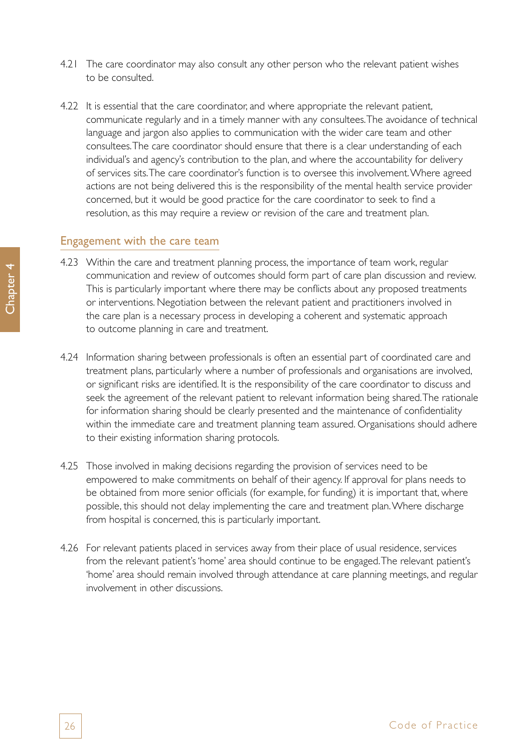4.21 The care coordinator may also consult any other person who the relevant patient wishes to be consulted.

4.22 It is essential that the care coordinator, and where appropriate the relevant patient, communicate regularly and in a timely manner with any consultees. The avoidance of technical language and jargon also applies to communication with the wider care team and other consultees. The care coordinator should ensure that there is a clear understanding of each individual's and agency's contribution to the plan, and where the accountability for delivery of services sits. The care coordinator's function is to oversee this involvement. Where agreed actions are not being delivered this is the responsibility of the mental health service provider concerned, but it would be good practice for the care coordinator to seek to find a resolution, as this may require a review or revision of the care and treatment plan.

## Engagement with the care team

4.23 Within the care and treatment planning process, the importance of team work, regular communication and review of outcomes should form part of care plan discussion and review. This is particularly important where there may be conflicts about any proposed treatments or interventions. Negotiation between the relevant patient and practitioners involved in the care plan is a necessary process in developing a coherent and systematic approach to outcome planning in care and treatment.

4.24 Information sharing between professionals is often an essential part of coordinated care and treatment plans, particularly where a number of professionals and organisations are involved, or significant risks are identified. It is the responsibility of the care coordinator to discuss and seek the agreement of the relevant patient to relevant information being shared. The rationale for information sharing should be clearly presented and the maintenance of confidentiality within the immediate care and treatment planning team assured. Organisations should adhere to their existing information sharing protocols.

4.25 Those involved in making decisions regarding the provision of services need to be empowered to make commitments on behalf of their agency. If approval for plans needs to be obtained from more senior officials (for example, for funding) it is important that, where possible, this should not delay implementing the care and treatment plan. Where discharge from hospital is concerned, this is particularly important.

4.26 For relevant patients placed in services away from their place of usual residence, services from the relevant patient's 'home' area should continue to be engaged. The relevant patient's 'home' area should remain involved through attendance at care planning meetings, and regular involvement in other discussions.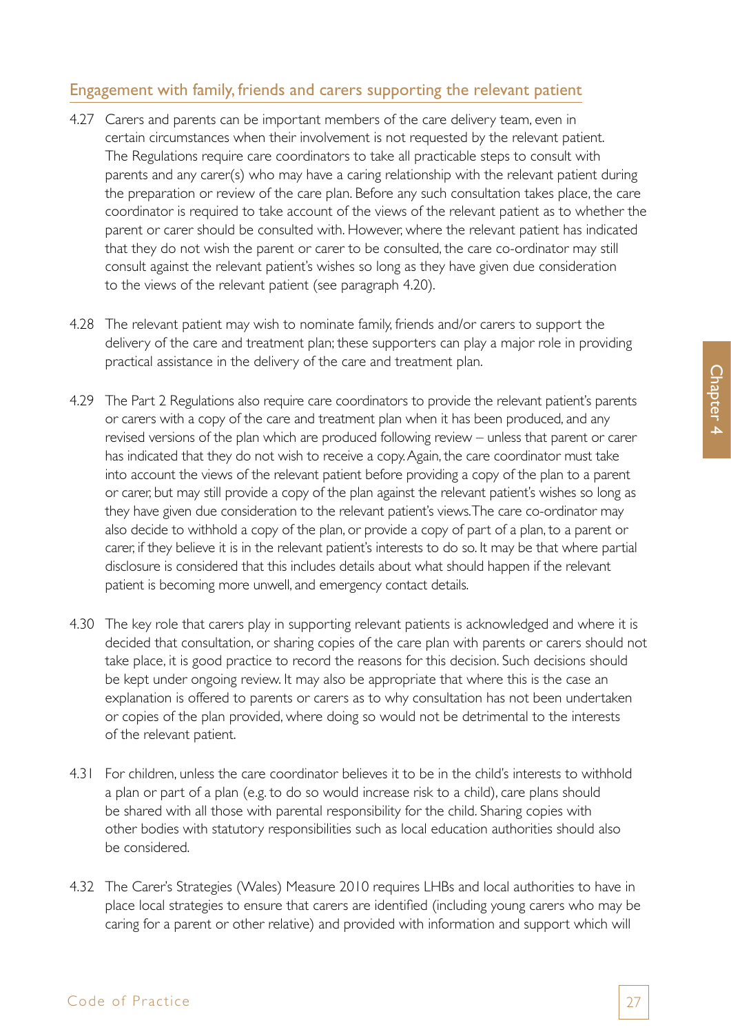## Engagement with family, friends and carers supporting the relevant patient

4.27 Carers and parents can be important members of the care delivery team, even in certain circumstances when their involvement is not requested by the relevant patient. The Regulations require care coordinators to take all practicable steps to consult with parents and any carer(s) who may have a caring relationship with the relevant patient during the preparation or review of the care plan. Before any such consultation takes place, the care coordinator is required to take account of the views of the relevant patient as to whether the parent or carer should be consulted with. However, where the relevant patient has indicated that they do not wish the parent or carer to be consulted, the care co-ordinator may still consult against the relevant patient's wishes so long as they have given due consideration to the views of the relevant patient (see paragraph 4.20).

4.28 The relevant patient may wish to nominate family, friends and/or carers to support the delivery of the care and treatment plan; these supporters can play a major role in providing practical assistance in the delivery of the care and treatment plan.

4.29 The Part 2 Regulations also require care coordinators to provide the relevant patient's parents or carers with a copy of the care and treatment plan when it has been produced, and any revised versions of the plan which are produced following review – unless that parent or carer has indicated that they do not wish to receive a copy. Again, the care coordinator must take into account the views of the relevant patient before providing a copy of the plan to a parent or carer, but may still provide a copy of the plan against the relevant patient's wishes so long as they have given due consideration to the relevant patient's views. The care co-ordinator may also decide to withhold a copy of the plan, or provide a copy of part of a plan, to a parent or carer, if they believe it is in the relevant patient's interests to do so. It may be that where partial disclosure is considered that this includes details about what should happen if the relevant patient is becoming more unwell, and emergency contact details.

4.30 The key role that carers play in supporting relevant patients is acknowledged and where it is decided that consultation, or sharing copies of the care plan with parents or carers should not take place, it is good practice to record the reasons for this decision. Such decisions should be kept under ongoing review. It may also be appropriate that where this is the case an explanation is offered to parents or carers as to why consultation has not been undertaken or copies of the plan provided, where doing so would not be detrimental to the interests of the relevant patient.

4.31 For children, unless the care coordinator believes it to be in the child's interests to withhold a plan or part of a plan (e.g. to do so would increase risk to a child), care plans should be shared with all those with parental responsibility for the child. Sharing copies with other bodies with statutory responsibilities such as local education authorities should also be considered.

4.32 The Carer's Strategies (Wales) Measure 2010 requires LHBs and local authorities to have in place local strategies to ensure that carers are identified (including young carers who may be caring for a parent or other relative) and provided with information and support which will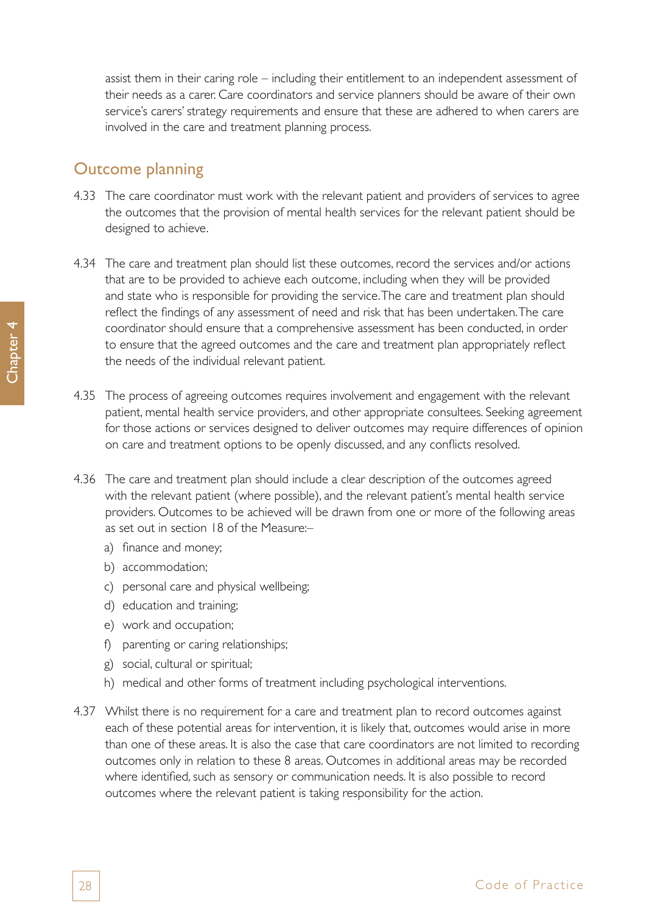assist them in their caring role – including their entitlement to an independent assessment of their needs as a carer. Care coordinators and service planners should be aware of their own service's carers' strategy requirements and ensure that these are adhered to when carers are involved in the care and treatment planning process.

## Outcome planning

4.33 The care coordinator must work with the relevant patient and providers of services to agree the outcomes that the provision of mental health services for the relevant patient should be designed to achieve.

4.34 The care and treatment plan should list these outcomes, record the services and/or actions that are to be provided to achieve each outcome, including when they will be provided and state who is responsible for providing the service. The care and treatment plan should reflect the findings of any assessment of need and risk that has been undertaken. The care coordinator should ensure that a comprehensive assessment has been conducted, in order to ensure that the agreed outcomes and the care and treatment plan appropriately reflect the needs of the individual relevant patient.

4.35 The process of agreeing outcomes requires involvement and engagement with the relevant patient, mental health service providers, and other appropriate consultees. Seeking agreement for those actions or services designed to deliver outcomes may require differences of opinion on care and treatment options to be openly discussed, and any conflicts resolved.

4.36 The care and treatment plan should include a clear description of the outcomes agreed with the relevant patient (where possible), and the relevant patient's mental health service providers. Outcomes to be achieved will be drawn from one or more of the following areas as set out in section 18 of the Measure:–

a) finance and money;
b) accommodation;
c) personal care and physical wellbeing;
d) education and training;
e) work and occupation;
f) parenting or caring relationships;
g) social, cultural or spiritual;
h) medical and other forms of treatment including psychological interventions.

4.37 Whilst there is no requirement for a care and treatment plan to record outcomes against each of these potential areas for intervention, it is likely that, outcomes would arise in more than one of these areas. It is also the case that care coordinators are not limited to recording outcomes only in relation to these 8 areas. Outcomes in additional areas may be recorded where identified, such as sensory or communication needs. It is also possible to record outcomes where the relevant patient is taking responsibility for the action.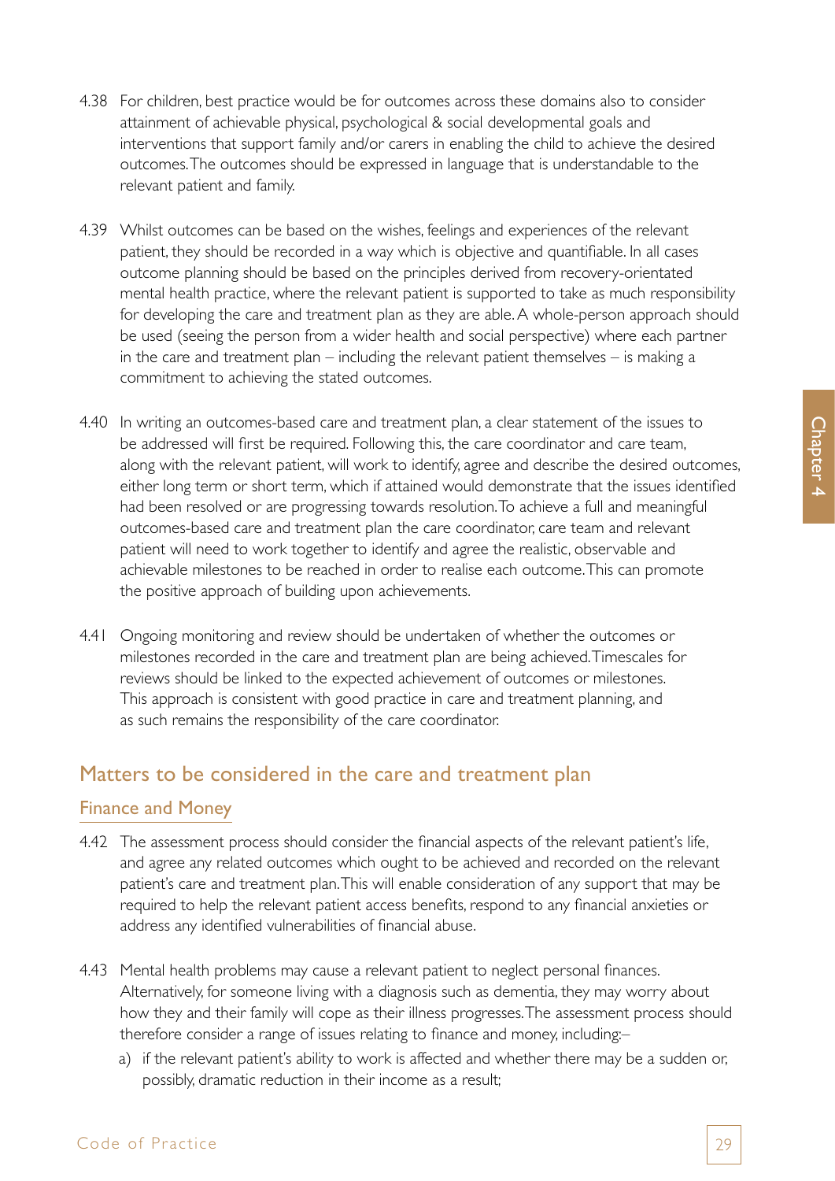4.38 For children, best practice would be for outcomes across these domains also to consider attainment of achievable physical, psychological & social developmental goals and interventions that support family and/or carers in enabling the child to achieve the desired outcomes. The outcomes should be expressed in language that is understandable to the relevant patient and family.

4.39 Whilst outcomes can be based on the wishes, feelings and experiences of the relevant patient, they should be recorded in a way which is objective and quantifiable. In all cases outcome planning should be based on the principles derived from recovery-orientated mental health practice, where the relevant patient is supported to take as much responsibility for developing the care and treatment plan as they are able. A whole-person approach should be used (seeing the person from a wider health and social perspective) where each partner in the care and treatment plan – including the relevant patient themselves – is making a commitment to achieving the stated outcomes.

4.40 In writing an outcomes-based care and treatment plan, a clear statement of the issues to be addressed will first be required. Following this, the care coordinator and care team, along with the relevant patient, will work to identify, agree and describe the desired outcomes, either long term or short term, which if attained would demonstrate that the issues identified had been resolved or are progressing towards resolution. To achieve a full and meaningful outcomes-based care and treatment plan the care coordinator, care team and relevant patient will need to work together to identify and agree the realistic, observable and achievable milestones to be reached in order to realise each outcome. This can promote the positive approach of building upon achievements.

4.41 Ongoing monitoring and review should be undertaken of whether the outcomes or milestones recorded in the care and treatment plan are being achieved. Timescales for reviews should be linked to the expected achievement of outcomes or milestones. This approach is consistent with good practice in care and treatment planning, and as such remains the responsibility of the care coordinator.

## Matters to be considered in the care and treatment plan

### Finance and Money

4.42 The assessment process should consider the financial aspects of the relevant patient's life, and agree any related outcomes which ought to be achieved and recorded on the relevant patient's care and treatment plan. This will enable consideration of any support that may be required to help the relevant patient access benefits, respond to any financial anxieties or address any identified vulnerabilities of financial abuse.

4.43 Mental health problems may cause a relevant patient to neglect personal finances. Alternatively, for someone living with a diagnosis such as dementia, they may worry about how they and their family will cope as their illness progresses. The assessment process should therefore consider a range of issues relating to finance and money, including:–

a) if the relevant patient's ability to work is affected and whether there may be a sudden or, possibly, dramatic reduction in their income as a result;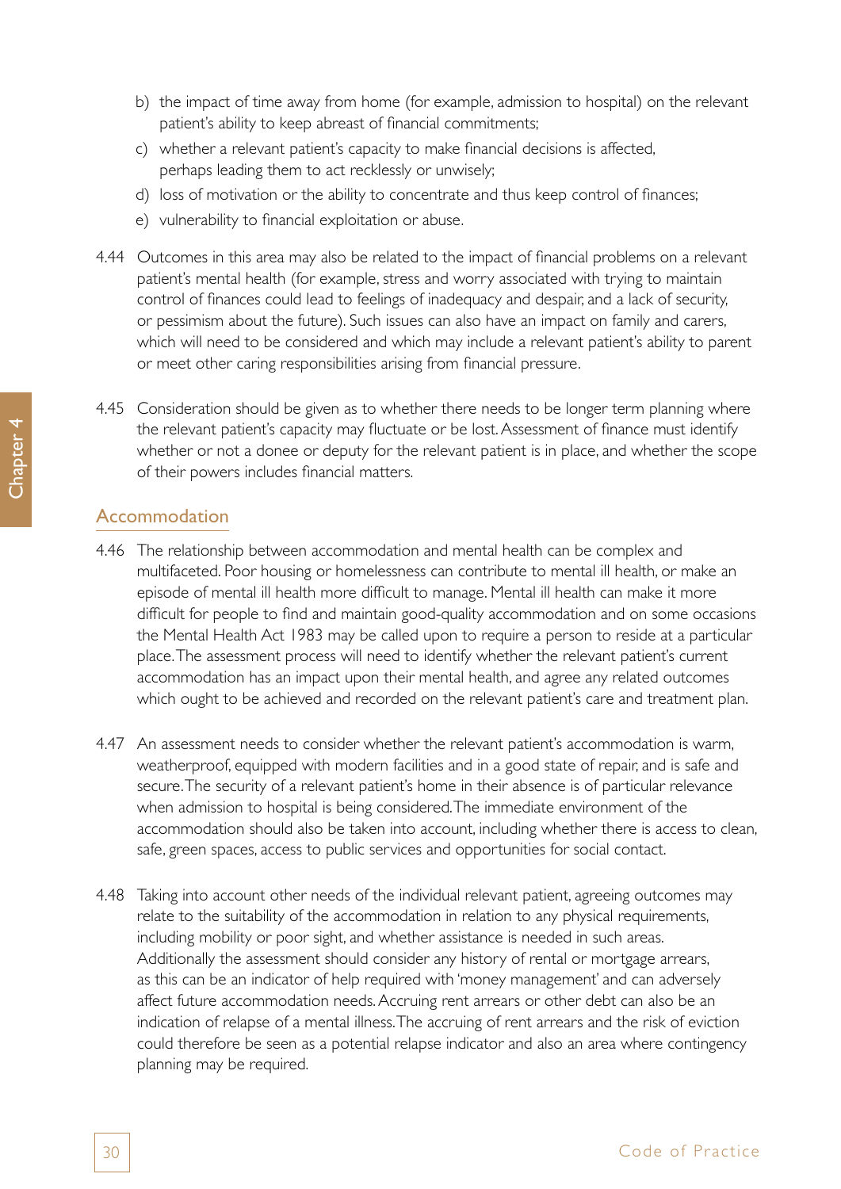b) the impact of time away from home (for example, admission to hospital) on the relevant patient's ability to keep abreast of financial commitments;
c) whether a relevant patient's capacity to make financial decisions is affected, perhaps leading them to act recklessly or unwisely;
d) loss of motivation or the ability to concentrate and thus keep control of finances;
e) vulnerability to financial exploitation or abuse.

4.44 Outcomes in this area may also be related to the impact of financial problems on a relevant patient's mental health (for example, stress and worry associated with trying to maintain control of finances could lead to feelings of inadequacy and despair, and a lack of security, or pessimism about the future). Such issues can also have an impact on family and carers, which will need to be considered and which may include a relevant patient's ability to parent or meet other caring responsibilities arising from financial pressure.

4.45 Consideration should be given as to whether there needs to be longer term planning where the relevant patient's capacity may fluctuate or be lost. Assessment of finance must identify whether or not a donee or deputy for the relevant patient is in place, and whether the scope of their powers includes financial matters.

## Accommodation

4.46 The relationship between accommodation and mental health can be complex and multifaceted. Poor housing or homelessness can contribute to mental ill health, or make an episode of mental ill health more difficult to manage. Mental ill health can make it more difficult for people to find and maintain good-quality accommodation and on some occasions the Mental Health Act 1983 may be called upon to require a person to reside at a particular place. The assessment process will need to identify whether the relevant patient's current accommodation has an impact upon their mental health, and agree any related outcomes which ought to be achieved and recorded on the relevant patient's care and treatment plan.

4.47 An assessment needs to consider whether the relevant patient's accommodation is warm, weatherproof, equipped with modern facilities and in a good state of repair, and is safe and secure. The security of a relevant patient's home in their absence is of particular relevance when admission to hospital is being considered. The immediate environment of the accommodation should also be taken into account, including whether there is access to clean, safe, green spaces, access to public services and opportunities for social contact.

4.48 Taking into account other needs of the individual relevant patient, agreeing outcomes may relate to the suitability of the accommodation in relation to any physical requirements, including mobility or poor sight, and whether assistance is needed in such areas. Additionally the assessment should consider any history of rental or mortgage arrears, as this can be an indicator of help required with 'money management' and can adversely affect future accommodation needs. Accruing rent arrears or other debt can also be an indication of relapse of a mental illness. The accruing of rent arrears and the risk of eviction could therefore be seen as a potential relapse indicator and also an area where contingency planning may be required.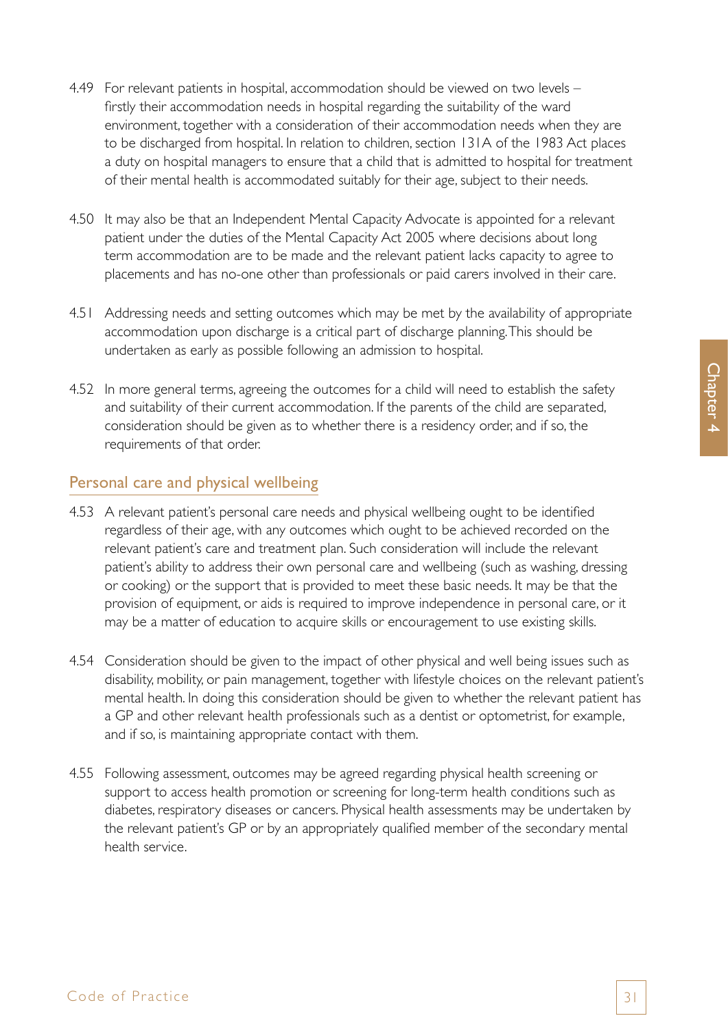4.49 For relevant patients in hospital, accommodation should be viewed on two levels – firstly their accommodation needs in hospital regarding the suitability of the ward environment, together with a consideration of their accommodation needs when they are to be discharged from hospital. In relation to children, section 131A of the 1983 Act places a duty on hospital managers to ensure that a child that is admitted to hospital for treatment of their mental health is accommodated suitably for their age, subject to their needs.

4.50 It may also be that an Independent Mental Capacity Advocate is appointed for a relevant patient under the duties of the Mental Capacity Act 2005 where decisions about long term accommodation are to be made and the relevant patient lacks capacity to agree to placements and has no-one other than professionals or paid carers involved in their care.

4.51 Addressing needs and setting outcomes which may be met by the availability of appropriate accommodation upon discharge is a critical part of discharge planning. This should be undertaken as early as possible following an admission to hospital.

4.52 In more general terms, agreeing the outcomes for a child will need to establish the safety and suitability of their current accommodation. If the parents of the child are separated, consideration should be given as to whether there is a residency order, and if so, the requirements of that order.

## Personal care and physical wellbeing

4.53 A relevant patient's personal care needs and physical wellbeing ought to be identified regardless of their age, with any outcomes which ought to be achieved recorded on the relevant patient's care and treatment plan. Such consideration will include the relevant patient's ability to address their own personal care and wellbeing (such as washing, dressing or cooking) or the support that is provided to meet these basic needs. It may be that the provision of equipment, or aids is required to improve independence in personal care, or it may be a matter of education to acquire skills or encouragement to use existing skills.

4.54 Consideration should be given to the impact of other physical and well being issues such as disability, mobility, or pain management, together with lifestyle choices on the relevant patient's mental health. In doing this consideration should be given to whether the relevant patient has a GP and other relevant health professionals such as a dentist or optometrist, for example, and if so, is maintaining appropriate contact with them.

4.55 Following assessment, outcomes may be agreed regarding physical health screening or support to access health promotion or screening for long-term health conditions such as diabetes, respiratory diseases or cancers. Physical health assessments may be undertaken by the relevant patient's GP or by an appropriately qualified member of the secondary mental health service.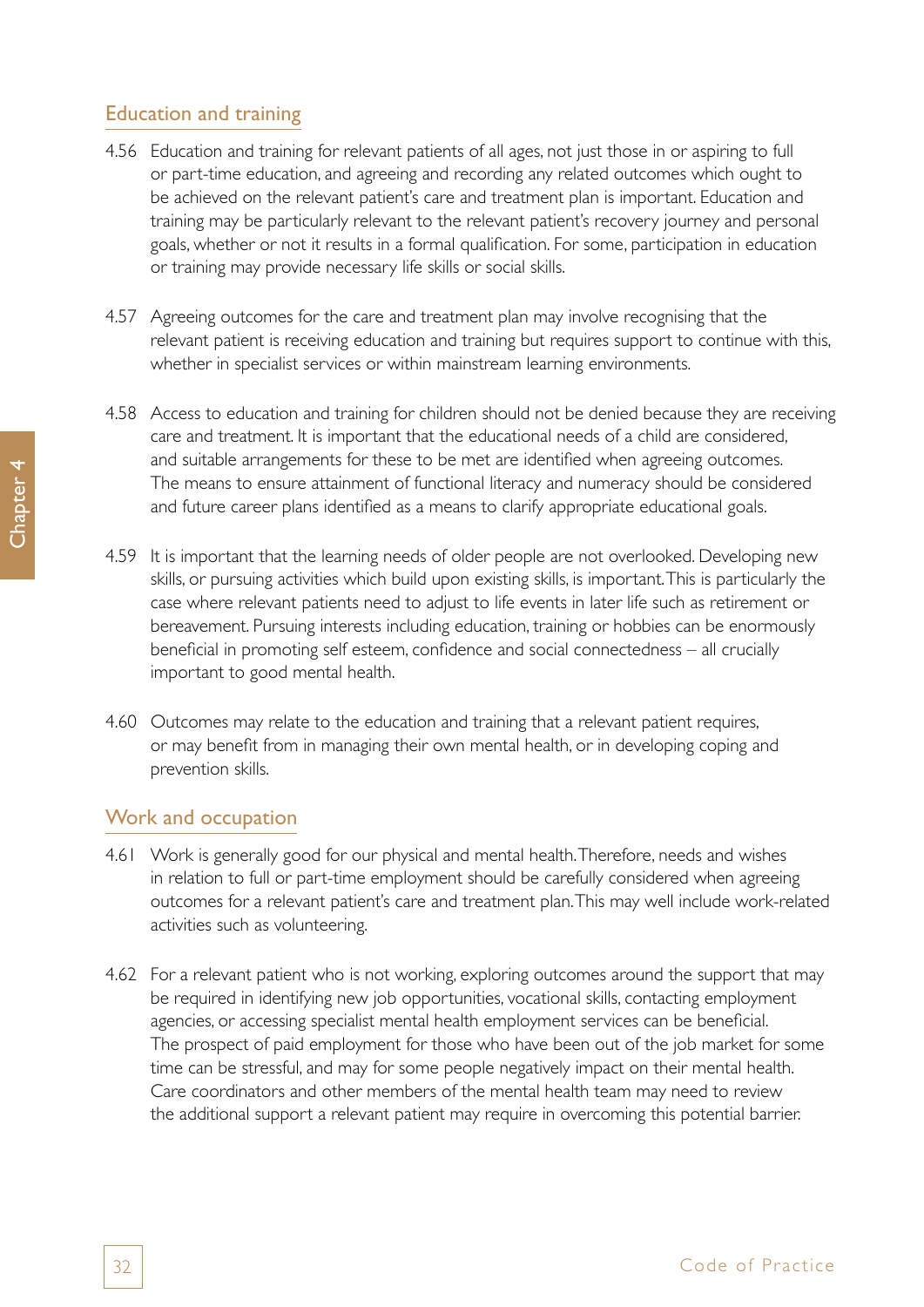## Education and training

4.56 Education and training for relevant patients of all ages, not just those in or aspiring to full or part-time education, and agreeing and recording any related outcomes which ought to be achieved on the relevant patient's care and treatment plan is important. Education and training may be particularly relevant to the relevant patient's recovery journey and personal goals, whether or not it results in a formal qualification. For some, participation in education or training may provide necessary life skills or social skills.

4.57 Agreeing outcomes for the care and treatment plan may involve recognising that the relevant patient is receiving education and training but requires support to continue with this, whether in specialist services or within mainstream learning environments.

4.58 Access to education and training for children should not be denied because they are receiving care and treatment. It is important that the educational needs of a child are considered, and suitable arrangements for these to be met are identified when agreeing outcomes. The means to ensure attainment of functional literacy and numeracy should be considered and future career plans identified as a means to clarify appropriate educational goals.

4.59 It is important that the learning needs of older people are not overlooked. Developing new skills, or pursuing activities which build upon existing skills, is important. This is particularly the case where relevant patients need to adjust to life events in later life such as retirement or bereavement. Pursuing interests including education, training or hobbies can be enormously beneficial in promoting self esteem, confidence and social connectedness – all crucially important to good mental health.

4.60 Outcomes may relate to the education and training that a relevant patient requires, or may benefit from in managing their own mental health, or in developing coping and prevention skills.

## Work and occupation

4.61 Work is generally good for our physical and mental health. Therefore, needs and wishes in relation to full or part-time employment should be carefully considered when agreeing outcomes for a relevant patient's care and treatment plan. This may well include work-related activities such as volunteering.

4.62 For a relevant patient who is not working, exploring outcomes around the support that may be required in identifying new job opportunities, vocational skills, contacting employment agencies, or accessing specialist mental health employment services can be beneficial. The prospect of paid employment for those who have been out of the job market for some time can be stressful, and may for some people negatively impact on their mental health. Care coordinators and other members of the mental health team may need to review the additional support a relevant patient may require in overcoming this potential barrier.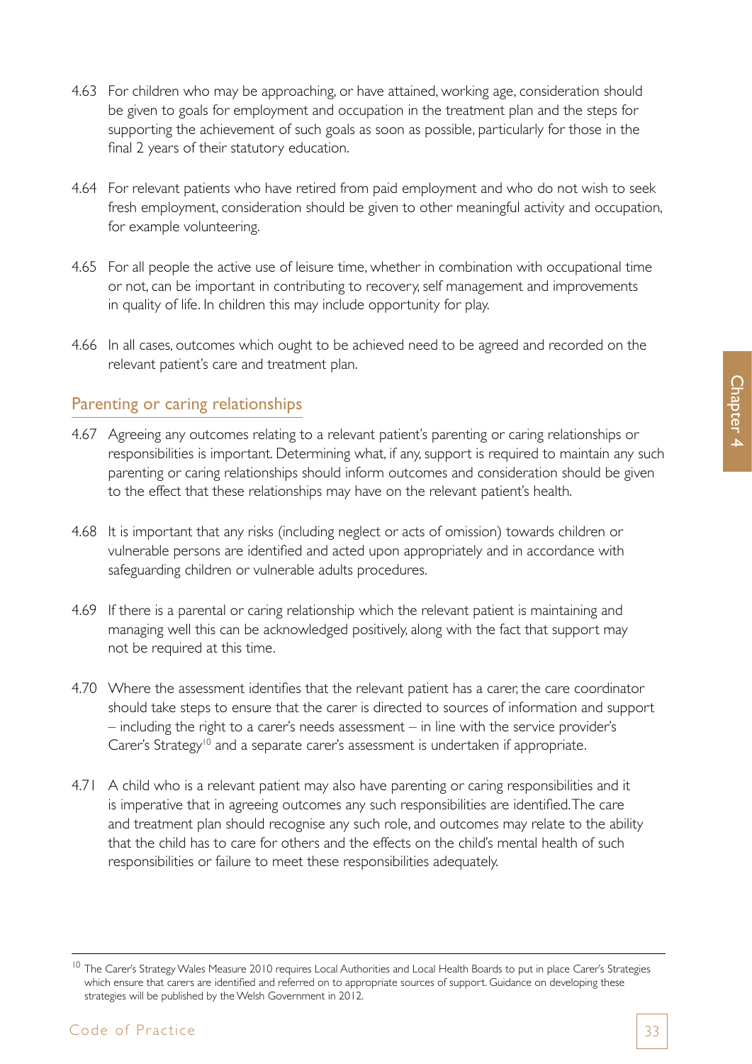4.63 For children who may be approaching, or have attained, working age, consideration should be given to goals for employment and occupation in the treatment plan and the steps for supporting the achievement of such goals as soon as possible, particularly for those in the final 2 years of their statutory education.

4.64 For relevant patients who have retired from paid employment and who do not wish to seek fresh employment, consideration should be given to other meaningful activity and occupation, for example volunteering.

4.65 For all people the active use of leisure time, whether in combination with occupational time or not, can be important in contributing to recovery, self management and improvements in quality of life. In children this may include opportunity for play.

4.66 In all cases, outcomes which ought to be achieved need to be agreed and recorded on the relevant patient's care and treatment plan.

## Parenting or caring relationships

4.67 Agreeing any outcomes relating to a relevant patient's parenting or caring relationships or responsibilities is important. Determining what, if any, support is required to maintain any such parenting or caring relationships should inform outcomes and consideration should be given to the effect that these relationships may have on the relevant patient's health.

4.68 It is important that any risks (including neglect or acts of omission) towards children or vulnerable persons are identified and acted upon appropriately and in accordance with safeguarding children or vulnerable adults procedures.

4.69 If there is a parental or caring relationship which the relevant patient is maintaining and managing well this can be acknowledged positively, along with the fact that support may not be required at this time.

4.70 Where the assessment identifies that the relevant patient has a carer, the care coordinator should take steps to ensure that the carer is directed to sources of information and support – including the right to a carer's needs assessment – in line with the service provider's Carer's Strategy[10] and a separate carer's assessment is undertaken if appropriate.

4.71 A child who is a relevant patient may also have parenting or caring responsibilities and it is imperative that in agreeing outcomes any such responsibilities are identified. The care and treatment plan should recognise any such role, and outcomes may relate to the ability that the child has to care for others and the effects on the child's mental health of such responsibilities or failure to meet these responsibilities adequately.

---

[10] The Carer's Strategy Wales Measure 2010 requires Local Authorities and Local Health Boards to put in place Carer's Strategies which ensure that carers are identified and referred on to appropriate sources of support. Guidance on developing these strategies will be published by the Welsh Government in 2012.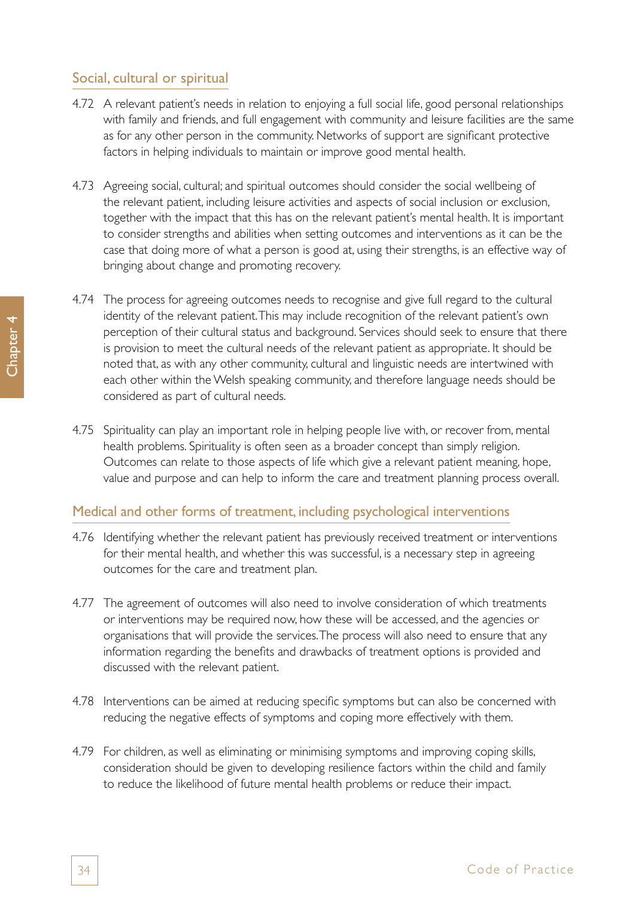## Social, cultural or spiritual

4.72 A relevant patient's needs in relation to enjoying a full social life, good personal relationships with family and friends, and full engagement with community and leisure facilities are the same as for any other person in the community. Networks of support are significant protective factors in helping individuals to maintain or improve good mental health.

4.73 Agreeing social, cultural; and spiritual outcomes should consider the social wellbeing of the relevant patient, including leisure activities and aspects of social inclusion or exclusion, together with the impact that this has on the relevant patient's mental health. It is important to consider strengths and abilities when setting outcomes and interventions as it can be the case that doing more of what a person is good at, using their strengths, is an effective way of bringing about change and promoting recovery.

4.74 The process for agreeing outcomes needs to recognise and give full regard to the cultural identity of the relevant patient. This may include recognition of the relevant patient's own perception of their cultural status and background. Services should seek to ensure that there is provision to meet the cultural needs of the relevant patient as appropriate. It should be noted that, as with any other community, cultural and linguistic needs are intertwined with each other within the Welsh speaking community, and therefore language needs should be considered as part of cultural needs.

4.75 Spirituality can play an important role in helping people live with, or recover from, mental health problems. Spirituality is often seen as a broader concept than simply religion. Outcomes can relate to those aspects of life which give a relevant patient meaning, hope, value and purpose and can help to inform the care and treatment planning process overall.

## Medical and other forms of treatment, including psychological interventions

4.76 Identifying whether the relevant patient has previously received treatment or interventions for their mental health, and whether this was successful, is a necessary step in agreeing outcomes for the care and treatment plan.

4.77 The agreement of outcomes will also need to involve consideration of which treatments or interventions may be required now, how these will be accessed, and the agencies or organisations that will provide the services. The process will also need to ensure that any information regarding the benefits and drawbacks of treatment options is provided and discussed with the relevant patient.

4.78 Interventions can be aimed at reducing specific symptoms but can also be concerned with reducing the negative effects of symptoms and coping more effectively with them.

4.79 For children, as well as eliminating or minimising symptoms and improving coping skills, consideration should be given to developing resilience factors within the child and family to reduce the likelihood of future mental health problems or reduce their impact.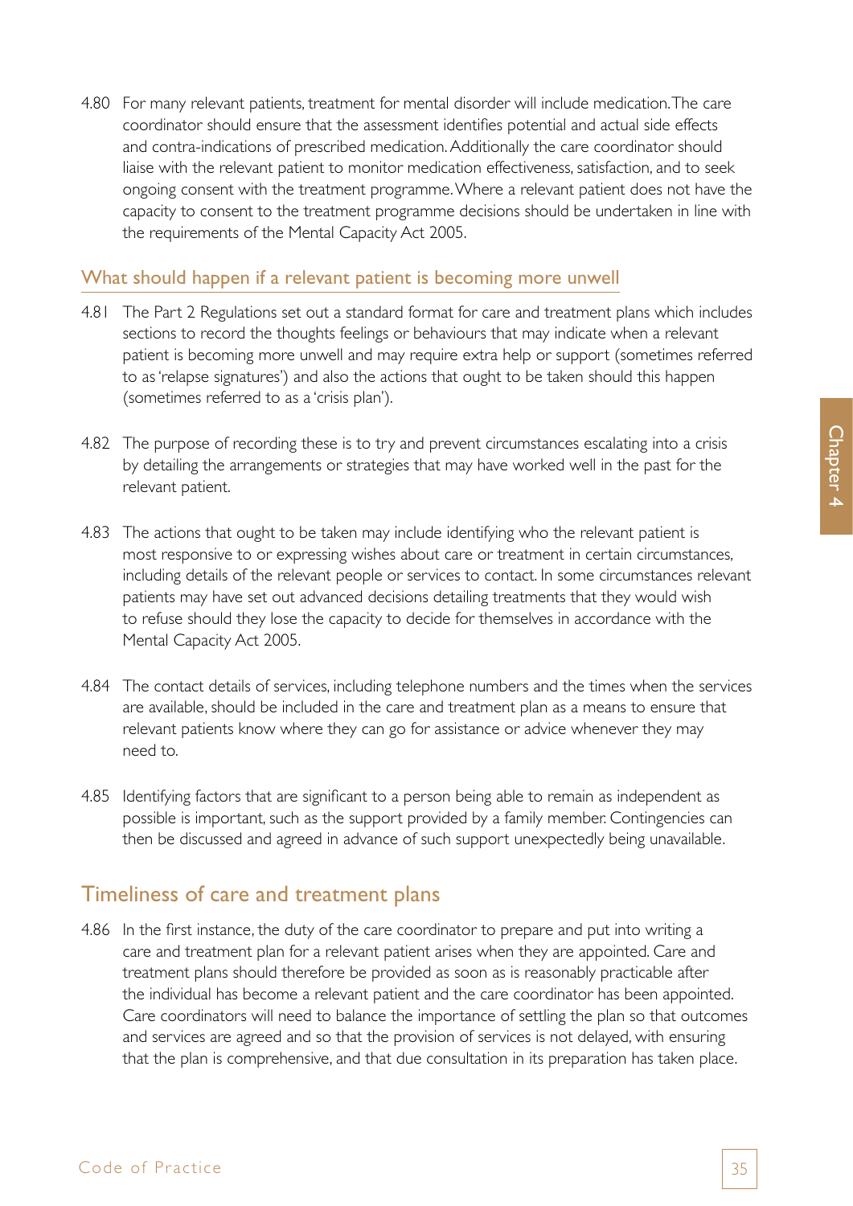4.80 For many relevant patients, treatment for mental disorder will include medication. The care coordinator should ensure that the assessment identifies potential and actual side effects and contra-indications of prescribed medication. Additionally the care coordinator should liaise with the relevant patient to monitor medication effectiveness, satisfaction, and to seek ongoing consent with the treatment programme. Where a relevant patient does not have the capacity to consent to the treatment programme decisions should be undertaken in line with the requirements of the Mental Capacity Act 2005.

### What should happen if a relevant patient is becoming more unwell

4.81 The Part 2 Regulations set out a standard format for care and treatment plans which includes sections to record the thoughts feelings or behaviours that may indicate when a relevant patient is becoming more unwell and may require extra help or support (sometimes referred to as 'relapse signatures') and also the actions that ought to be taken should this happen (sometimes referred to as a 'crisis plan').

4.82 The purpose of recording these is to try and prevent circumstances escalating into a crisis by detailing the arrangements or strategies that may have worked well in the past for the relevant patient.

4.83 The actions that ought to be taken may include identifying who the relevant patient is most responsive to or expressing wishes about care or treatment in certain circumstances, including details of the relevant people or services to contact. In some circumstances relevant patients may have set out advanced decisions detailing treatments that they would wish to refuse should they lose the capacity to decide for themselves in accordance with the Mental Capacity Act 2005.

4.84 The contact details of services, including telephone numbers and the times when the services are available, should be included in the care and treatment plan as a means to ensure that relevant patients know where they can go for assistance or advice whenever they may need to.

4.85 Identifying factors that are significant to a person being able to remain as independent as possible is important, such as the support provided by a family member. Contingencies can then be discussed and agreed in advance of such support unexpectedly being unavailable.

## Timeliness of care and treatment plans

4.86 In the first instance, the duty of the care coordinator to prepare and put into writing a care and treatment plan for a relevant patient arises when they are appointed. Care and treatment plans should therefore be provided as soon as is reasonably practicable after the individual has become a relevant patient and the care coordinator has been appointed. Care coordinators will need to balance the importance of settling the plan so that outcomes and services are agreed and so that the provision of services is not delayed, with ensuring that the plan is comprehensive, and that due consultation in its preparation has taken place.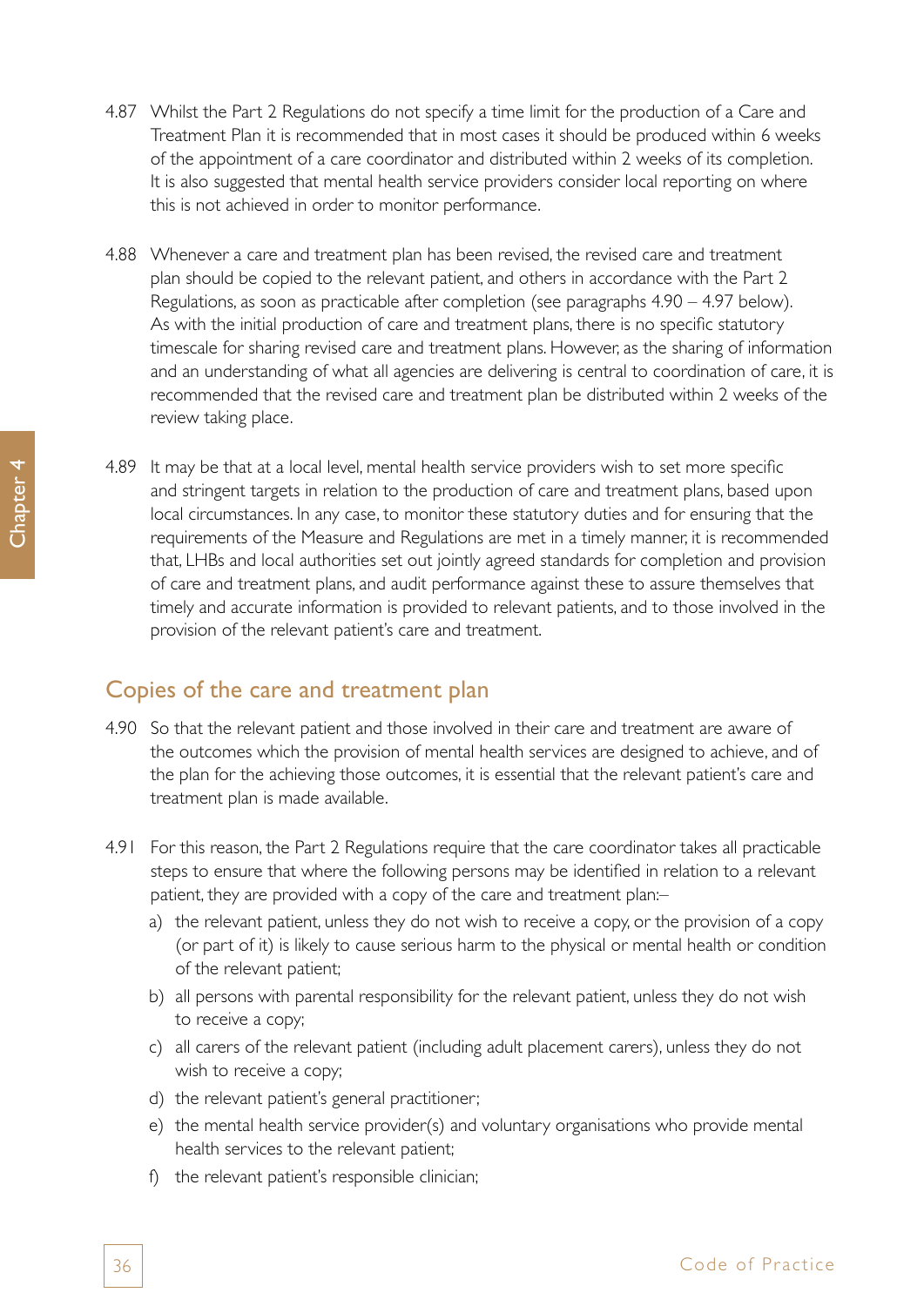4.87 Whilst the Part 2 Regulations do not specify a time limit for the production of a Care and Treatment Plan it is recommended that in most cases it should be produced within 6 weeks of the appointment of a care coordinator and distributed within 2 weeks of its completion. It is also suggested that mental health service providers consider local reporting on where this is not achieved in order to monitor performance.

4.88 Whenever a care and treatment plan has been revised, the revised care and treatment plan should be copied to the relevant patient, and others in accordance with the Part 2 Regulations, as soon as practicable after completion (see paragraphs 4.90 – 4.97 below). As with the initial production of care and treatment plans, there is no specific statutory timescale for sharing revised care and treatment plans. However, as the sharing of information and an understanding of what all agencies are delivering is central to coordination of care, it is recommended that the revised care and treatment plan be distributed within 2 weeks of the review taking place.

4.89 It may be that at a local level, mental health service providers wish to set more specific and stringent targets in relation to the production of care and treatment plans, based upon local circumstances. In any case, to monitor these statutory duties and for ensuring that the requirements of the Measure and Regulations are met in a timely manner, it is recommended that, LHBs and local authorities set out jointly agreed standards for completion and provision of care and treatment plans, and audit performance against these to assure themselves that timely and accurate information is provided to relevant patients, and to those involved in the provision of the relevant patient's care and treatment.

## Copies of the care and treatment plan

4.90 So that the relevant patient and those involved in their care and treatment are aware of the outcomes which the provision of mental health services are designed to achieve, and of the plan for the achieving those outcomes, it is essential that the relevant patient's care and treatment plan is made available.

4.91 For this reason, the Part 2 Regulations require that the care coordinator takes all practicable steps to ensure that where the following persons may be identified in relation to a relevant patient, they are provided with a copy of the care and treatment plan:–

a) the relevant patient, unless they do not wish to receive a copy, or the provision of a copy (or part of it) is likely to cause serious harm to the physical or mental health or condition of the relevant patient;

b) all persons with parental responsibility for the relevant patient, unless they do not wish to receive a copy;

c) all carers of the relevant patient (including adult placement carers), unless they do not wish to receive a copy;

d) the relevant patient's general practitioner;

e) the mental health service provider(s) and voluntary organisations who provide mental health services to the relevant patient;

f) the relevant patient's responsible clinician;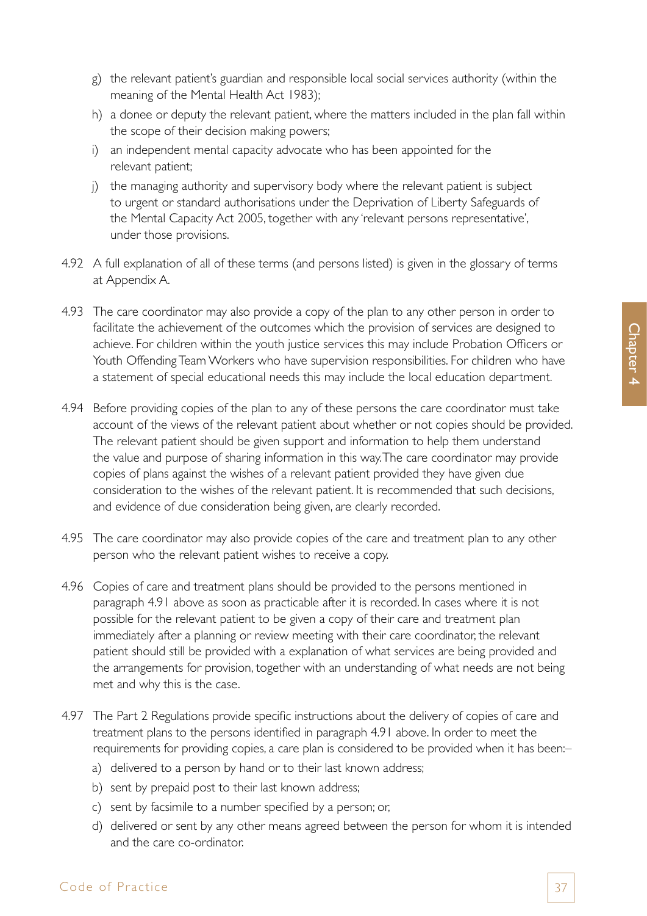g) the relevant patient's guardian and responsible local social services authority (within the meaning of the Mental Health Act 1983);

h) a donee or deputy the relevant patient, where the matters included in the plan fall within the scope of their decision making powers;

i) an independent mental capacity advocate who has been appointed for the relevant patient;

j) the managing authority and supervisory body where the relevant patient is subject to urgent or standard authorisations under the Deprivation of Liberty Safeguards of the Mental Capacity Act 2005, together with any 'relevant persons representative', under those provisions.

4.92 A full explanation of all of these terms (and persons listed) is given in the glossary of terms at Appendix A.

4.93 The care coordinator may also provide a copy of the plan to any other person in order to facilitate the achievement of the outcomes which the provision of services are designed to achieve. For children within the youth justice services this may include Probation Officers or Youth Offending Team Workers who have supervision responsibilities. For children who have a statement of special educational needs this may include the local education department.

4.94 Before providing copies of the plan to any of these persons the care coordinator must take account of the views of the relevant patient about whether or not copies should be provided. The relevant patient should be given support and information to help them understand the value and purpose of sharing information in this way. The care coordinator may provide copies of plans against the wishes of a relevant patient provided they have given due consideration to the wishes of the relevant patient. It is recommended that such decisions, and evidence of due consideration being given, are clearly recorded.

4.95 The care coordinator may also provide copies of the care and treatment plan to any other person who the relevant patient wishes to receive a copy.

4.96 Copies of care and treatment plans should be provided to the persons mentioned in paragraph 4.91 above as soon as practicable after it is recorded. In cases where it is not possible for the relevant patient to be given a copy of their care and treatment plan immediately after a planning or review meeting with their care coordinator, the relevant patient should still be provided with a explanation of what services are being provided and the arrangements for provision, together with an understanding of what needs are not being met and why this is the case.

4.97 The Part 2 Regulations provide specific instructions about the delivery of copies of care and treatment plans to the persons identified in paragraph 4.91 above. In order to meet the requirements for providing copies, a care plan is considered to be provided when it has been:–

a) delivered to a person by hand or to their last known address;

b) sent by prepaid post to their last known address;

c) sent by facsimile to a number specified by a person; or,

d) delivered or sent by any other means agreed between the person for whom it is intended and the care co-ordinator.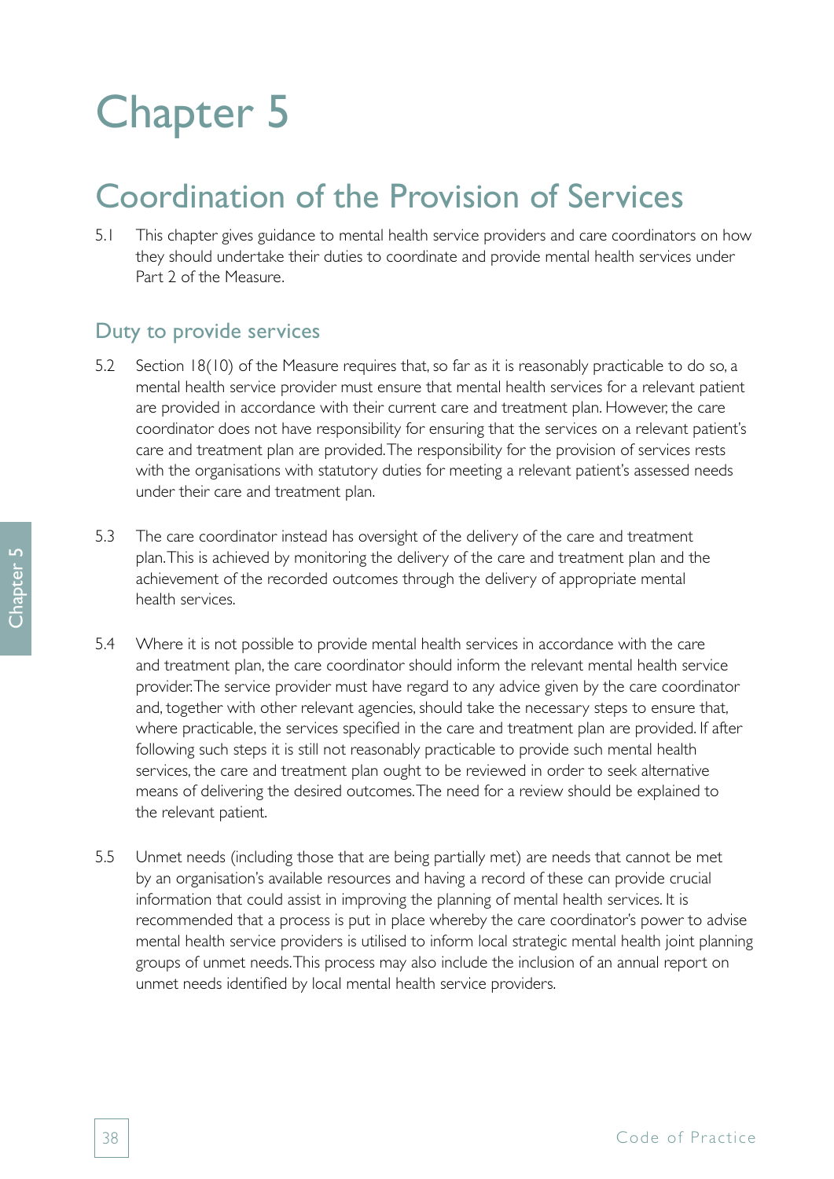# Chapter 5

## Coordination of the Provision of Services

5.1 This chapter gives guidance to mental health service providers and care coordinators on how they should undertake their duties to coordinate and provide mental health services under Part 2 of the Measure.

### Duty to provide services

5.2 Section 18(10) of the Measure requires that, so far as it is reasonably practicable to do so, a mental health service provider must ensure that mental health services for a relevant patient are provided in accordance with their current care and treatment plan. However, the care coordinator does not have responsibility for ensuring that the services on a relevant patient's care and treatment plan are provided. The responsibility for the provision of services rests with the organisations with statutory duties for meeting a relevant patient's assessed needs under their care and treatment plan.

5.3 The care coordinator instead has oversight of the delivery of the care and treatment plan. This is achieved by monitoring the delivery of the care and treatment plan and the achievement of the recorded outcomes through the delivery of appropriate mental health services.

5.4 Where it is not possible to provide mental health services in accordance with the care and treatment plan, the care coordinator should inform the relevant mental health service provider. The service provider must have regard to any advice given by the care coordinator and, together with other relevant agencies, should take the necessary steps to ensure that, where practicable, the services specified in the care and treatment plan are provided. If after following such steps it is still not reasonably practicable to provide such mental health services, the care and treatment plan ought to be reviewed in order to seek alternative means of delivering the desired outcomes. The need for a review should be explained to the relevant patient.

5.5 Unmet needs (including those that are being partially met) are needs that cannot be met by an organisation's available resources and having a record of these can provide crucial information that could assist in improving the planning of mental health services. It is recommended that a process is put in place whereby the care coordinator's power to advise mental health service providers is utilised to inform local strategic mental health joint planning groups of unmet needs. This process may also include the inclusion of an annual report on unmet needs identified by local mental health service providers.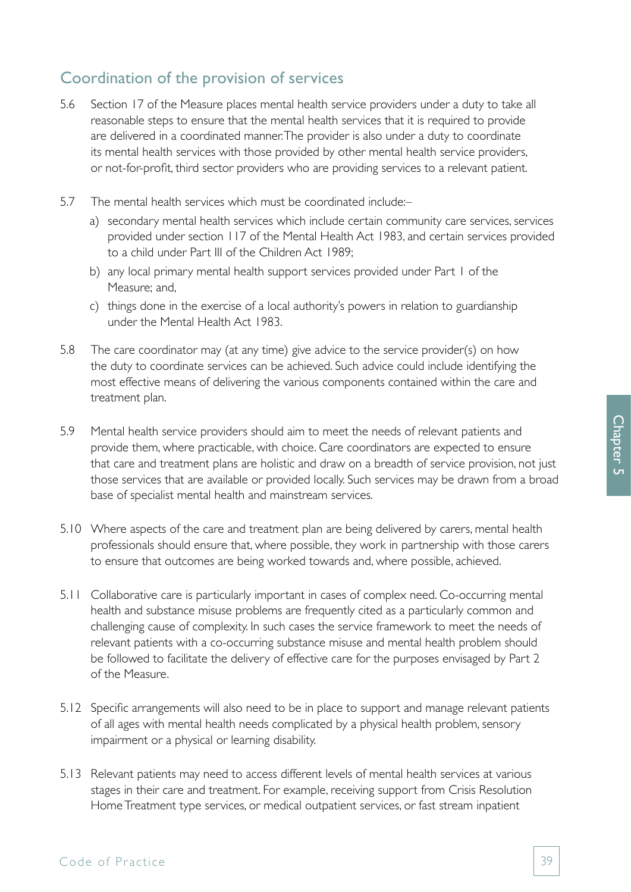## Coordination of the provision of services

5.6 Section 17 of the Measure places mental health service providers under a duty to take all reasonable steps to ensure that the mental health services that it is required to provide are delivered in a coordinated manner. The provider is also under a duty to coordinate its mental health services with those provided by other mental health service providers, or not-for-profit, third sector providers who are providing services to a relevant patient.

5.7 The mental health services which must be coordinated include:–

a) secondary mental health services which include certain community care services, services provided under section 117 of the Mental Health Act 1983, and certain services provided to a child under Part III of the Children Act 1989;

b) any local primary mental health support services provided under Part 1 of the Measure; and,

c) things done in the exercise of a local authority's powers in relation to guardianship under the Mental Health Act 1983.

5.8 The care coordinator may (at any time) give advice to the service provider(s) on how the duty to coordinate services can be achieved. Such advice could include identifying the most effective means of delivering the various components contained within the care and treatment plan.

5.9 Mental health service providers should aim to meet the needs of relevant patients and provide them, where practicable, with choice. Care coordinators are expected to ensure that care and treatment plans are holistic and draw on a breadth of service provision, not just those services that are available or provided locally. Such services may be drawn from a broad base of specialist mental health and mainstream services.

5.10 Where aspects of the care and treatment plan are being delivered by carers, mental health professionals should ensure that, where possible, they work in partnership with those carers to ensure that outcomes are being worked towards and, where possible, achieved.

5.11 Collaborative care is particularly important in cases of complex need. Co-occurring mental health and substance misuse problems are frequently cited as a particularly common and challenging cause of complexity. In such cases the service framework to meet the needs of relevant patients with a co-occurring substance misuse and mental health problem should be followed to facilitate the delivery of effective care for the purposes envisaged by Part 2 of the Measure.

5.12 Specific arrangements will also need to be in place to support and manage relevant patients of all ages with mental health needs complicated by a physical health problem, sensory impairment or a physical or learning disability.

5.13 Relevant patients may need to access different levels of mental health services at various stages in their care and treatment. For example, receiving support from Crisis Resolution Home Treatment type services, or medical outpatient services, or fast stream inpatient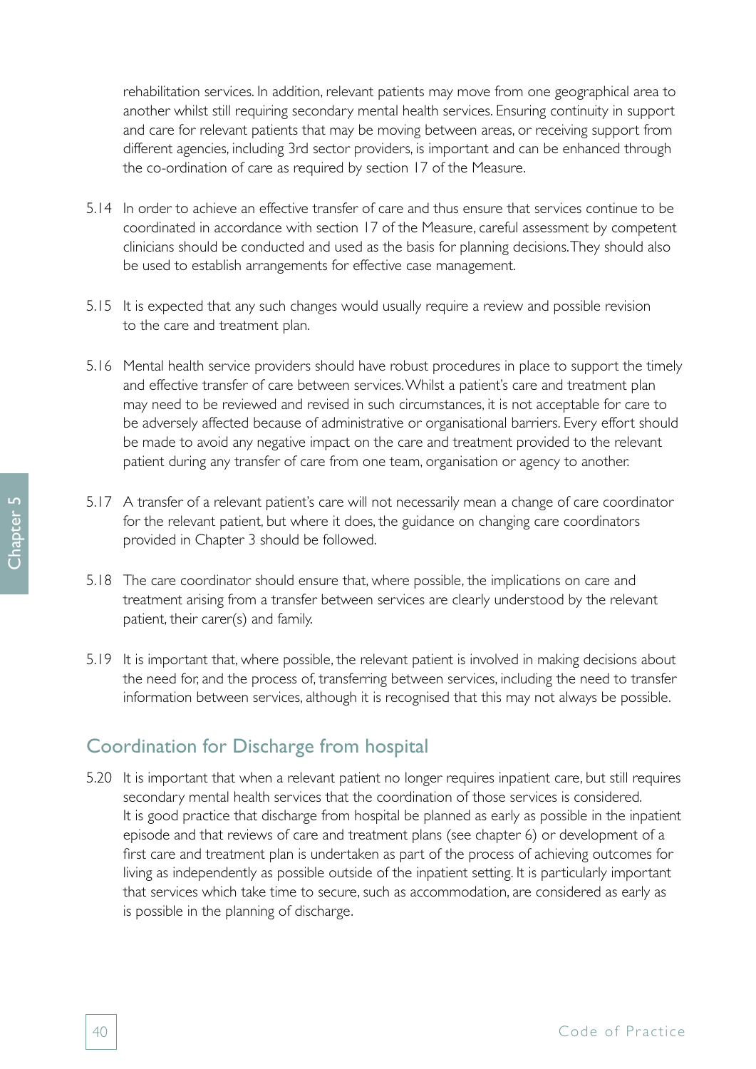rehabilitation services. In addition, relevant patients may move from one geographical area to another whilst still requiring secondary mental health services. Ensuring continuity in support and care for relevant patients that may be moving between areas, or receiving support from different agencies, including 3rd sector providers, is important and can be enhanced through the co-ordination of care as required by section 17 of the Measure.

5.14 In order to achieve an effective transfer of care and thus ensure that services continue to be coordinated in accordance with section 17 of the Measure, careful assessment by competent clinicians should be conducted and used as the basis for planning decisions. They should also be used to establish arrangements for effective case management.

5.15 It is expected that any such changes would usually require a review and possible revision to the care and treatment plan.

5.16 Mental health service providers should have robust procedures in place to support the timely and effective transfer of care between services. Whilst a patient's care and treatment plan may need to be reviewed and revised in such circumstances, it is not acceptable for care to be adversely affected because of administrative or organisational barriers. Every effort should be made to avoid any negative impact on the care and treatment provided to the relevant patient during any transfer of care from one team, organisation or agency to another.

5.17 A transfer of a relevant patient's care will not necessarily mean a change of care coordinator for the relevant patient, but where it does, the guidance on changing care coordinators provided in Chapter 3 should be followed.

5.18 The care coordinator should ensure that, where possible, the implications on care and treatment arising from a transfer between services are clearly understood by the relevant patient, their carer(s) and family.

5.19 It is important that, where possible, the relevant patient is involved in making decisions about the need for, and the process of, transferring between services, including the need to transfer information between services, although it is recognised that this may not always be possible.

## Coordination for Discharge from hospital

5.20 It is important that when a relevant patient no longer requires inpatient care, but still requires secondary mental health services that the coordination of those services is considered. It is good practice that discharge from hospital be planned as early as possible in the inpatient episode and that reviews of care and treatment plans (see chapter 6) or development of a first care and treatment plan is undertaken as part of the process of achieving outcomes for living as independently as possible outside of the inpatient setting. It is particularly important that services which take time to secure, such as accommodation, are considered as early as is possible in the planning of discharge.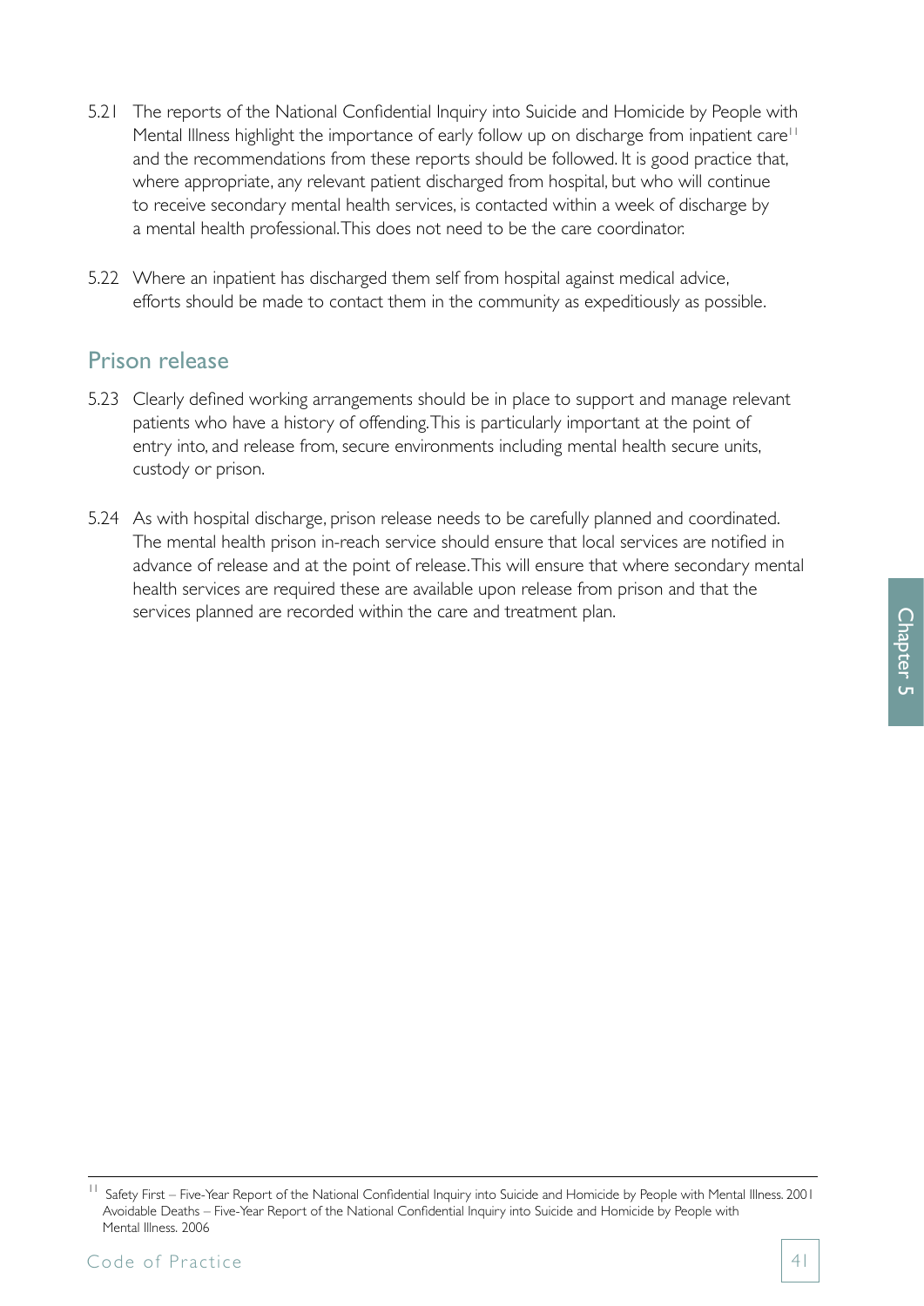5.21 The reports of the National Confidential Inquiry into Suicide and Homicide by People with Mental Illness highlight the importance of early follow up on discharge from inpatient care[11] and the recommendations from these reports should be followed. It is good practice that, where appropriate, any relevant patient discharged from hospital, but who will continue to receive secondary mental health services, is contacted within a week of discharge by a mental health professional. This does not need to be the care coordinator.

5.22 Where an inpatient has discharged them self from hospital against medical advice, efforts should be made to contact them in the community as expeditiously as possible.

## Prison release

5.23 Clearly defined working arrangements should be in place to support and manage relevant patients who have a history of offending. This is particularly important at the point of entry into, and release from, secure environments including mental health secure units, custody or prison.

5.24 As with hospital discharge, prison release needs to be carefully planned and coordinated. The mental health prison in-reach service should ensure that local services are notified in advance of release and at the point of release. This will ensure that where secondary mental health services are required these are available upon release from prison and that the services planned are recorded within the care and treatment plan.

---

[11] Safety First – Five-Year Report of the National Confidential Inquiry into Suicide and Homicide by People with Mental Illness. 2001
Avoidable Deaths – Five-Year Report of the National Confidential Inquiry into Suicide and Homicide by People with Mental Illness. 2006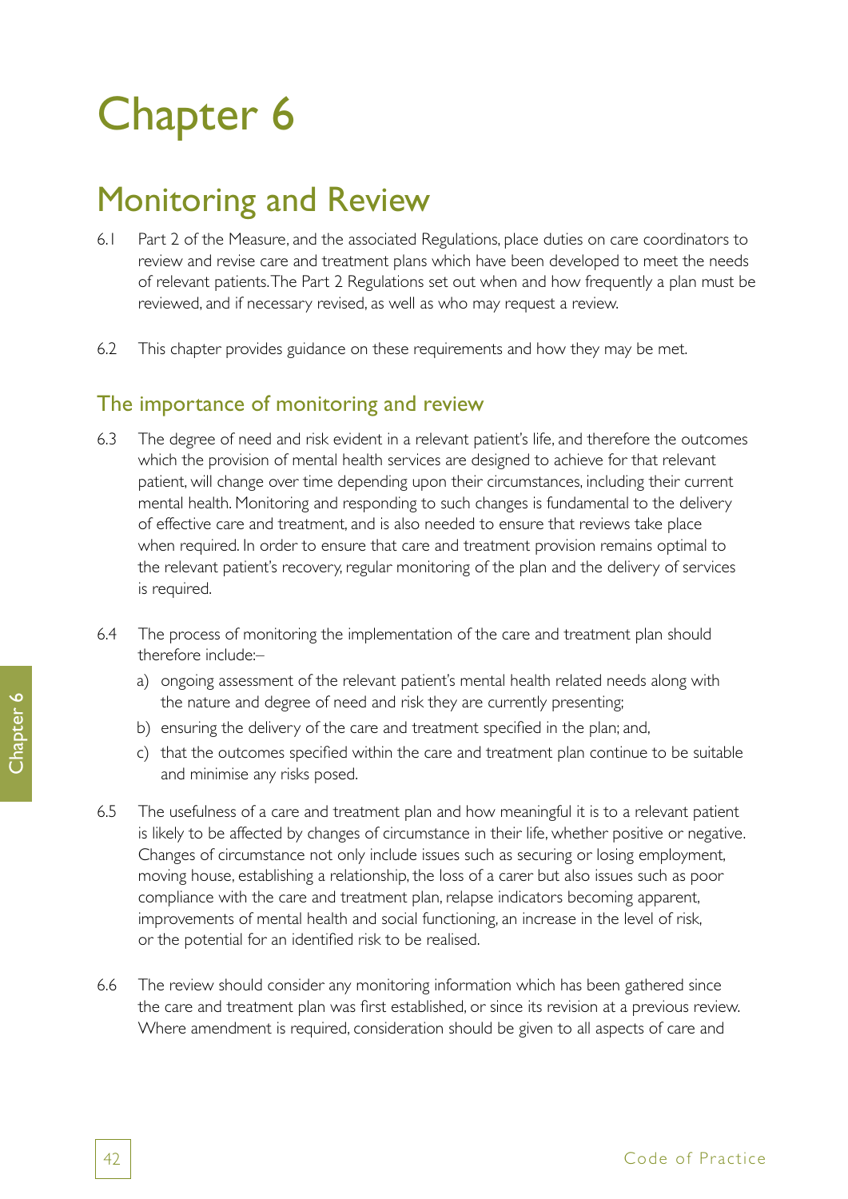# Chapter 6

## Monitoring and Review

6.1 Part 2 of the Measure, and the associated Regulations, place duties on care coordinators to review and revise care and treatment plans which have been developed to meet the needs of relevant patients. The Part 2 Regulations set out when and how frequently a plan must be reviewed, and if necessary revised, as well as who may request a review.

6.2 This chapter provides guidance on these requirements and how they may be met.

### The importance of monitoring and review

6.3 The degree of need and risk evident in a relevant patient's life, and therefore the outcomes which the provision of mental health services are designed to achieve for that relevant patient, will change over time depending upon their circumstances, including their current mental health. Monitoring and responding to such changes is fundamental to the delivery of effective care and treatment, and is also needed to ensure that reviews take place when required. In order to ensure that care and treatment provision remains optimal to the relevant patient's recovery, regular monitoring of the plan and the delivery of services is required.

6.4 The process of monitoring the implementation of the care and treatment plan should therefore include:–

a) ongoing assessment of the relevant patient's mental health related needs along with the nature and degree of need and risk they are currently presenting;

b) ensuring the delivery of the care and treatment specified in the plan; and,

c) that the outcomes specified within the care and treatment plan continue to be suitable and minimise any risks posed.

6.5 The usefulness of a care and treatment plan and how meaningful it is to a relevant patient is likely to be affected by changes of circumstance in their life, whether positive or negative. Changes of circumstance not only include issues such as securing or losing employment, moving house, establishing a relationship, the loss of a carer but also issues such as poor compliance with the care and treatment plan, relapse indicators becoming apparent, improvements of mental health and social functioning, an increase in the level of risk, or the potential for an identified risk to be realised.

6.6 The review should consider any monitoring information which has been gathered since the care and treatment plan was first established, or since its revision at a previous review. Where amendment is required, consideration should be given to all aspects of care and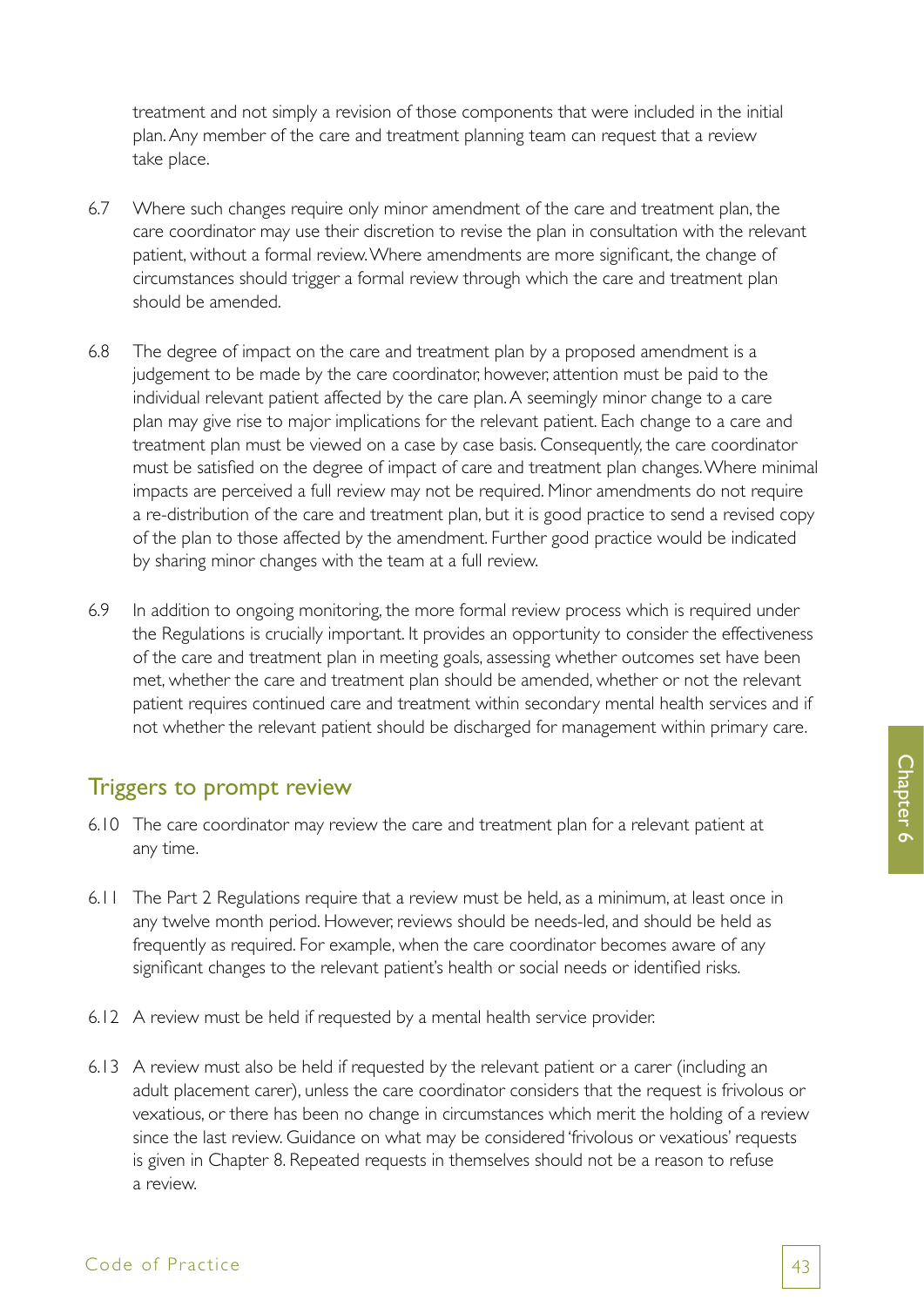treatment and not simply a revision of those components that were included in the initial plan. Any member of the care and treatment planning team can request that a review take place.

6.7 Where such changes require only minor amendment of the care and treatment plan, the care coordinator may use their discretion to revise the plan in consultation with the relevant patient, without a formal review. Where amendments are more significant, the change of circumstances should trigger a formal review through which the care and treatment plan should be amended.

6.8 The degree of impact on the care and treatment plan by a proposed amendment is a judgement to be made by the care coordinator, however, attention must be paid to the individual relevant patient affected by the care plan. A seemingly minor change to a care plan may give rise to major implications for the relevant patient. Each change to a care and treatment plan must be viewed on a case by case basis. Consequently, the care coordinator must be satisfied on the degree of impact of care and treatment plan changes. Where minimal impacts are perceived a full review may not be required. Minor amendments do not require a re-distribution of the care and treatment plan, but it is good practice to send a revised copy of the plan to those affected by the amendment. Further good practice would be indicated by sharing minor changes with the team at a full review.

6.9 In addition to ongoing monitoring, the more formal review process which is required under the Regulations is crucially important. It provides an opportunity to consider the effectiveness of the care and treatment plan in meeting goals, assessing whether outcomes set have been met, whether the care and treatment plan should be amended, whether or not the relevant patient requires continued care and treatment within secondary mental health services and if not whether the relevant patient should be discharged for management within primary care.

## Triggers to prompt review

6.10 The care coordinator may review the care and treatment plan for a relevant patient at any time.

6.11 The Part 2 Regulations require that a review must be held, as a minimum, at least once in any twelve month period. However, reviews should be needs-led, and should be held as frequently as required. For example, when the care coordinator becomes aware of any significant changes to the relevant patient's health or social needs or identified risks.

6.12 A review must be held if requested by a mental health service provider.

6.13 A review must also be held if requested by the relevant patient or a carer (including an adult placement carer), unless the care coordinator considers that the request is frivolous or vexatious, or there has been no change in circumstances which merit the holding of a review since the last review. Guidance on what may be considered 'frivolous or vexatious' requests is given in Chapter 8. Repeated requests in themselves should not be a reason to refuse a review.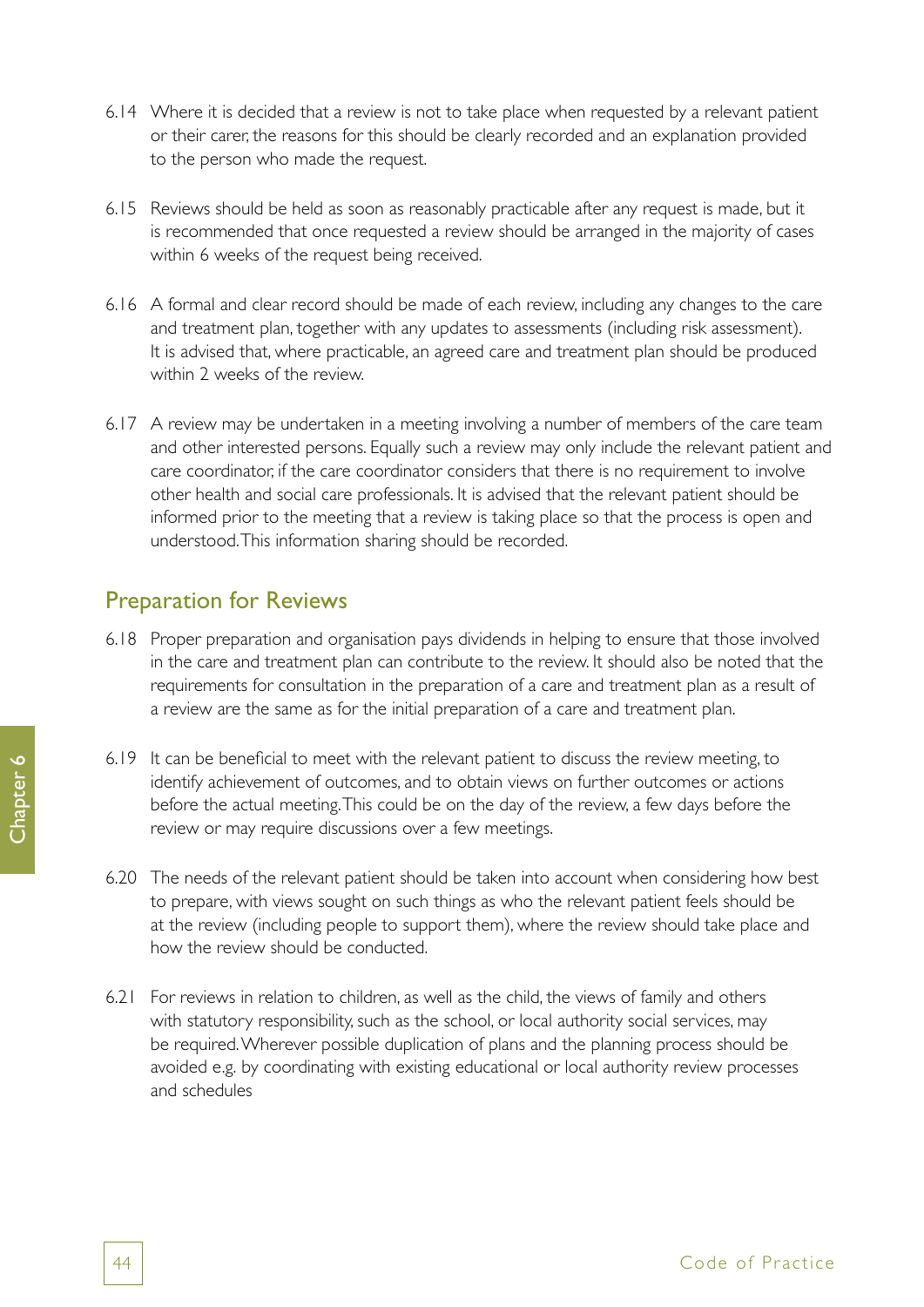6.14 Where it is decided that a review is not to take place when requested by a relevant patient or their carer, the reasons for this should be clearly recorded and an explanation provided to the person who made the request.

6.15 Reviews should be held as soon as reasonably practicable after any request is made, but it is recommended that once requested a review should be arranged in the majority of cases within 6 weeks of the request being received.

6.16 A formal and clear record should be made of each review, including any changes to the care and treatment plan, together with any updates to assessments (including risk assessment). It is advised that, where practicable, an agreed care and treatment plan should be produced within 2 weeks of the review.

6.17 A review may be undertaken in a meeting involving a number of members of the care team and other interested persons. Equally such a review may only include the relevant patient and care coordinator, if the care coordinator considers that there is no requirement to involve other health and social care professionals. It is advised that the relevant patient should be informed prior to the meeting that a review is taking place so that the process is open and understood. This information sharing should be recorded.

## Preparation for Reviews

6.18 Proper preparation and organisation pays dividends in helping to ensure that those involved in the care and treatment plan can contribute to the review. It should also be noted that the requirements for consultation in the preparation of a care and treatment plan as a result of a review are the same as for the initial preparation of a care and treatment plan.

6.19 It can be beneficial to meet with the relevant patient to discuss the review meeting, to identify achievement of outcomes, and to obtain views on further outcomes or actions before the actual meeting. This could be on the day of the review, a few days before the review or may require discussions over a few meetings.

6.20 The needs of the relevant patient should be taken into account when considering how best to prepare, with views sought on such things as who the relevant patient feels should be at the review (including people to support them), where the review should take place and how the review should be conducted.

6.21 For reviews in relation to children, as well as the child, the views of family and others with statutory responsibility, such as the school, or local authority social services, may be required. Wherever possible duplication of plans and the planning process should be avoided e.g. by coordinating with existing educational or local authority review processes and schedules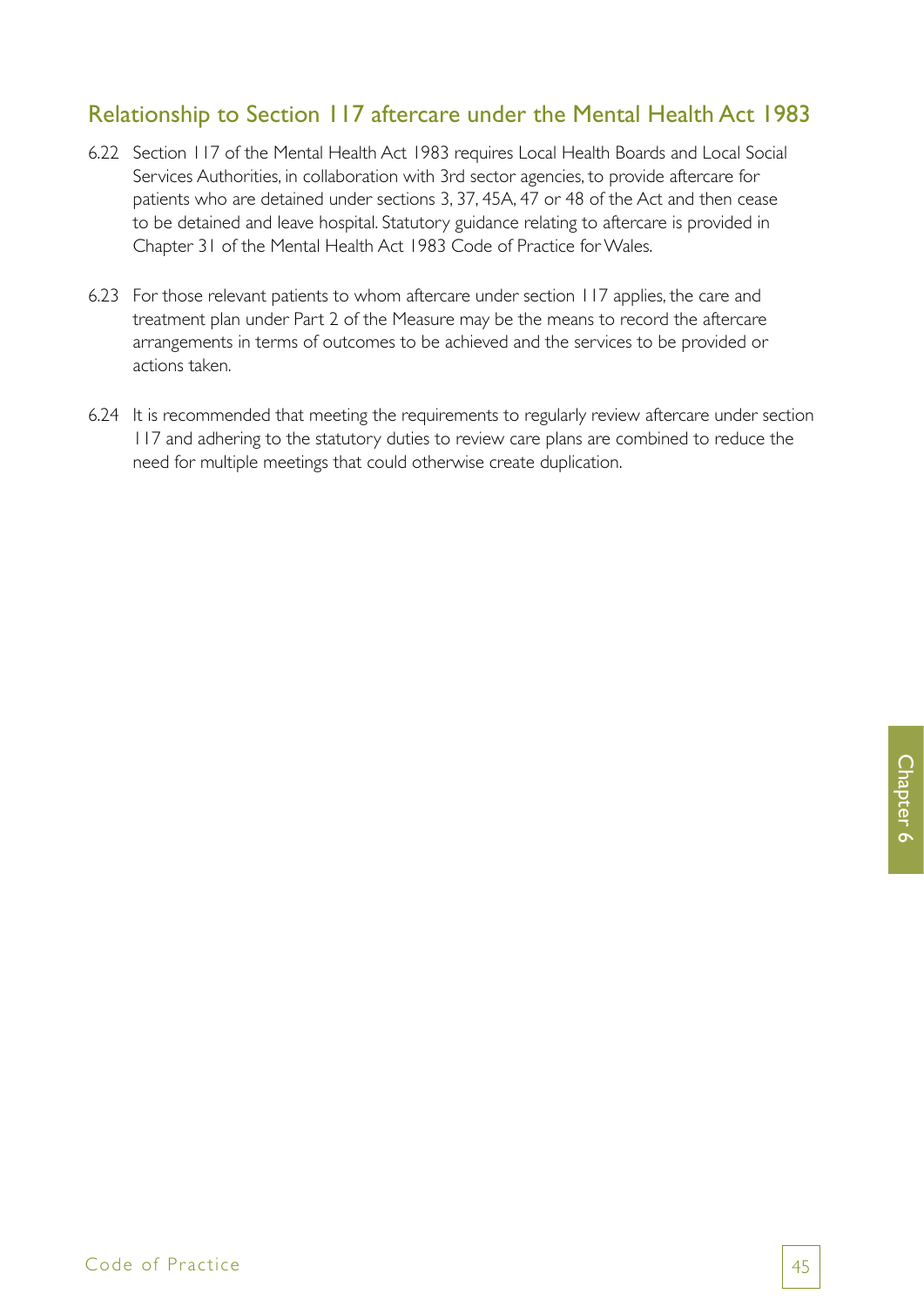## Relationship to Section 117 aftercare under the Mental Health Act 1983

6.22 Section 117 of the Mental Health Act 1983 requires Local Health Boards and Local Social Services Authorities, in collaboration with 3rd sector agencies, to provide aftercare for patients who are detained under sections 3, 37, 45A, 47 or 48 of the Act and then cease to be detained and leave hospital. Statutory guidance relating to aftercare is provided in Chapter 31 of the Mental Health Act 1983 Code of Practice for Wales.

6.23 For those relevant patients to whom aftercare under section 117 applies, the care and treatment plan under Part 2 of the Measure may be the means to record the aftercare arrangements in terms of outcomes to be achieved and the services to be provided or actions taken.

6.24 It is recommended that meeting the requirements to regularly review aftercare under section 117 and adhering to the statutory duties to review care plans are combined to reduce the need for multiple meetings that could otherwise create duplication.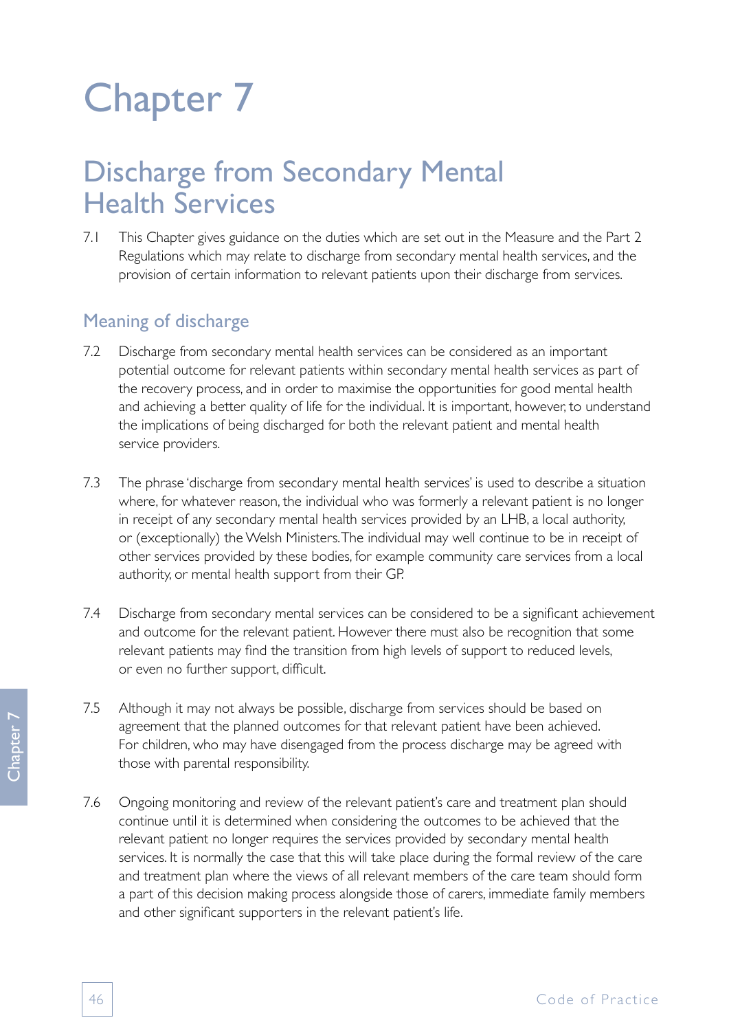# Chapter 7

## Discharge from Secondary Mental Health Services

7.1 This Chapter gives guidance on the duties which are set out in the Measure and the Part 2 Regulations which may relate to discharge from secondary mental health services, and the provision of certain information to relevant patients upon their discharge from services.

### Meaning of discharge

7.2 Discharge from secondary mental health services can be considered as an important potential outcome for relevant patients within secondary mental health services as part of the recovery process, and in order to maximise the opportunities for good mental health and achieving a better quality of life for the individual. It is important, however, to understand the implications of being discharged for both the relevant patient and mental health service providers.

7.3 The phrase 'discharge from secondary mental health services' is used to describe a situation where, for whatever reason, the individual who was formerly a relevant patient is no longer in receipt of any secondary mental health services provided by an LHB, a local authority, or (exceptionally) the Welsh Ministers. The individual may well continue to be in receipt of other services provided by these bodies, for example community care services from a local authority, or mental health support from their GP.

7.4 Discharge from secondary mental services can be considered to be a significant achievement and outcome for the relevant patient. However there must also be recognition that some relevant patients may find the transition from high levels of support to reduced levels, or even no further support, difficult.

7.5 Although it may not always be possible, discharge from services should be based on agreement that the planned outcomes for that relevant patient have been achieved. For children, who may have disengaged from the process discharge may be agreed with those with parental responsibility.

7.6 Ongoing monitoring and review of the relevant patient's care and treatment plan should continue until it is determined when considering the outcomes to be achieved that the relevant patient no longer requires the services provided by secondary mental health services. It is normally the case that this will take place during the formal review of the care and treatment plan where the views of all relevant members of the care team should form a part of this decision making process alongside those of carers, immediate family members and other significant supporters in the relevant patient's life.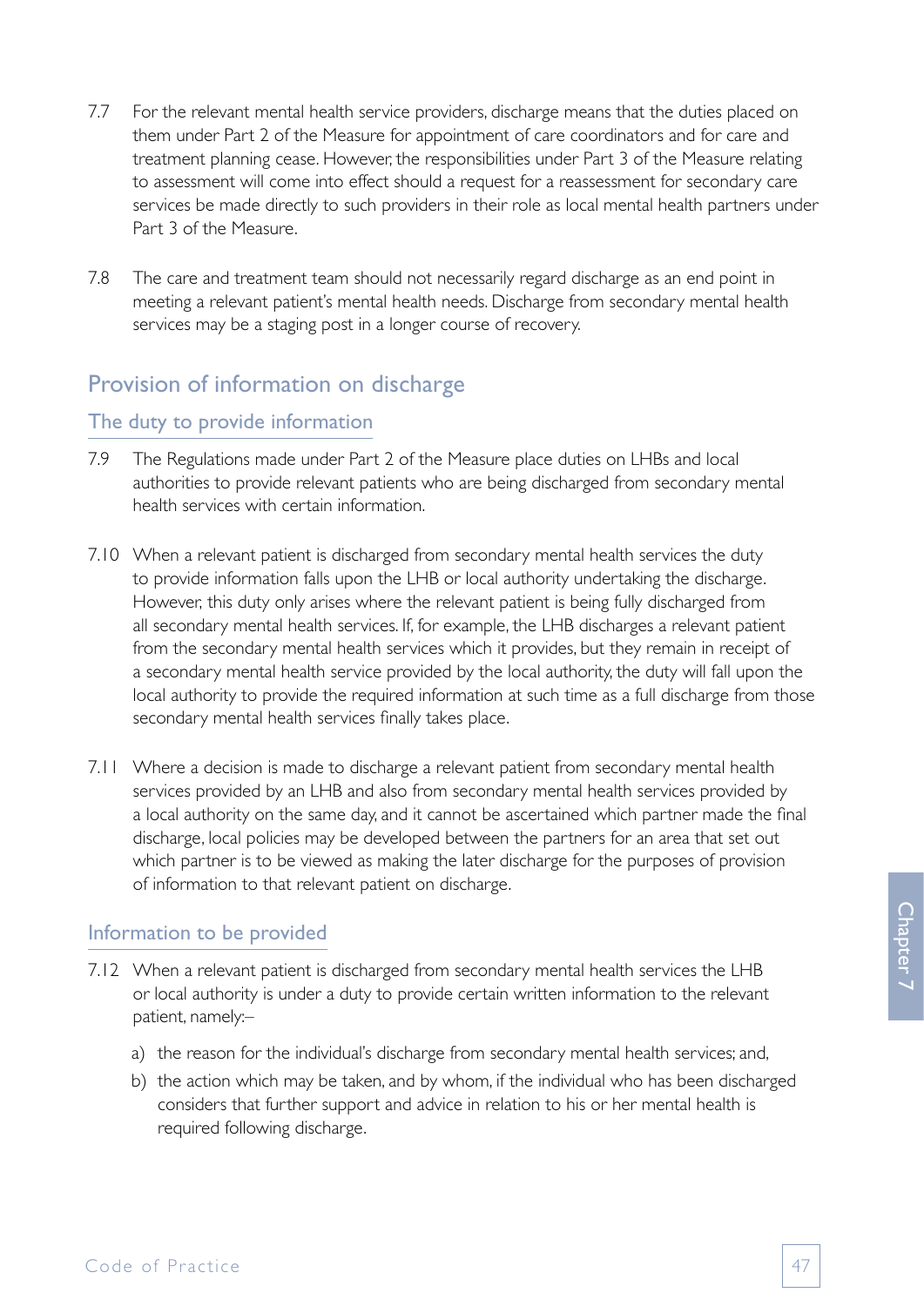7.7 For the relevant mental health service providers, discharge means that the duties placed on them under Part 2 of the Measure for appointment of care coordinators and for care and treatment planning cease. However, the responsibilities under Part 3 of the Measure relating to assessment will come into effect should a request for a reassessment for secondary care services be made directly to such providers in their role as local mental health partners under Part 3 of the Measure.

7.8 The care and treatment team should not necessarily regard discharge as an end point in meeting a relevant patient's mental health needs. Discharge from secondary mental health services may be a staging post in a longer course of recovery.

## Provision of information on discharge

### The duty to provide information

7.9 The Regulations made under Part 2 of the Measure place duties on LHBs and local authorities to provide relevant patients who are being discharged from secondary mental health services with certain information.

7.10 When a relevant patient is discharged from secondary mental health services the duty to provide information falls upon the LHB or local authority undertaking the discharge. However, this duty only arises where the relevant patient is being fully discharged from all secondary mental health services. If, for example, the LHB discharges a relevant patient from the secondary mental health services which it provides, but they remain in receipt of a secondary mental health service provided by the local authority, the duty will fall upon the local authority to provide the required information at such time as a full discharge from those secondary mental health services finally takes place.

7.11 Where a decision is made to discharge a relevant patient from secondary mental health services provided by an LHB and also from secondary mental health services provided by a local authority on the same day, and it cannot be ascertained which partner made the final discharge, local policies may be developed between the partners for an area that set out which partner is to be viewed as making the later discharge for the purposes of provision of information to that relevant patient on discharge.

### Information to be provided

7.12 When a relevant patient is discharged from secondary mental health services the LHB or local authority is under a duty to provide certain written information to the relevant patient, namely:–

a) the reason for the individual's discharge from secondary mental health services; and,

b) the action which may be taken, and by whom, if the individual who has been discharged considers that further support and advice in relation to his or her mental health is required following discharge.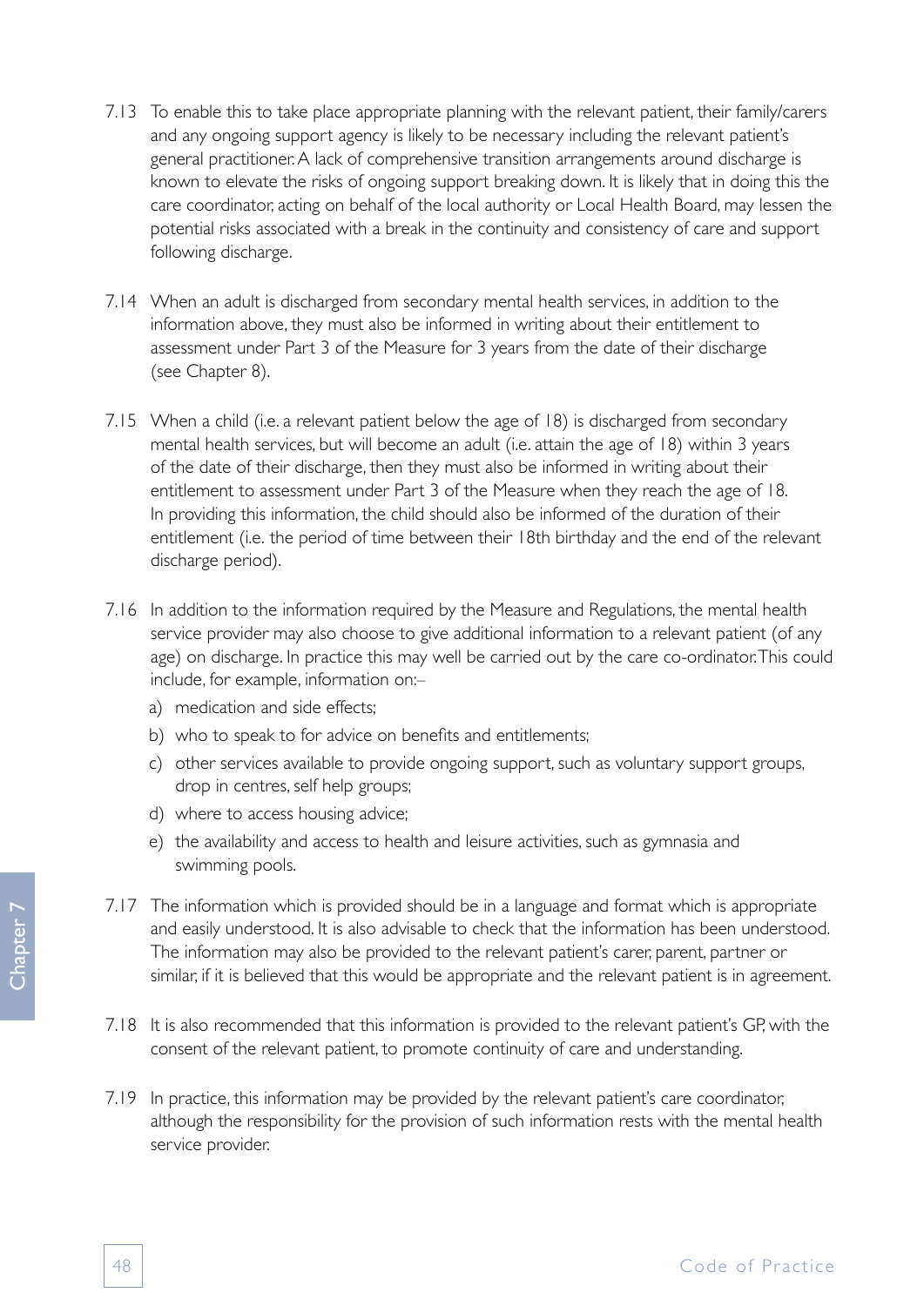7.13 To enable this to take place appropriate planning with the relevant patient, their family/carers and any ongoing support agency is likely to be necessary including the relevant patient's general practitioner. A lack of comprehensive transition arrangements around discharge is known to elevate the risks of ongoing support breaking down. It is likely that in doing this the care coordinator, acting on behalf of the local authority or Local Health Board, may lessen the potential risks associated with a break in the continuity and consistency of care and support following discharge.

7.14 When an adult is discharged from secondary mental health services, in addition to the information above, they must also be informed in writing about their entitlement to assessment under Part 3 of the Measure for 3 years from the date of their discharge (see Chapter 8).

7.15 When a child (i.e. a relevant patient below the age of 18) is discharged from secondary mental health services, but will become an adult (i.e. attain the age of 18) within 3 years of the date of their discharge, then they must also be informed in writing about their entitlement to assessment under Part 3 of the Measure when they reach the age of 18. In providing this information, the child should also be informed of the duration of their entitlement (i.e. the period of time between their 18th birthday and the end of the relevant discharge period).

7.16 In addition to the information required by the Measure and Regulations, the mental health service provider may also choose to give additional information to a relevant patient (of any age) on discharge. In practice this may well be carried out by the care co-ordinator. This could include, for example, information on:–

a) medication and side effects;
b) who to speak to for advice on benefits and entitlements;
c) other services available to provide ongoing support, such as voluntary support groups, drop in centres, self help groups;
d) where to access housing advice;
e) the availability and access to health and leisure activities, such as gymnasia and swimming pools.

7.17 The information which is provided should be in a language and format which is appropriate and easily understood. It is also advisable to check that the information has been understood. The information may also be provided to the relevant patient's carer, parent, partner or similar, if it is believed that this would be appropriate and the relevant patient is in agreement.

7.18 It is also recommended that this information is provided to the relevant patient's GP, with the consent of the relevant patient, to promote continuity of care and understanding.

7.19 In practice, this information may be provided by the relevant patient's care coordinator, although the responsibility for the provision of such information rests with the mental health service provider.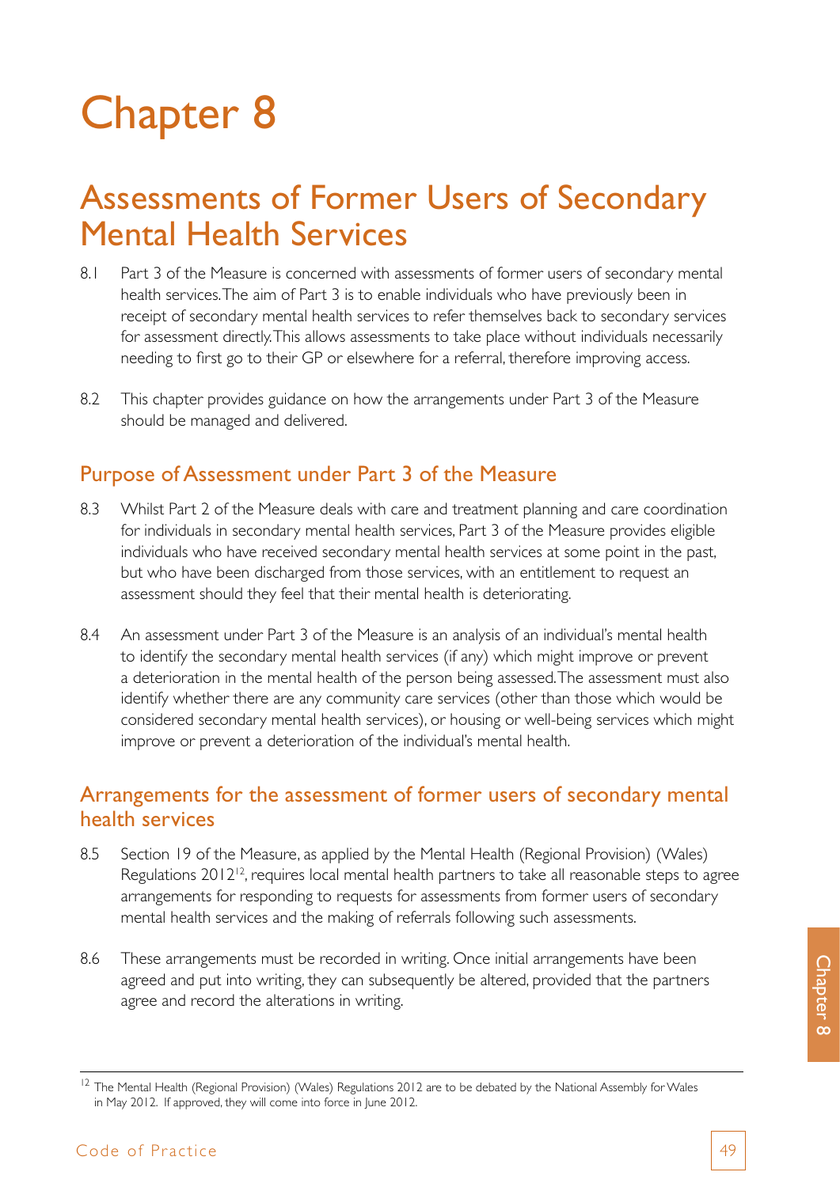# Chapter 8

## Assessments of Former Users of Secondary Mental Health Services

8.1 Part 3 of the Measure is concerned with assessments of former users of secondary mental health services. The aim of Part 3 is to enable individuals who have previously been in receipt of secondary mental health services to refer themselves back to secondary services for assessment directly. This allows assessments to take place without individuals necessarily needing to first go to their GP or elsewhere for a referral, therefore improving access.

8.2 This chapter provides guidance on how the arrangements under Part 3 of the Measure should be managed and delivered.

### Purpose of Assessment under Part 3 of the Measure

8.3 Whilst Part 2 of the Measure deals with care and treatment planning and care coordination for individuals in secondary mental health services, Part 3 of the Measure provides eligible individuals who have received secondary mental health services at some point in the past, but who have been discharged from those services, with an entitlement to request an assessment should they feel that their mental health is deteriorating.

8.4 An assessment under Part 3 of the Measure is an analysis of an individual's mental health to identify the secondary mental health services (if any) which might improve or prevent a deterioration in the mental health of the person being assessed. The assessment must also identify whether there are any community care services (other than those which would be considered secondary mental health services), or housing or well-being services which might improve or prevent a deterioration of the individual's mental health.

### Arrangements for the assessment of former users of secondary mental health services

8.5 Section 19 of the Measure, as applied by the Mental Health (Regional Provision) (Wales) Regulations 2012[12], requires local mental health partners to take all reasonable steps to agree arrangements for responding to requests for assessments from former users of secondary mental health services and the making of referrals following such assessments.

8.6 These arrangements must be recorded in writing. Once initial arrangements have been agreed and put into writing, they can subsequently be altered, provided that the partners agree and record the alterations in writing.

---

[12] The Mental Health (Regional Provision) (Wales) Regulations 2012 are to be debated by the National Assembly for Wales in May 2012. If approved, they will come into force in June 2012.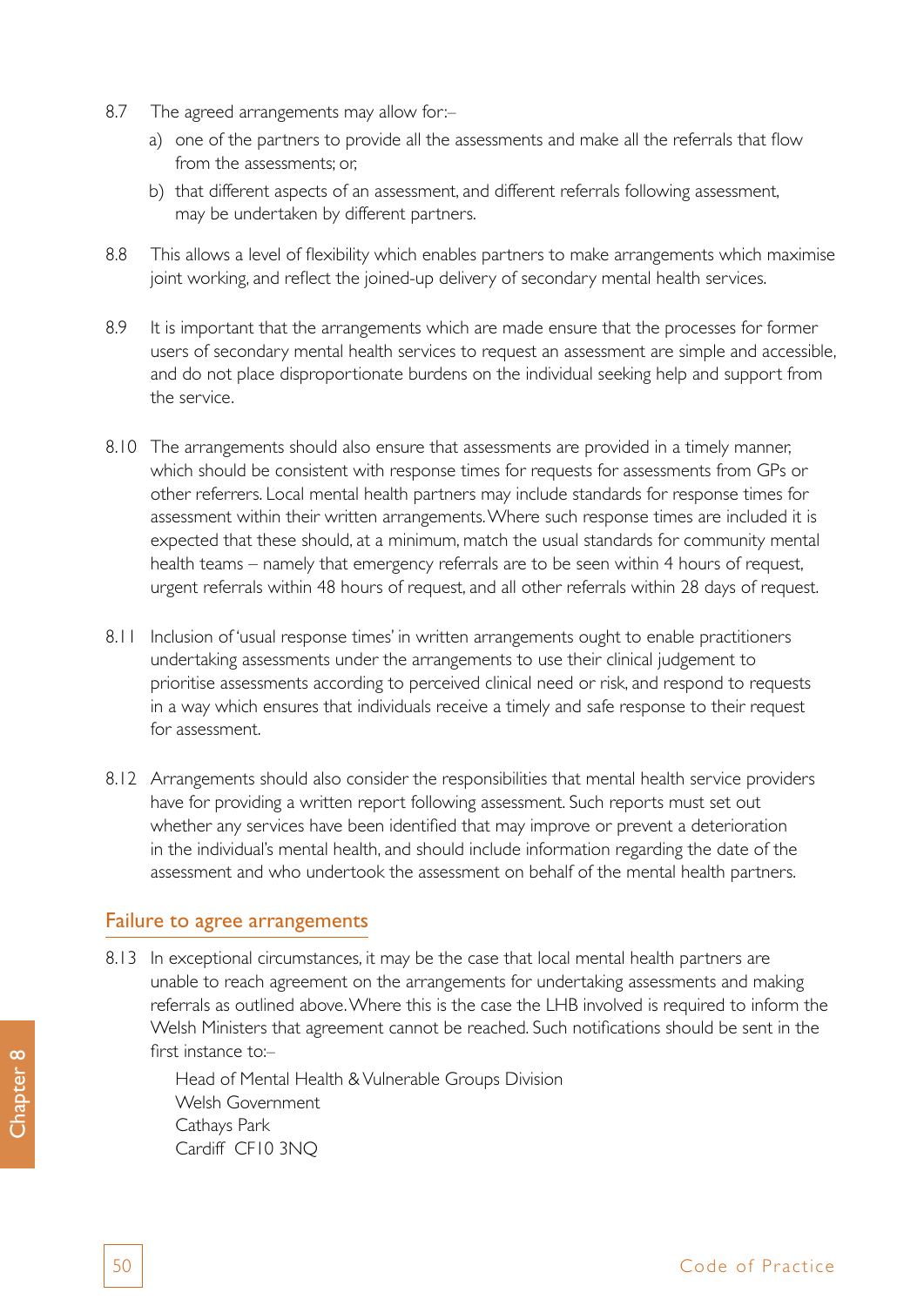8.7 The agreed arrangements may allow for:–

a) one of the partners to provide all the assessments and make all the referrals that flow from the assessments; or,

b) that different aspects of an assessment, and different referrals following assessment, may be undertaken by different partners.

8.8 This allows a level of flexibility which enables partners to make arrangements which maximise joint working, and reflect the joined-up delivery of secondary mental health services.

8.9 It is important that the arrangements which are made ensure that the processes for former users of secondary mental health services to request an assessment are simple and accessible, and do not place disproportionate burdens on the individual seeking help and support from the service.

8.10 The arrangements should also ensure that assessments are provided in a timely manner, which should be consistent with response times for requests for assessments from GPs or other referrers. Local mental health partners may include standards for response times for assessment within their written arrangements. Where such response times are included it is expected that these should, at a minimum, match the usual standards for community mental health teams – namely that emergency referrals are to be seen within 4 hours of request, urgent referrals within 48 hours of request, and all other referrals within 28 days of request.

8.11 Inclusion of 'usual response times' in written arrangements ought to enable practitioners undertaking assessments under the arrangements to use their clinical judgement to prioritise assessments according to perceived clinical need or risk, and respond to requests in a way which ensures that individuals receive a timely and safe response to their request for assessment.

8.12 Arrangements should also consider the responsibilities that mental health service providers have for providing a written report following assessment. Such reports must set out whether any services have been identified that may improve or prevent a deterioration in the individual's mental health, and should include information regarding the date of the assessment and who undertook the assessment on behalf of the mental health partners.

## Failure to agree arrangements

8.13 In exceptional circumstances, it may be the case that local mental health partners are unable to reach agreement on the arrangements for undertaking assessments and making referrals as outlined above. Where this is the case the LHB involved is required to inform the Welsh Ministers that agreement cannot be reached. Such notifications should be sent in the first instance to:–

Head of Mental Health & Vulnerable Groups Division
Welsh Government
Cathays Park
Cardiff CF10 3NQ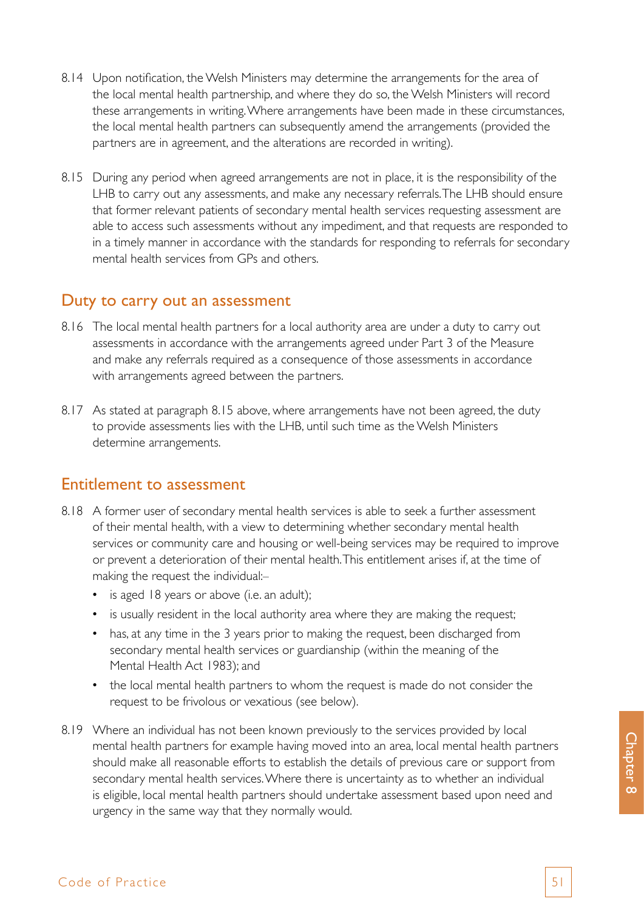8.14 Upon notification, the Welsh Ministers may determine the arrangements for the area of the local mental health partnership, and where they do so, the Welsh Ministers will record these arrangements in writing. Where arrangements have been made in these circumstances, the local mental health partners can subsequently amend the arrangements (provided the partners are in agreement, and the alterations are recorded in writing).

8.15 During any period when agreed arrangements are not in place, it is the responsibility of the LHB to carry out any assessments, and make any necessary referrals. The LHB should ensure that former relevant patients of secondary mental health services requesting assessment are able to access such assessments without any impediment, and that requests are responded to in a timely manner in accordance with the standards for responding to referrals for secondary mental health services from GPs and others.

## Duty to carry out an assessment

8.16 The local mental health partners for a local authority area are under a duty to carry out assessments in accordance with the arrangements agreed under Part 3 of the Measure and make any referrals required as a consequence of those assessments in accordance with arrangements agreed between the partners.

8.17 As stated at paragraph 8.15 above, where arrangements have not been agreed, the duty to provide assessments lies with the LHB, until such time as the Welsh Ministers determine arrangements.

## Entitlement to assessment

8.18 A former user of secondary mental health services is able to seek a further assessment of their mental health, with a view to determining whether secondary mental health services or community care and housing or well-being services may be required to improve or prevent a deterioration of their mental health. This entitlement arises if, at the time of making the request the individual:–

- is aged 18 years or above (i.e. an adult);
- is usually resident in the local authority area where they are making the request;
- has, at any time in the 3 years prior to making the request, been discharged from secondary mental health services or guardianship (within the meaning of the Mental Health Act 1983); and
- the local mental health partners to whom the request is made do not consider the request to be frivolous or vexatious (see below).

8.19 Where an individual has not been known previously to the services provided by local mental health partners for example having moved into an area, local mental health partners should make all reasonable efforts to establish the details of previous care or support from secondary mental health services. Where there is uncertainty as to whether an individual is eligible, local mental health partners should undertake assessment based upon need and urgency in the same way that they normally would.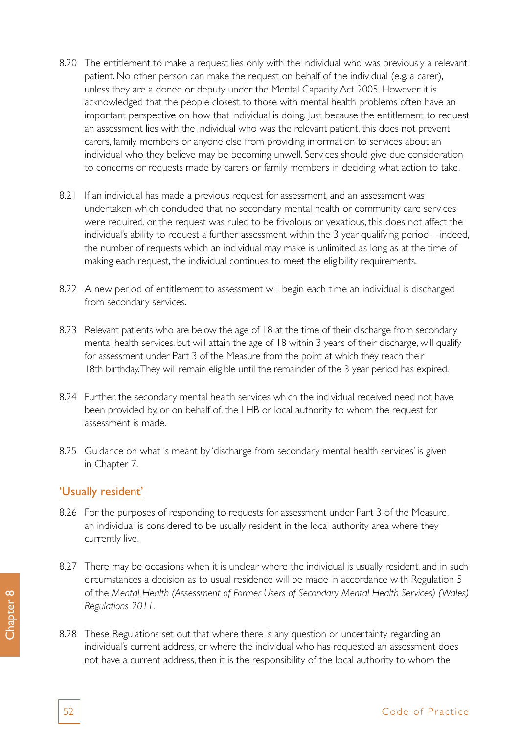8.20 The entitlement to make a request lies only with the individual who was previously a relevant patient. No other person can make the request on behalf of the individual (e.g. a carer), unless they are a donee or deputy under the Mental Capacity Act 2005. However, it is acknowledged that the people closest to those with mental health problems often have an important perspective on how that individual is doing. Just because the entitlement to request an assessment lies with the individual who was the relevant patient, this does not prevent carers, family members or anyone else from providing information to services about an individual who they believe may be becoming unwell. Services should give due consideration to concerns or requests made by carers or family members in deciding what action to take.

8.21 If an individual has made a previous request for assessment, and an assessment was undertaken which concluded that no secondary mental health or community care services were required, or the request was ruled to be frivolous or vexatious, this does not affect the individual's ability to request a further assessment within the 3 year qualifying period – indeed, the number of requests which an individual may make is unlimited, as long as at the time of making each request, the individual continues to meet the eligibility requirements.

8.22 A new period of entitlement to assessment will begin each time an individual is discharged from secondary services.

8.23 Relevant patients who are below the age of 18 at the time of their discharge from secondary mental health services, but will attain the age of 18 within 3 years of their discharge, will qualify for assessment under Part 3 of the Measure from the point at which they reach their 18th birthday. They will remain eligible until the remainder of the 3 year period has expired.

8.24 Further, the secondary mental health services which the individual received need not have been provided by, or on behalf of, the LHB or local authority to whom the request for assessment is made.

8.25 Guidance on what is meant by 'discharge from secondary mental health services' is given in Chapter 7.

## 'Usually resident'

8.26 For the purposes of responding to requests for assessment under Part 3 of the Measure, an individual is considered to be usually resident in the local authority area where they currently live.

8.27 There may be occasions when it is unclear where the individual is usually resident, and in such circumstances a decision as to usual residence will be made in accordance with Regulation 5 of the *Mental Health (Assessment of Former Users of Secondary Mental Health Services) (Wales) Regulations 2011*.

8.28 These Regulations set out that where there is any question or uncertainty regarding an individual's current address, or where the individual who has requested an assessment does not have a current address, then it is the responsibility of the local authority to whom the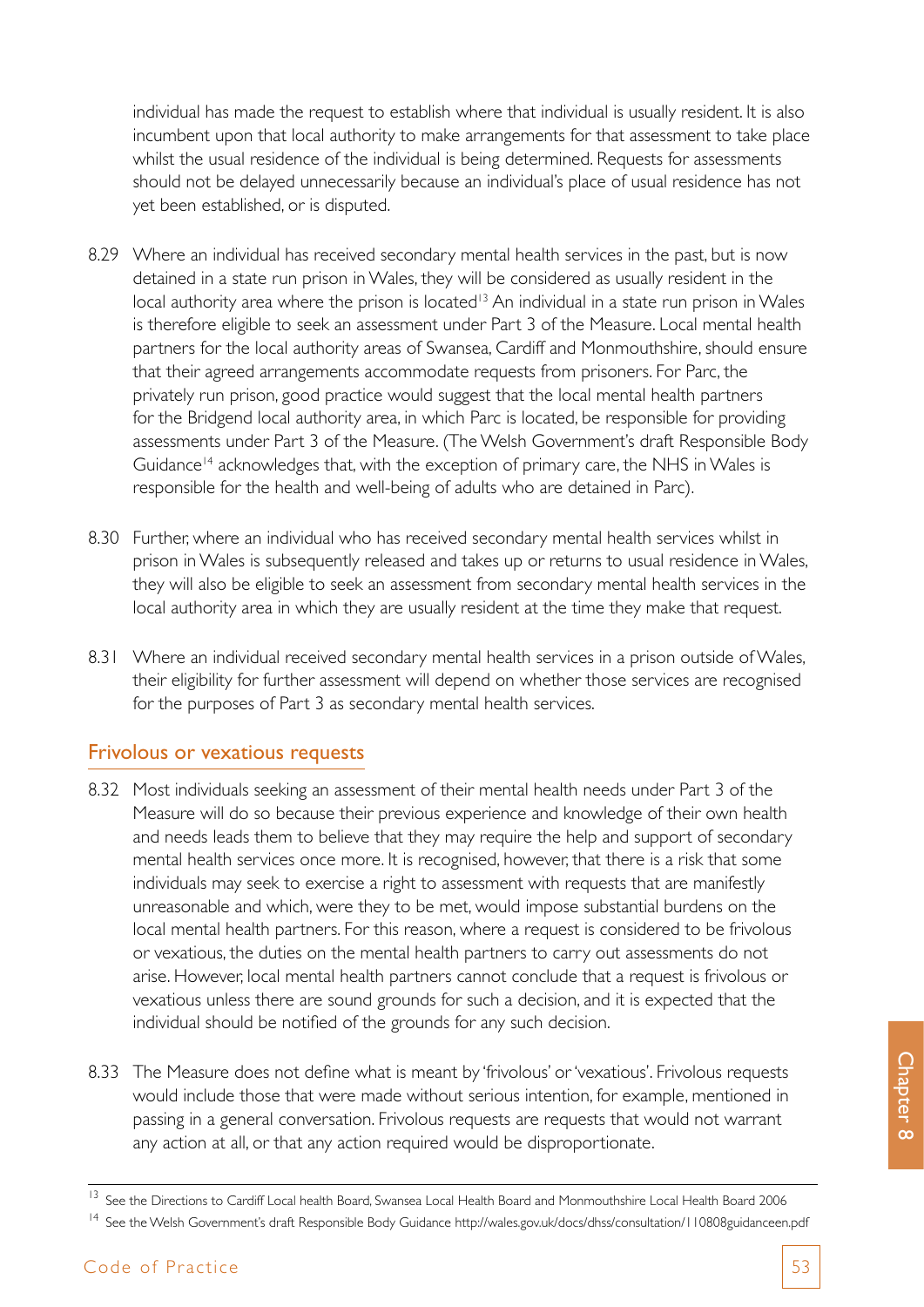individual has made the request to establish where that individual is usually resident. It is also incumbent upon that local authority to make arrangements for that assessment to take place whilst the usual residence of the individual is being determined. Requests for assessments should not be delayed unnecessarily because an individual's place of usual residence has not yet been established, or is disputed.

8.29 Where an individual has received secondary mental health services in the past, but is now detained in a state run prison in Wales, they will be considered as usually resident in the local authority area where the prison is located[13] An individual in a state run prison in Wales is therefore eligible to seek an assessment under Part 3 of the Measure. Local mental health partners for the local authority areas of Swansea, Cardiff and Monmouthshire, should ensure that their agreed arrangements accommodate requests from prisoners. For Parc, the privately run prison, good practice would suggest that the local mental health partners for the Bridgend local authority area, in which Parc is located, be responsible for providing assessments under Part 3 of the Measure. (The Welsh Government's draft Responsible Body Guidance[14] acknowledges that, with the exception of primary care, the NHS in Wales is responsible for the health and well-being of adults who are detained in Parc).

8.30 Further, where an individual who has received secondary mental health services whilst in prison in Wales is subsequently released and takes up or returns to usual residence in Wales, they will also be eligible to seek an assessment from secondary mental health services in the local authority area in which they are usually resident at the time they make that request.

8.31 Where an individual received secondary mental health services in a prison outside of Wales, their eligibility for further assessment will depend on whether those services are recognised for the purposes of Part 3 as secondary mental health services.

## Frivolous or vexatious requests

8.32 Most individuals seeking an assessment of their mental health needs under Part 3 of the Measure will do so because their previous experience and knowledge of their own health and needs leads them to believe that they may require the help and support of secondary mental health services once more. It is recognised, however, that there is a risk that some individuals may seek to exercise a right to assessment with requests that are manifestly unreasonable and which, were they to be met, would impose substantial burdens on the local mental health partners. For this reason, where a request is considered to be frivolous or vexatious, the duties on the mental health partners to carry out assessments do not arise. However, local mental health partners cannot conclude that a request is frivolous or vexatious unless there are sound grounds for such a decision, and it is expected that the individual should be notified of the grounds for any such decision.

8.33 The Measure does not define what is meant by 'frivolous' or 'vexatious'. Frivolous requests would include those that were made without serious intention, for example, mentioned in passing in a general conversation. Frivolous requests are requests that would not warrant any action at all, or that any action required would be disproportionate.

---

[13] See the Directions to Cardiff Local health Board, Swansea Local Health Board and Monmouthshire Local Health Board 2006

[14] See the Welsh Government's draft Responsible Body Guidance http://wales.gov.uk/docs/dhss/consultation/110808guidanceen.pdf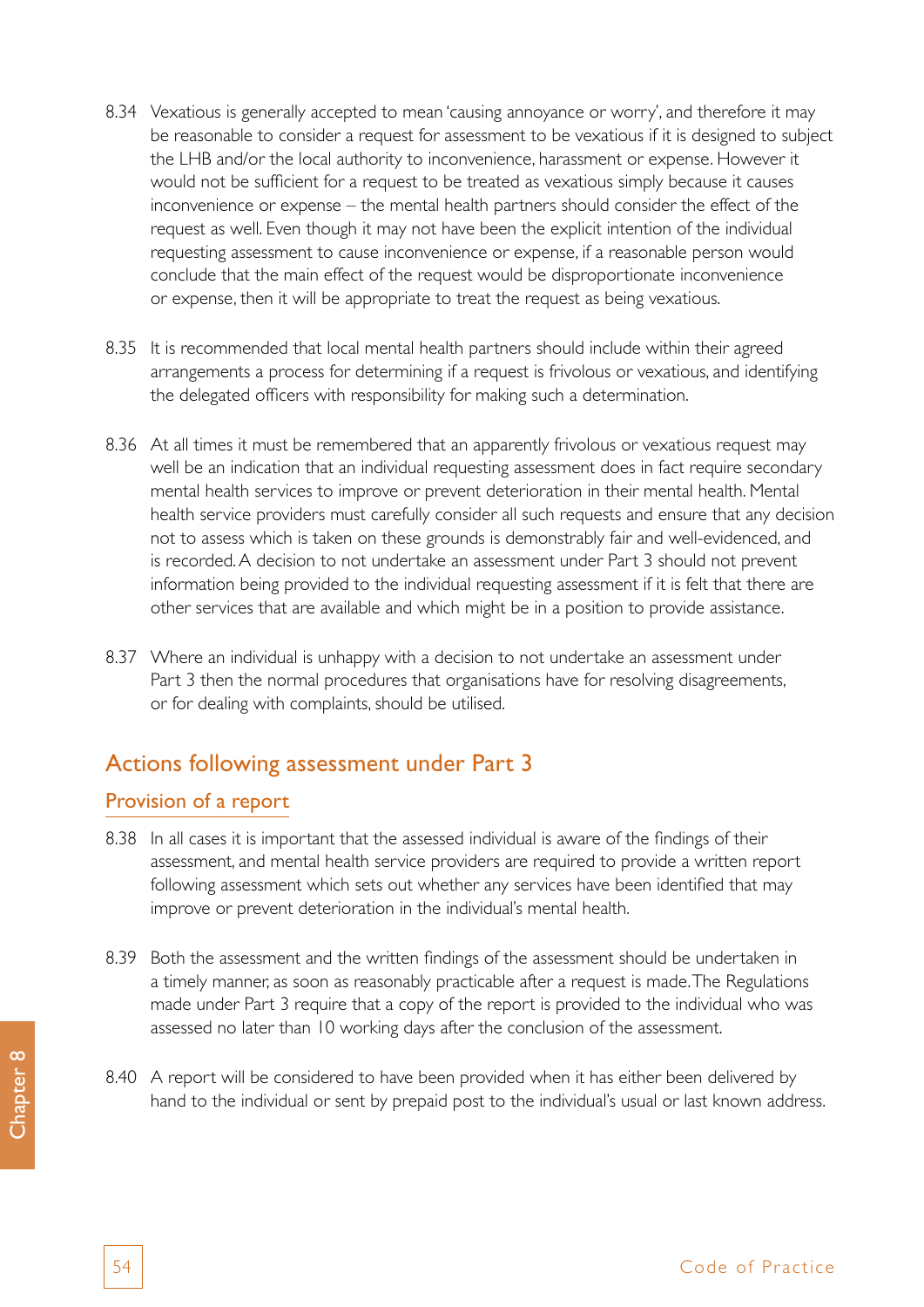8.34 Vexatious is generally accepted to mean 'causing annoyance or worry', and therefore it may be reasonable to consider a request for assessment to be vexatious if it is designed to subject the LHB and/or the local authority to inconvenience, harassment or expense. However it would not be sufficient for a request to be treated as vexatious simply because it causes inconvenience or expense – the mental health partners should consider the effect of the request as well. Even though it may not have been the explicit intention of the individual requesting assessment to cause inconvenience or expense, if a reasonable person would conclude that the main effect of the request would be disproportionate inconvenience or expense, then it will be appropriate to treat the request as being vexatious.

8.35 It is recommended that local mental health partners should include within their agreed arrangements a process for determining if a request is frivolous or vexatious, and identifying the delegated officers with responsibility for making such a determination.

8.36 At all times it must be remembered that an apparently frivolous or vexatious request may well be an indication that an individual requesting assessment does in fact require secondary mental health services to improve or prevent deterioration in their mental health. Mental health service providers must carefully consider all such requests and ensure that any decision not to assess which is taken on these grounds is demonstrably fair and well-evidenced, and is recorded. A decision to not undertake an assessment under Part 3 should not prevent information being provided to the individual requesting assessment if it is felt that there are other services that are available and which might be in a position to provide assistance.

8.37 Where an individual is unhappy with a decision to not undertake an assessment under Part 3 then the normal procedures that organisations have for resolving disagreements, or for dealing with complaints, should be utilised.

## Actions following assessment under Part 3

### Provision of a report

8.38 In all cases it is important that the assessed individual is aware of the findings of their assessment, and mental health service providers are required to provide a written report following assessment which sets out whether any services have been identified that may improve or prevent deterioration in the individual's mental health.

8.39 Both the assessment and the written findings of the assessment should be undertaken in a timely manner, as soon as reasonably practicable after a request is made. The Regulations made under Part 3 require that a copy of the report is provided to the individual who was assessed no later than 10 working days after the conclusion of the assessment.

8.40 A report will be considered to have been provided when it has either been delivered by hand to the individual or sent by prepaid post to the individual's usual or last known address.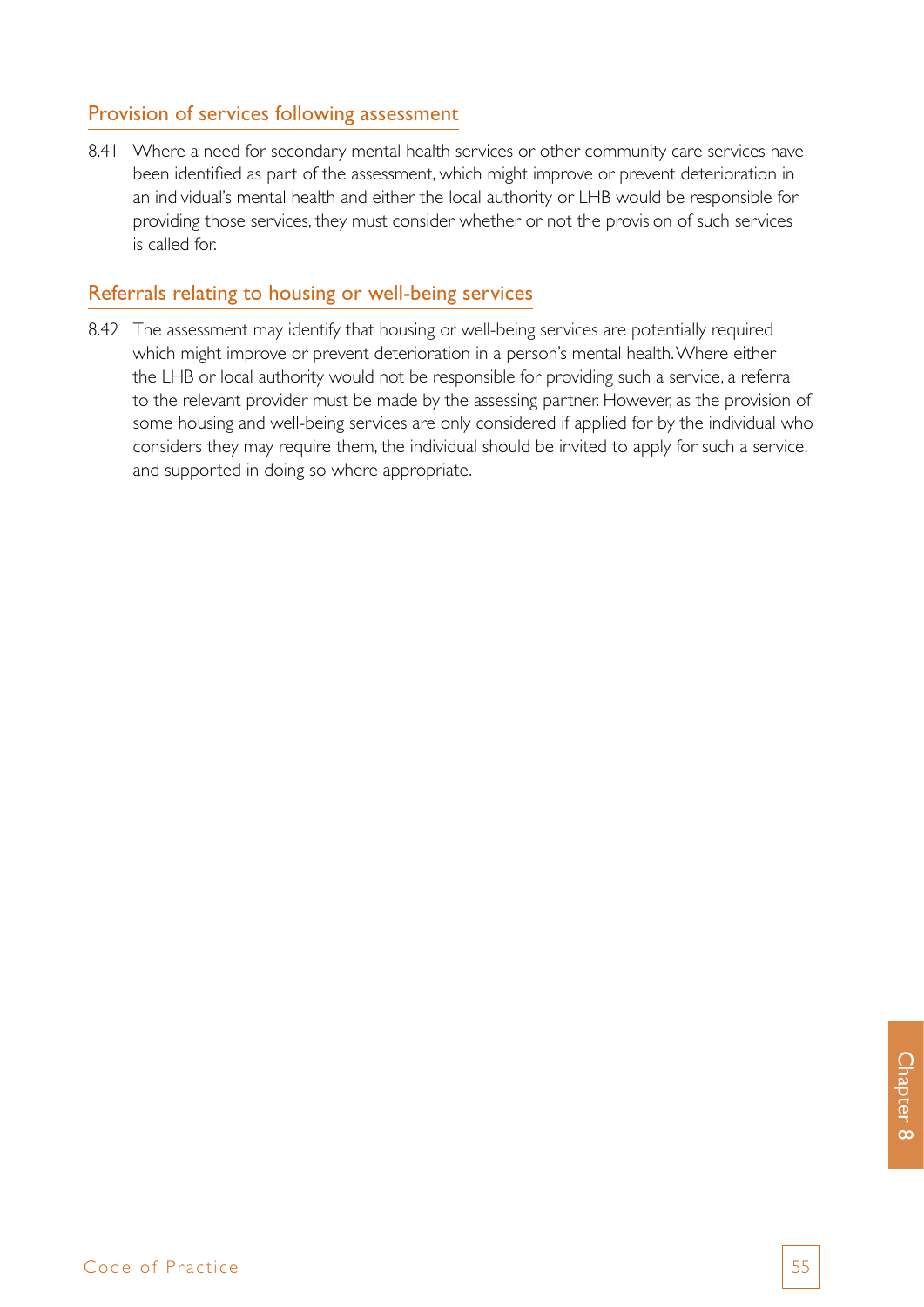## Provision of services following assessment

8.41 Where a need for secondary mental health services or other community care services have been identified as part of the assessment, which might improve or prevent deterioration in an individual's mental health and either the local authority or LHB would be responsible for providing those services, they must consider whether or not the provision of such services is called for.

## Referrals relating to housing or well-being services

8.42 The assessment may identify that housing or well-being services are potentially required which might improve or prevent deterioration in a person's mental health. Where either the LHB or local authority would not be responsible for providing such a service, a referral to the relevant provider must be made by the assessing partner. However, as the provision of some housing and well-being services are only considered if applied for by the individual who considers they may require them, the individual should be invited to apply for such a service, and supported in doing so where appropriate.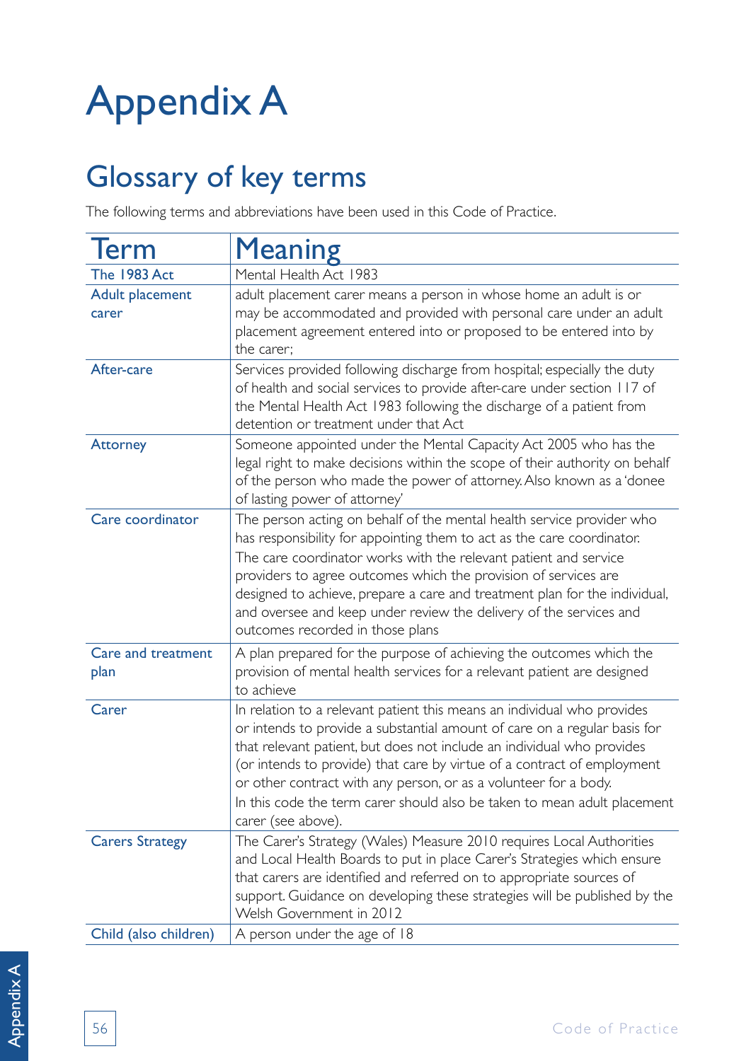# Appendix A

## Glossary of key terms

The following terms and abbreviations have been used in this Code of Practice.

| Term | Meaning |
|---|---|
| The 1983 Act | Mental Health Act 1983 |
| Adult placement carer | adult placement carer means a person in whose home an adult is or may be accommodated and provided with personal care under an adult placement agreement entered into or proposed to be entered into by the carer; |
| After-care | Services provided following discharge from hospital; especially the duty of health and social services to provide after-care under section 117 of the Mental Health Act 1983 following the discharge of a patient from detention or treatment under that Act |
| Attorney | Someone appointed under the Mental Capacity Act 2005 who has the legal right to make decisions within the scope of their authority on behalf of the person who made the power of attorney. Also known as a 'donee of lasting power of attorney' |
| Care coordinator | The person acting on behalf of the mental health service provider who has responsibility for appointing them to act as the care coordinator. The care coordinator works with the relevant patient and service providers to agree outcomes which the provision of services are designed to achieve, prepare a care and treatment plan for the individual, and oversee and keep under review the delivery of the services and outcomes recorded in those plans |
| Care and treatment plan | A plan prepared for the purpose of achieving the outcomes which the provision of mental health services for a relevant patient are designed to achieve |
| Carer | In relation to a relevant patient this means an individual who provides or intends to provide a substantial amount of care on a regular basis for that relevant patient, but does not include an individual who provides (or intends to provide) that care by virtue of a contract of employment or other contract with any person, or as a volunteer for a body.<br>In this code the term carer should also be taken to mean adult placement carer (see above). |
| Carers Strategy | The Carer's Strategy (Wales) Measure 2010 requires Local Authorities and Local Health Boards to put in place Carer's Strategies which ensure that carers are identified and referred on to appropriate sources of support. Guidance on developing these strategies will be published by the Welsh Government in 2012 |
| Child (also children) | A person under the age of 18 |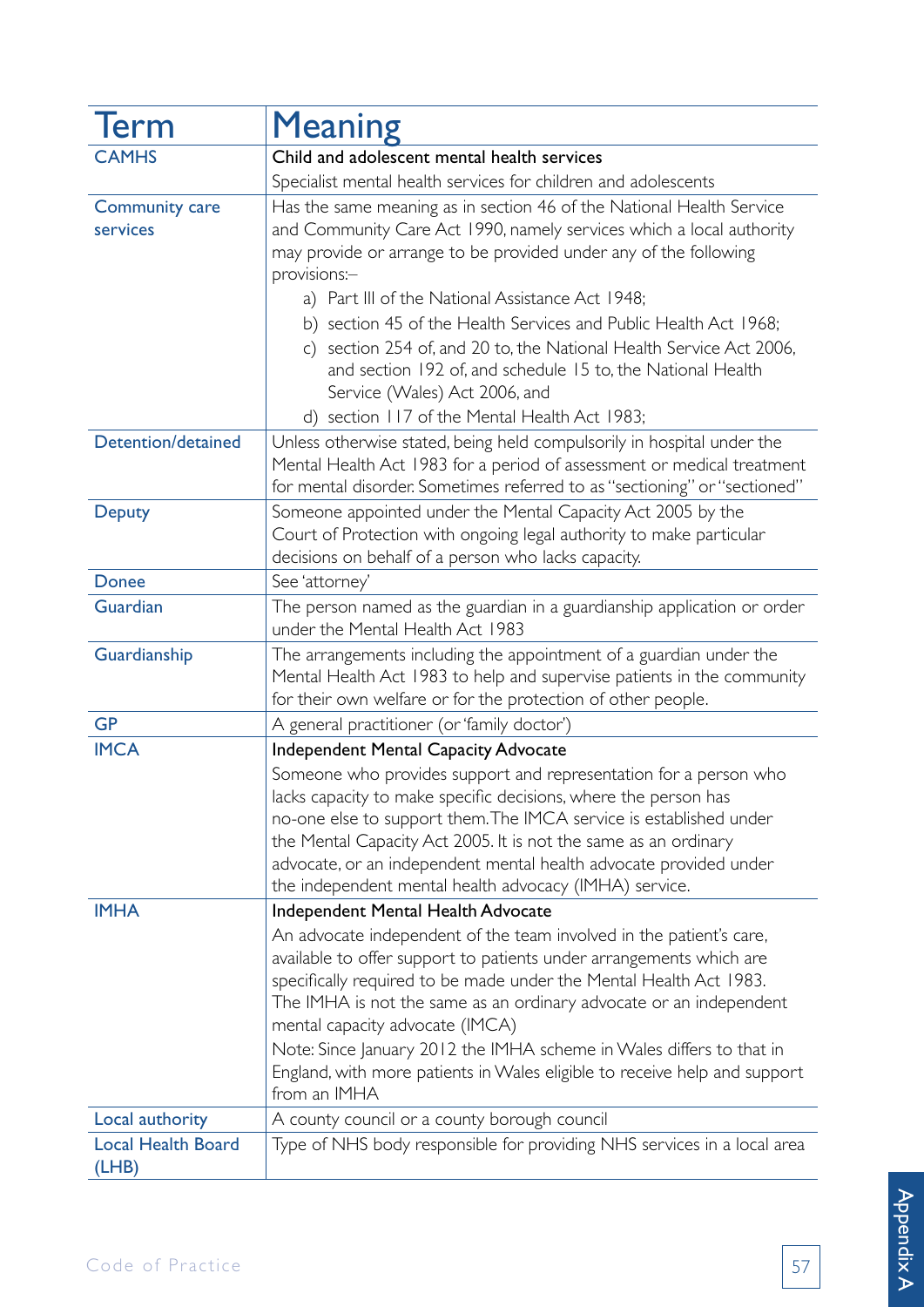| Term | Meaning |
|---|---|
| CAMHS | **Child and adolescent mental health services**<br>Specialist mental health services for children and adolescents |
| Community care services | Has the same meaning as in section 46 of the National Health Service and Community Care Act 1990, namely services which a local authority may provide or arrange to be provided under any of the following provisions:–<br>a) Part III of the National Assistance Act 1948;<br>b) section 45 of the Health Services and Public Health Act 1968;<br>c) section 254 of, and 20 to, the National Health Service Act 2006, and section 192 of, and schedule 15 to, the National Health Service (Wales) Act 2006, and<br>d) section 117 of the Mental Health Act 1983; |
| Detention/detained | Unless otherwise stated, being held compulsorily in hospital under the Mental Health Act 1983 for a period of assessment or medical treatment for mental disorder. Sometimes referred to as "sectioning" or "sectioned" |
| Deputy | Someone appointed under the Mental Capacity Act 2005 by the Court of Protection with ongoing legal authority to make particular decisions on behalf of a person who lacks capacity. |
| Donee | See 'attorney' |
| Guardian | The person named as the guardian in a guardianship application or order under the Mental Health Act 1983 |
| Guardianship | The arrangements including the appointment of a guardian under the Mental Health Act 1983 to help and supervise patients in the community for their own welfare or for the protection of other people. |
| GP | A general practitioner (or 'family doctor') |
| IMCA | **Independent Mental Capacity Advocate**<br>Someone who provides support and representation for a person who lacks capacity to make specific decisions, where the person has no-one else to support them. The IMCA service is established under the Mental Capacity Act 2005. It is not the same as an ordinary advocate, or an independent mental health advocate provided under the independent mental health advocacy (IMHA) service. |
| IMHA | **Independent Mental Health Advocate**<br>An advocate independent of the team involved in the patient's care, available to offer support to patients under arrangements which are specifically required to be made under the Mental Health Act 1983. The IMHA is not the same as an ordinary advocate or an independent mental capacity advocate (IMCA)<br>Note: Since January 2012 the IMHA scheme in Wales differs to that in England, with more patients in Wales eligible to receive help and support from an IMHA |
| Local authority | A county council or a county borough council |
| Local Health Board (LHB) | Type of NHS body responsible for providing NHS services in a local area |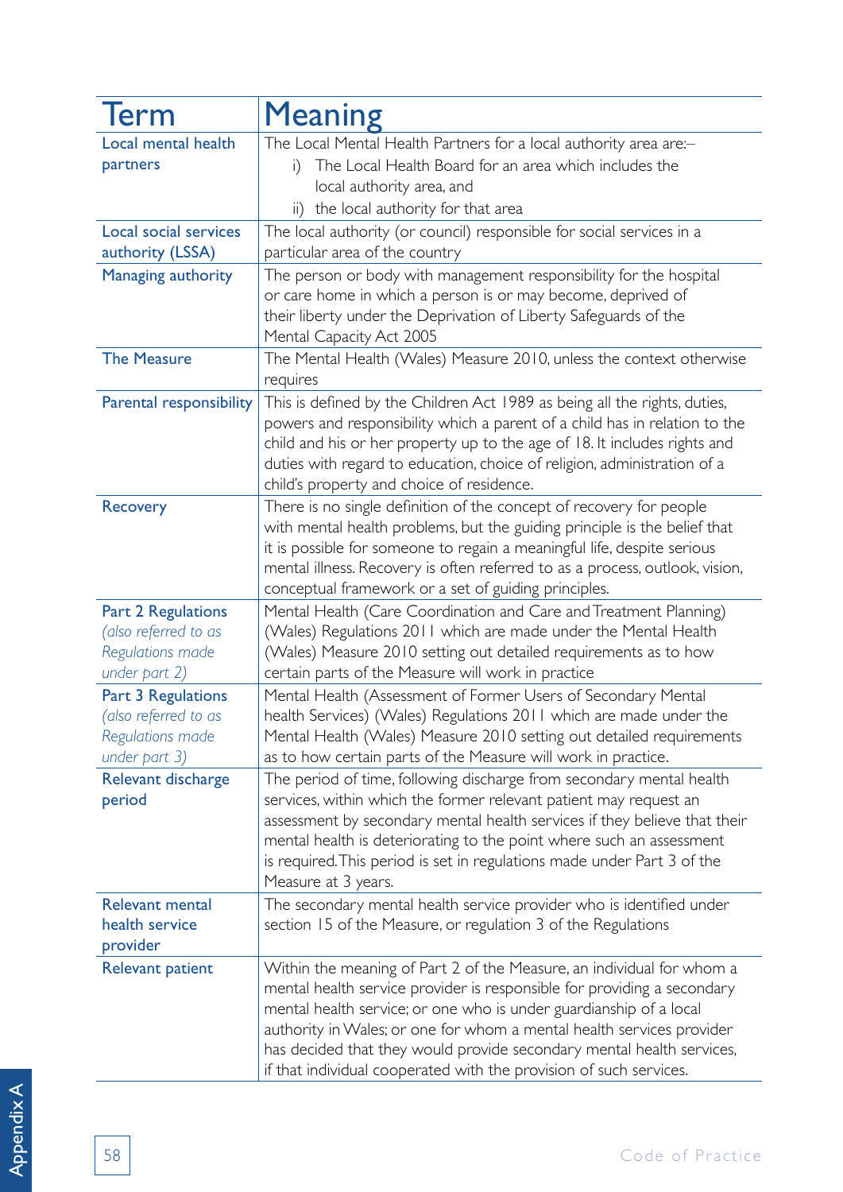| Term | Meaning |
|---|---|
| Local mental health partners | The Local Mental Health Partners for a local authority area are:– i) The Local Health Board for an area which includes the local authority area, and ii) the local authority for that area |
| Local social services authority (LSSA) | The local authority (or council) responsible for social services in a particular area of the country |
| Managing authority | The person or body with management responsibility for the hospital or care home in which a person is or may become, deprived of their liberty under the Deprivation of Liberty Safeguards of the Mental Capacity Act 2005 |
| The Measure | The Mental Health (Wales) Measure 2010, unless the context otherwise requires |
| Parental responsibility | This is defined by the Children Act 1989 as being all the rights, duties, powers and responsibility which a parent of a child has in relation to the child and his or her property up to the age of 18. It includes rights and duties with regard to education, choice of religion, administration of a child's property and choice of residence. |
| Recovery | There is no single definition of the concept of recovery for people with mental health problems, but the guiding principle is the belief that it is possible for someone to regain a meaningful life, despite serious mental illness. Recovery is often referred to as a process, outlook, vision, conceptual framework or a set of guiding principles. |
| Part 2 Regulations *(also referred to as Regulations made under part 2)* | Mental Health (Care Coordination and Care and Treatment Planning) (Wales) Regulations 2011 which are made under the Mental Health (Wales) Measure 2010 setting out detailed requirements as to how certain parts of the Measure will work in practice |
| Part 3 Regulations *(also referred to as Regulations made under part 3)* | Mental Health (Assessment of Former Users of Secondary Mental health Services) (Wales) Regulations 2011 which are made under the Mental Health (Wales) Measure 2010 setting out detailed requirements as to how certain parts of the Measure will work in practice. |
| Relevant discharge period | The period of time, following discharge from secondary mental health services, within which the former relevant patient may request an assessment by secondary mental health services if they believe that their mental health is deteriorating to the point where such an assessment is required. This period is set in regulations made under Part 3 of the Measure at 3 years. |
| Relevant mental health service provider | The secondary mental health service provider who is identified under section 15 of the Measure, or regulation 3 of the Regulations |
| Relevant patient | Within the meaning of Part 2 of the Measure, an individual for whom a mental health service provider is responsible for providing a secondary mental health service; or one who is under guardianship of a local authority in Wales; or one for whom a mental health services provider has decided that they would provide secondary mental health services, if that individual cooperated with the provision of such services. |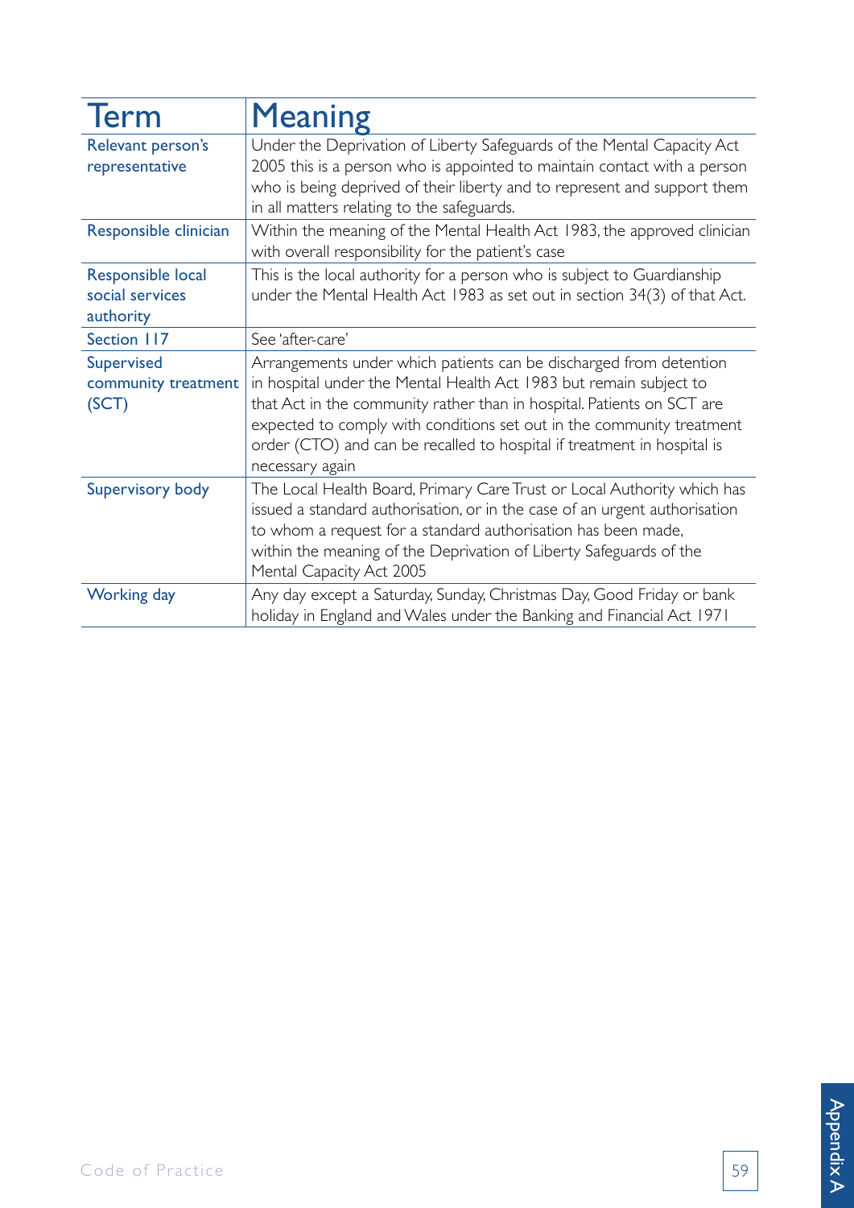| Term | Meaning |
|---|---|
| Relevant person's representative | Under the Deprivation of Liberty Safeguards of the Mental Capacity Act 2005 this is a person who is appointed to maintain contact with a person who is being deprived of their liberty and to represent and support them in all matters relating to the safeguards. |
| Responsible clinician | Within the meaning of the Mental Health Act 1983, the approved clinician with overall responsibility for the patient's case |
| Responsible local social services authority | This is the local authority for a person who is subject to Guardianship under the Mental Health Act 1983 as set out in section 34(3) of that Act. |
| Section 117 | See 'after-care' |
| Supervised community treatment (SCT) | Arrangements under which patients can be discharged from detention in hospital under the Mental Health Act 1983 but remain subject to that Act in the community rather than in hospital. Patients on SCT are expected to comply with conditions set out in the community treatment order (CTO) and can be recalled to hospital if treatment in hospital is necessary again |
| Supervisory body | The Local Health Board, Primary Care Trust or Local Authority which has issued a standard authorisation, or in the case of an urgent authorisation to whom a request for a standard authorisation has been made, within the meaning of the Deprivation of Liberty Safeguards of the Mental Capacity Act 2005 |
| Working day | Any day except a Saturday, Sunday, Christmas Day, Good Friday or bank holiday in England and Wales under the Banking and Financial Act 1971 |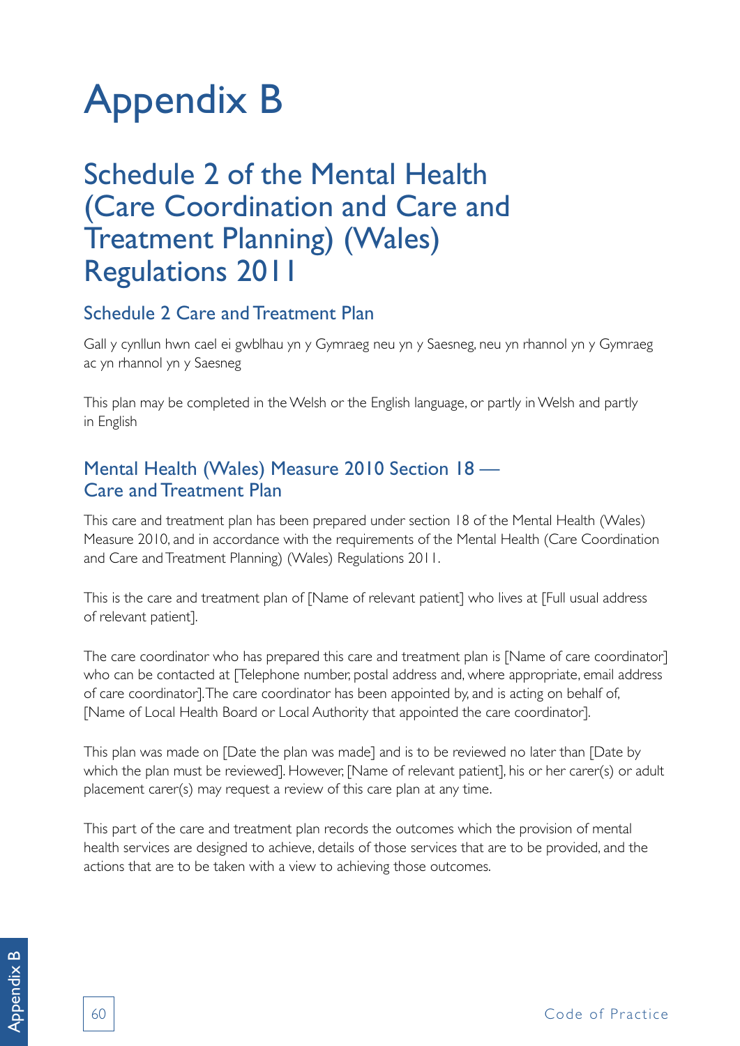# Appendix B

## Schedule 2 of the Mental Health (Care Coordination and Care and Treatment Planning) (Wales) Regulations 2011

### Schedule 2 Care and Treatment Plan

Gall y cynllun hwn cael ei gwblhau yn y Gymraeg neu yn y Saesneg, neu yn rhannol yn y Gymraeg ac yn rhannol yn y Saesneg

This plan may be completed in the Welsh or the English language, or partly in Welsh and partly in English

### Mental Health (Wales) Measure 2010 Section 18 — Care and Treatment Plan

This care and treatment plan has been prepared under section 18 of the Mental Health (Wales) Measure 2010, and in accordance with the requirements of the Mental Health (Care Coordination and Care and Treatment Planning) (Wales) Regulations 2011.

This is the care and treatment plan of [Name of relevant patient] who lives at [Full usual address of relevant patient].

The care coordinator who has prepared this care and treatment plan is [Name of care coordinator] who can be contacted at [Telephone number, postal address and, where appropriate, email address of care coordinator]. The care coordinator has been appointed by, and is acting on behalf of, [Name of Local Health Board or Local Authority that appointed the care coordinator].

This plan was made on [Date the plan was made] and is to be reviewed no later than [Date by which the plan must be reviewed]. However, [Name of relevant patient], his or her carer(s) or adult placement carer(s) may request a review of this care plan at any time.

This part of the care and treatment plan records the outcomes which the provision of mental health services are designed to achieve, details of those services that are to be provided, and the actions that are to be taken with a view to achieving those outcomes.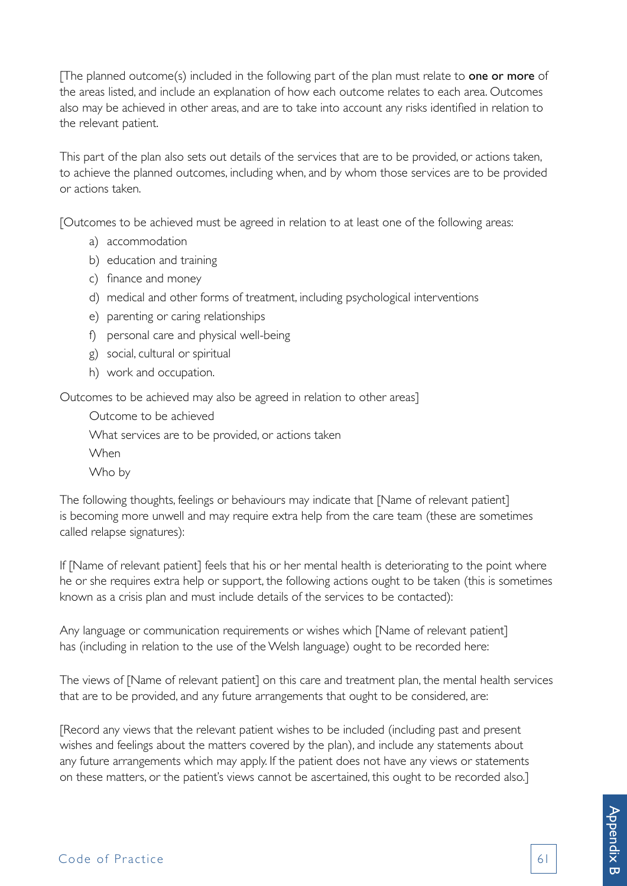[The planned outcome(s) included in the following part of the plan must relate to **one or more** of the areas listed, and include an explanation of how each outcome relates to each area. Outcomes also may be achieved in other areas, and are to take into account any risks identified in relation to the relevant patient.

This part of the plan also sets out details of the services that are to be provided, or actions taken, to achieve the planned outcomes, including when, and by whom those services are to be provided or actions taken.

[Outcomes to be achieved must be agreed in relation to at least one of the following areas:

a) accommodation
b) education and training
c) finance and money
d) medical and other forms of treatment, including psychological interventions
e) parenting or caring relationships
f) personal care and physical well-being
g) social, cultural or spiritual
h) work and occupation.

Outcomes to be achieved may also be agreed in relation to other areas]

Outcome to be achieved

What services are to be provided, or actions taken

When

Who by

The following thoughts, feelings or behaviours may indicate that [Name of relevant patient] is becoming more unwell and may require extra help from the care team (these are sometimes called relapse signatures):

If [Name of relevant patient] feels that his or her mental health is deteriorating to the point where he or she requires extra help or support, the following actions ought to be taken (this is sometimes known as a crisis plan and must include details of the services to be contacted):

Any language or communication requirements or wishes which [Name of relevant patient] has (including in relation to the use of the Welsh language) ought to be recorded here:

The views of [Name of relevant patient] on this care and treatment plan, the mental health services that are to be provided, and any future arrangements that ought to be considered, are:

[Record any views that the relevant patient wishes to be included (including past and present wishes and feelings about the matters covered by the plan), and include any statements about any future arrangements which may apply. If the patient does not have any views or statements on these matters, or the patient's views cannot be ascertained, this ought to be recorded also.]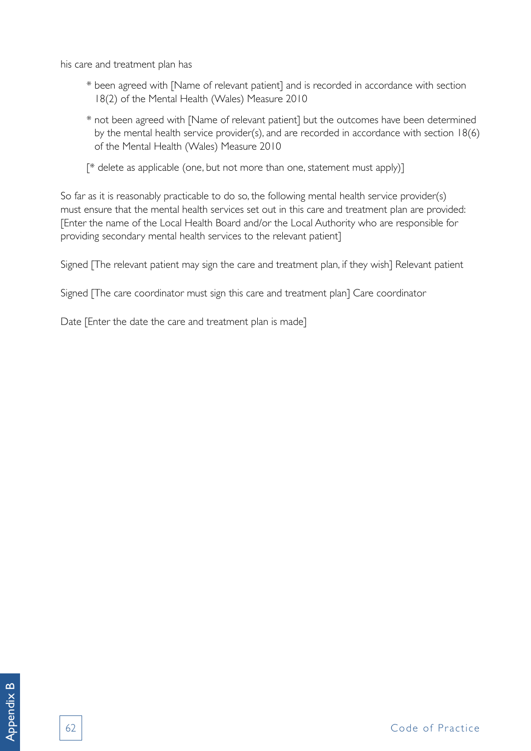his care and treatment plan has

* been agreed with [Name of relevant patient] and is recorded in accordance with section 18(2) of the Mental Health (Wales) Measure 2010

* not been agreed with [Name of relevant patient] but the outcomes have been determined by the mental health service provider(s), and are recorded in accordance with section 18(6) of the Mental Health (Wales) Measure 2010

[* delete as applicable (one, but not more than one, statement must apply)]

So far as it is reasonably practicable to do so, the following mental health service provider(s) must ensure that the mental health services set out in this care and treatment plan are provided: [Enter the name of the Local Health Board and/or the Local Authority who are responsible for providing secondary mental health services to the relevant patient]

Signed [The relevant patient may sign the care and treatment plan, if they wish] Relevant patient

Signed [The care coordinator must sign this care and treatment plan] Care coordinator

Date [Enter the date the care and treatment plan is made]